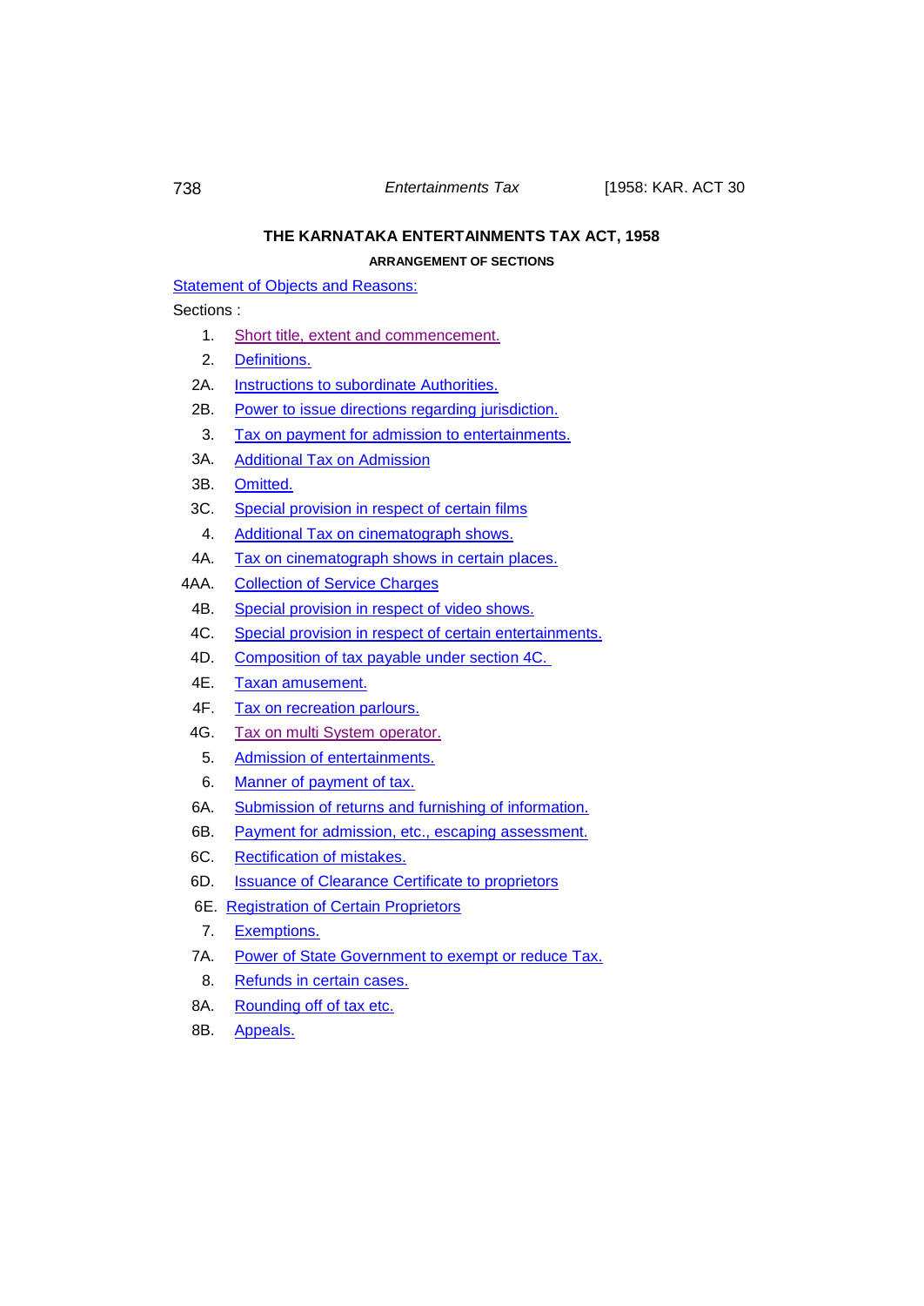# THE KARNATAKA ENTERTAINMENTS TAX ACT, 1958

## ARRANGEMENT OF SECTIONS

Statement of Objects and Reasons:

Sections :

1. Short title, extent and commencement.
2. Definitions.

2A. Instructions to subordinate Authorities.

2B. Power to issue directions regarding jurisdiction.

3. Tax on payment for admission to entertainments.

3A. Additional Tax on Admission

3B. Omitted.

3C. Special provision in respect of certain films

4. Additional Tax on cinematograph shows.

4A. Tax on cinematograph shows in certain places.

4AA. Collection of Service Charges

4B. Special provision in respect of video shows.

4C. Special provision in respect of certain entertainments.

4D. Composition of tax payable under section 4C.

4E. Taxan amusement.

4F. Tax on recreation parlours.

4G. Tax on multi System operator.

5. Admission of entertainments.
6. Manner of payment of tax.

6A. Submission of returns and furnishing of information.

6B. Payment for admission, etc., escaping assessment.

6C. Rectification of mistakes.

6D. Issuance of Clearance Certificate to proprietors

6E. Registration of Certain Proprietors

7. Exemptions.

7A. Power of State Government to exempt or reduce Tax.

8. Refunds in certain cases.

8A. Rounding off of tax etc.

8B. Appeals.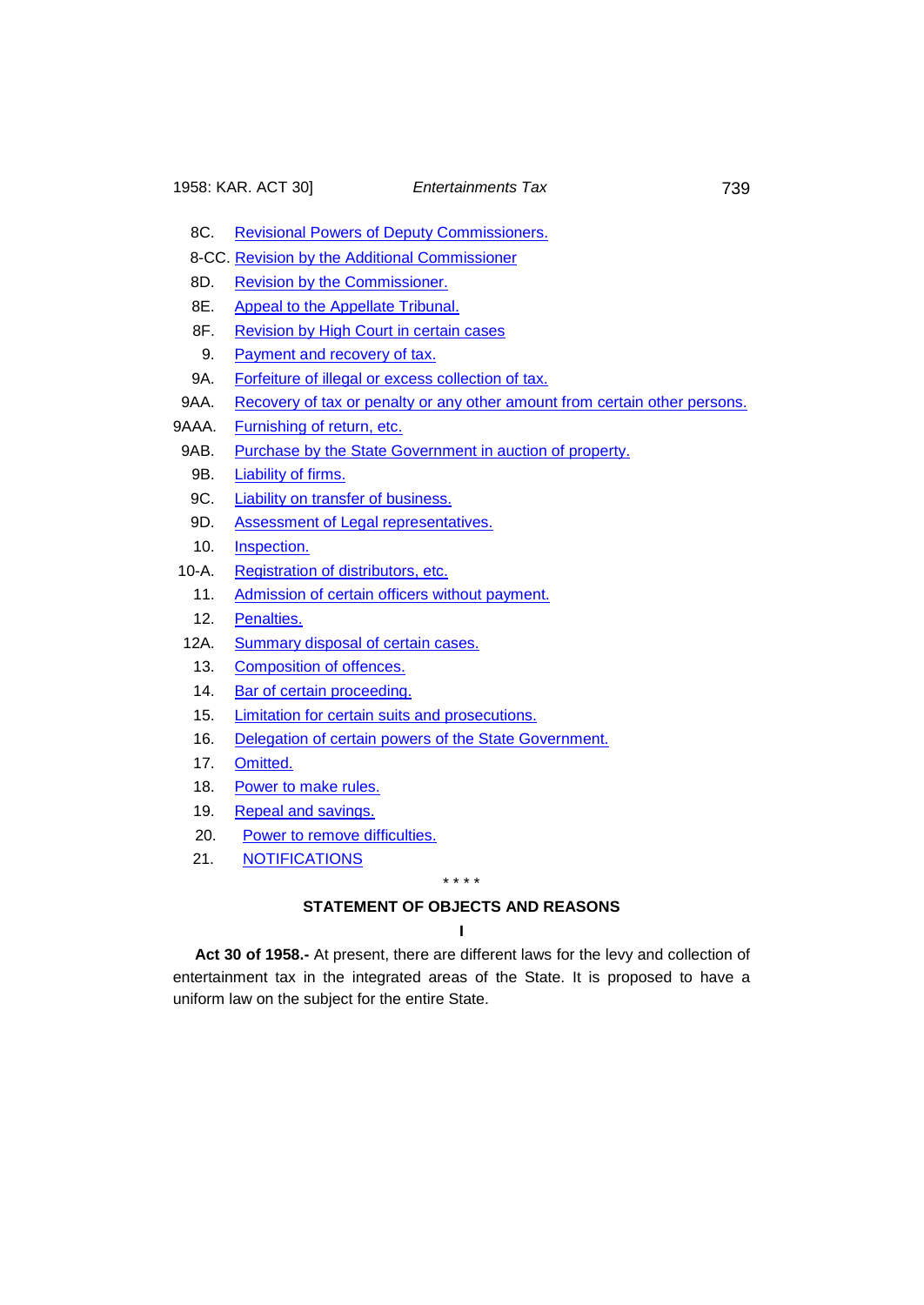8C. Revisional Powers of Deputy Commissioners.

8-CC. Revision by the Additional Commissioner

8D. Revision by the Commissioner.

8E. Appeal to the Appellate Tribunal.

8F. Revision by High Court in certain cases

9. Payment and recovery of tax.

9A. Forfeiture of illegal or excess collection of tax.

9AA. Recovery of tax or penalty or any other amount from certain other persons.

9AAA. Furnishing of return, etc.

9AB. Purchase by the State Government in auction of property.

9B. Liability of firms.

9C. Liability on transfer of business.

9D. Assessment of Legal representatives.

10. Inspection.

10-A. Registration of distributors, etc.

11. Admission of certain officers without payment.

12. Penalties.

12A. Summary disposal of certain cases.

13. Composition of offences.

14. Bar of certain proceeding.

15. Limitation for certain suits and prosecutions.

16. Delegation of certain powers of the State Government.

17. Omitted.

18. Power to make rules.

19. Repeal and savings.

20. Power to remove difficulties.

21. NOTIFICATIONS

\* \* \* \*

## STATEMENT OF OBJECTS AND REASONS

**I**

**Act 30 of 1958.-** At present, there are different laws for the levy and collection of entertainment tax in the integrated areas of the State. It is proposed to have a uniform law on the subject for the entire State.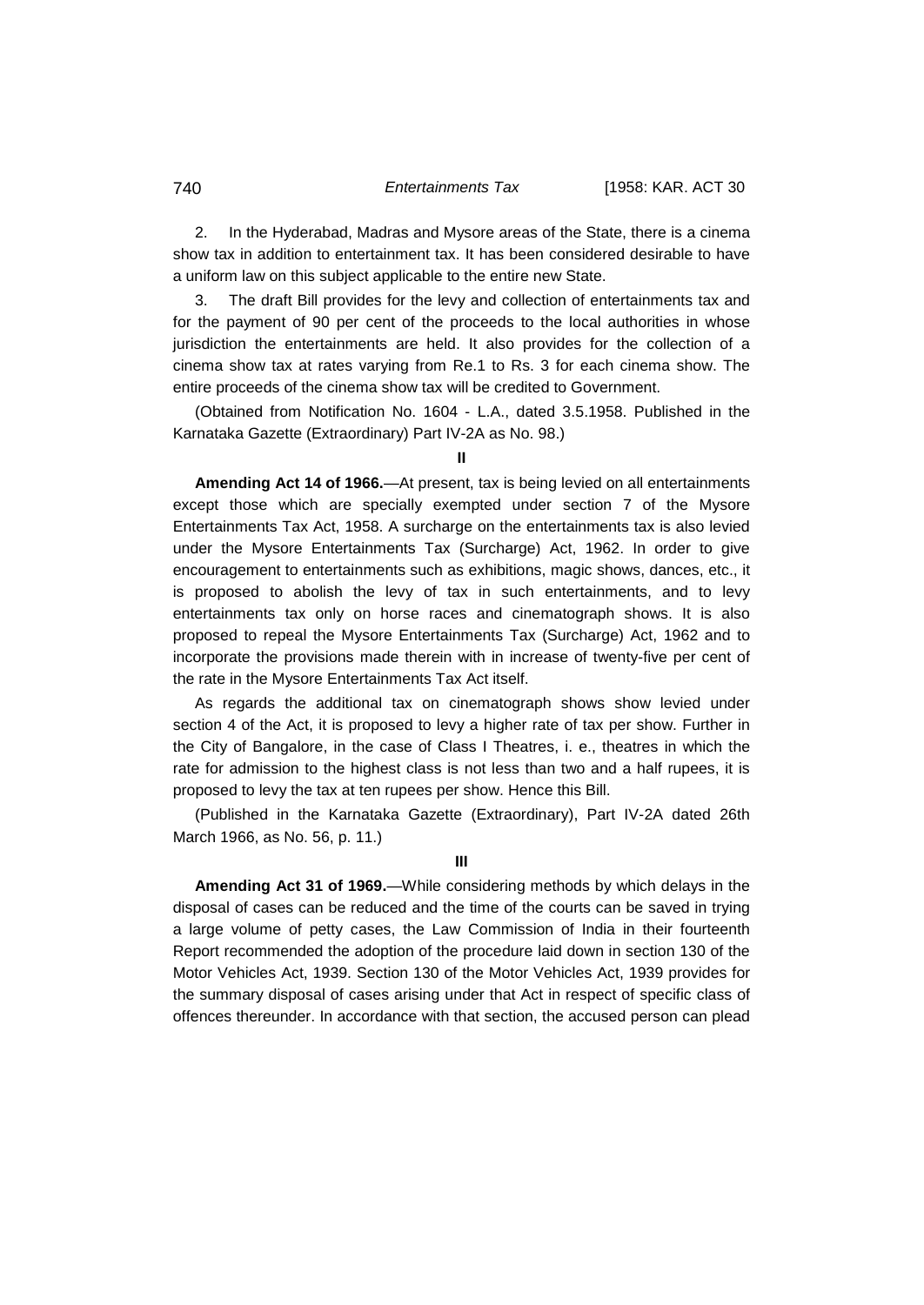2. In the Hyderabad, Madras and Mysore areas of the State, there is a cinema show tax in addition to entertainment tax. It has been considered desirable to have a uniform law on this subject applicable to the entire new State.

3. The draft Bill provides for the levy and collection of entertainments tax and for the payment of 90 per cent of the proceeds to the local authorities in whose jurisdiction the entertainments are held. It also provides for the collection of a cinema show tax at rates varying from Re.1 to Rs. 3 for each cinema show. The entire proceeds of the cinema show tax will be credited to Government.

(Obtained from Notification No. 1604 - L.A., dated 3.5.1958. Published in the Karnataka Gazette (Extraordinary) Part IV-2A as No. 98.)

**II**

**Amending Act 14 of 1966.**—At present, tax is being levied on all entertainments except those which are specially exempted under section 7 of the Mysore Entertainments Tax Act, 1958. A surcharge on the entertainments tax is also levied under the Mysore Entertainments Tax (Surcharge) Act, 1962. In order to give encouragement to entertainments such as exhibitions, magic shows, dances, etc., it is proposed to abolish the levy of tax in such entertainments, and to levy entertainments tax only on horse races and cinematograph shows. It is also proposed to repeal the Mysore Entertainments Tax (Surcharge) Act, 1962 and to incorporate the provisions made therein with in increase of twenty-five per cent of the rate in the Mysore Entertainments Tax Act itself.

As regards the additional tax on cinematograph shows show levied under section 4 of the Act, it is proposed to levy a higher rate of tax per show. Further in the City of Bangalore, in the case of Class I Theatres, i. e., theatres in which the rate for admission to the highest class is not less than two and a half rupees, it is proposed to levy the tax at ten rupees per show. Hence this Bill.

(Published in the Karnataka Gazette (Extraordinary), Part IV-2A dated 26th March 1966, as No. 56, p. 11.)

**III**

**Amending Act 31 of 1969.**—While considering methods by which delays in the disposal of cases can be reduced and the time of the courts can be saved in trying a large volume of petty cases, the Law Commission of India in their fourteenth Report recommended the adoption of the procedure laid down in section 130 of the Motor Vehicles Act, 1939. Section 130 of the Motor Vehicles Act, 1939 provides for the summary disposal of cases arising under that Act in respect of specific class of offences thereunder. In accordance with that section, the accused person can plead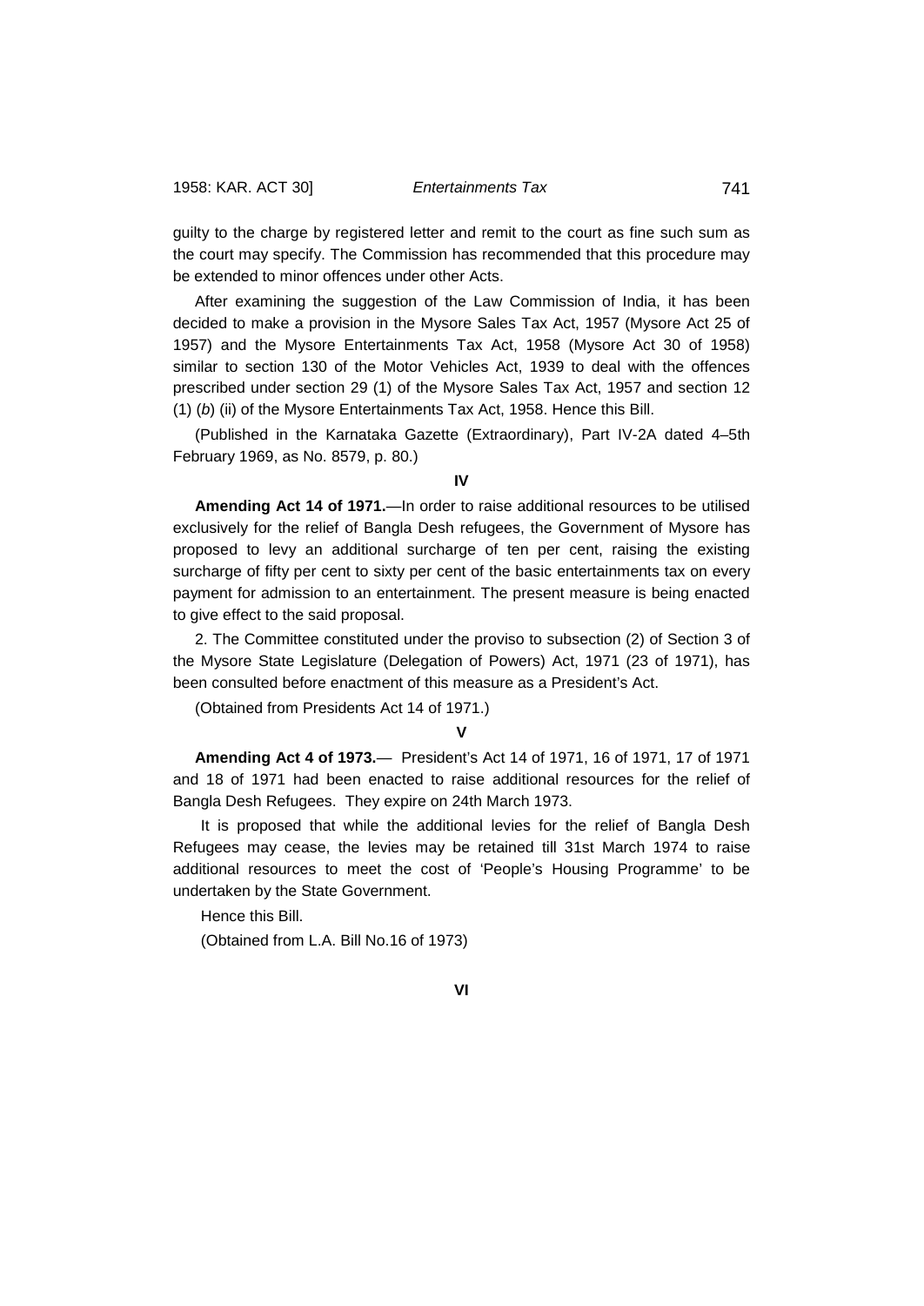guilty to the charge by registered letter and remit to the court as fine such sum as the court may specify. The Commission has recommended that this procedure may be extended to minor offences under other Acts.

After examining the suggestion of the Law Commission of India, it has been decided to make a provision in the Mysore Sales Tax Act, 1957 (Mysore Act 25 of 1957) and the Mysore Entertainments Tax Act, 1958 (Mysore Act 30 of 1958) similar to section 130 of the Motor Vehicles Act, 1939 to deal with the offences prescribed under section 29 (1) of the Mysore Sales Tax Act, 1957 and section 12 (1) (*b*) (ii) of the Mysore Entertainments Tax Act, 1958. Hence this Bill.

(Published in the Karnataka Gazette (Extraordinary), Part IV-2A dated 4–5th February 1969, as No. 8579, p. 80.)

**IV**

**Amending Act 14 of 1971.**—In order to raise additional resources to be utilised exclusively for the relief of Bangla Desh refugees, the Government of Mysore has proposed to levy an additional surcharge of ten per cent, raising the existing surcharge of fifty per cent to sixty per cent of the basic entertainments tax on every payment for admission to an entertainment. The present measure is being enacted to give effect to the said proposal.

2. The Committee constituted under the proviso to subsection (2) of Section 3 of the Mysore State Legislature (Delegation of Powers) Act, 1971 (23 of 1971), has been consulted before enactment of this measure as a President's Act.

(Obtained from Presidents Act 14 of 1971.)

**V**

**Amending Act 4 of 1973.**— President's Act 14 of 1971, 16 of 1971, 17 of 1971 and 18 of 1971 had been enacted to raise additional resources for the relief of Bangla Desh Refugees. They expire on 24th March 1973.

It is proposed that while the additional levies for the relief of Bangla Desh Refugees may cease, the levies may be retained till 31st March 1974 to raise additional resources to meet the cost of 'People's Housing Programme' to be undertaken by the State Government.

Hence this Bill.

(Obtained from L.A. Bill No.16 of 1973)

**VI**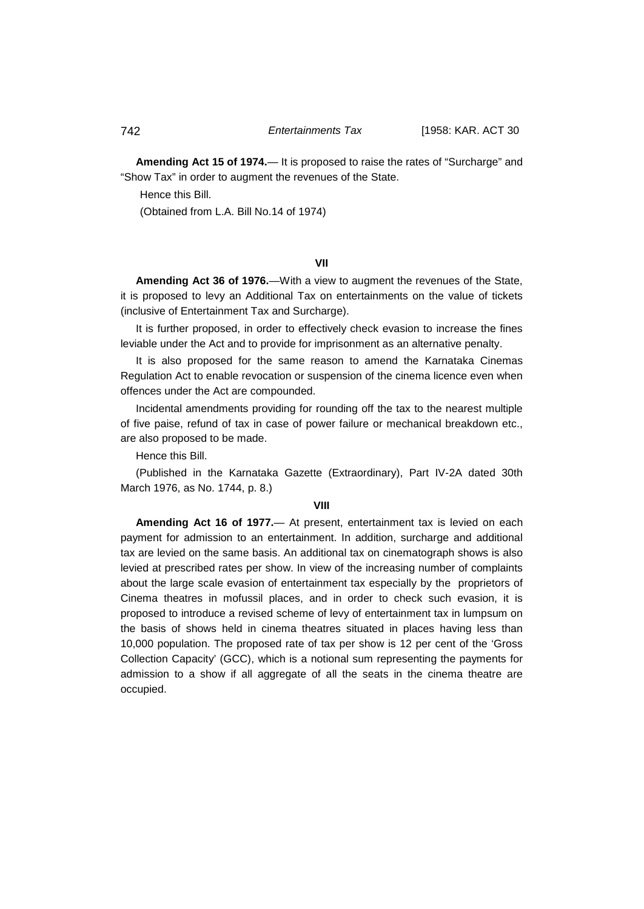**Amending Act 15 of 1974.**— It is proposed to raise the rates of "Surcharge" and "Show Tax" in order to augment the revenues of the State.

Hence this Bill.

(Obtained from L.A. Bill No.14 of 1974)

**VII**

**Amending Act 36 of 1976.**—With a view to augment the revenues of the State, it is proposed to levy an Additional Tax on entertainments on the value of tickets (inclusive of Entertainment Tax and Surcharge).

It is further proposed, in order to effectively check evasion to increase the fines leviable under the Act and to provide for imprisonment as an alternative penalty.

It is also proposed for the same reason to amend the Karnataka Cinemas Regulation Act to enable revocation or suspension of the cinema licence even when offences under the Act are compounded.

Incidental amendments providing for rounding off the tax to the nearest multiple of five paise, refund of tax in case of power failure or mechanical breakdown etc., are also proposed to be made.

Hence this Bill.

(Published in the Karnataka Gazette (Extraordinary), Part IV-2A dated 30th March 1976, as No. 1744, p. 8.)

**VIII**

**Amending Act 16 of 1977.**— At present, entertainment tax is levied on each payment for admission to an entertainment. In addition, surcharge and additional tax are levied on the same basis. An additional tax on cinematograph shows is also levied at prescribed rates per show. In view of the increasing number of complaints about the large scale evasion of entertainment tax especially by the proprietors of Cinema theatres in mofussil places, and in order to check such evasion, it is proposed to introduce a revised scheme of levy of entertainment tax in lumpsum on the basis of shows held in cinema theatres situated in places having less than 10,000 population. The proposed rate of tax per show is 12 per cent of the 'Gross Collection Capacity' (GCC), which is a notional sum representing the payments for admission to a show if all aggregate of all the seats in the cinema theatre are occupied.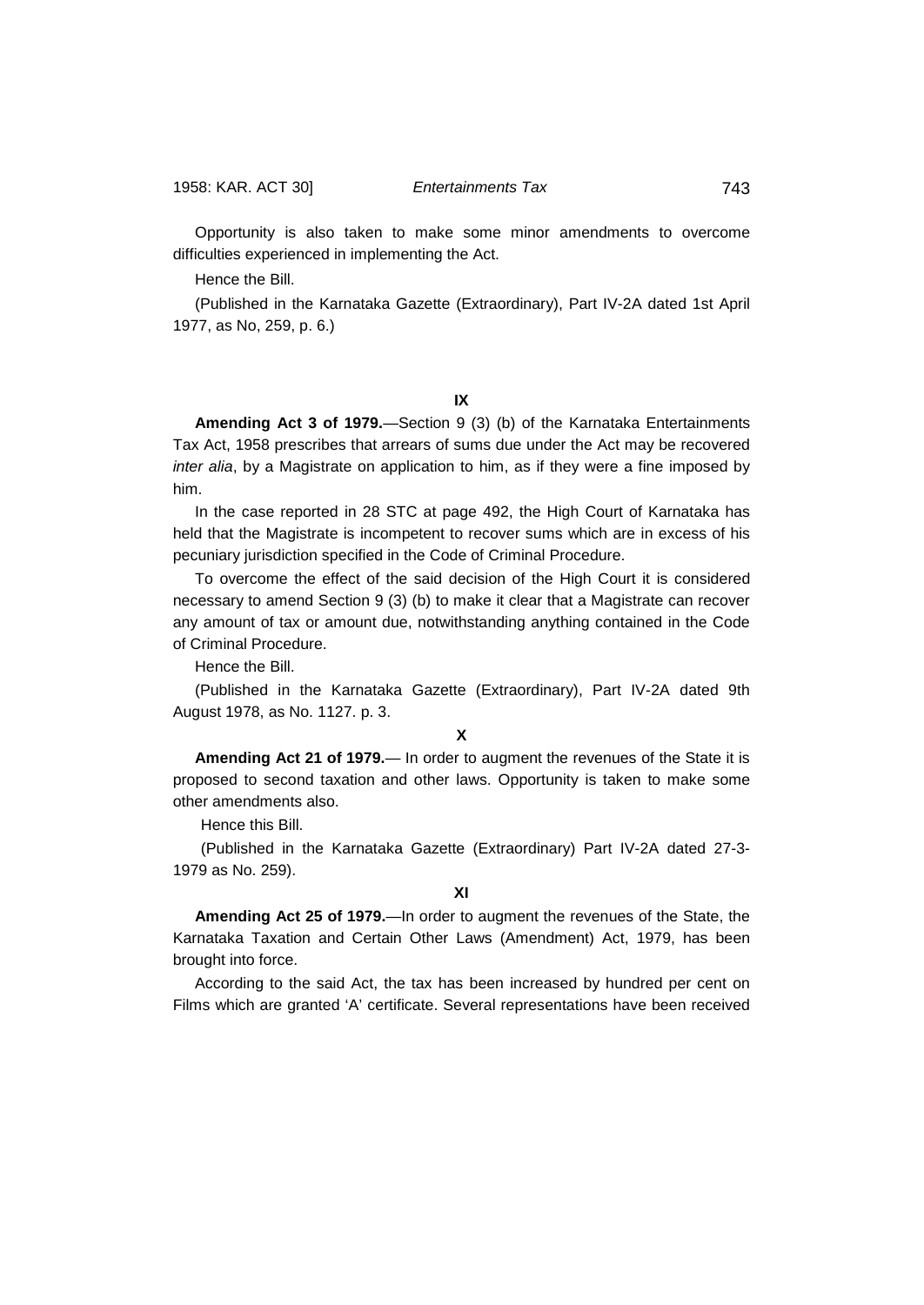Opportunity is also taken to make some minor amendments to overcome difficulties experienced in implementing the Act.

Hence the Bill.

(Published in the Karnataka Gazette (Extraordinary), Part IV-2A dated 1st April 1977, as No, 259, p. 6.)

**IX**

**Amending Act 3 of 1979.**—Section 9 (3) (b) of the Karnataka Entertainments Tax Act, 1958 prescribes that arrears of sums due under the Act may be recovered *inter alia*, by a Magistrate on application to him, as if they were a fine imposed by him.

In the case reported in 28 STC at page 492, the High Court of Karnataka has held that the Magistrate is incompetent to recover sums which are in excess of his pecuniary jurisdiction specified in the Code of Criminal Procedure.

To overcome the effect of the said decision of the High Court it is considered necessary to amend Section 9 (3) (b) to make it clear that a Magistrate can recover any amount of tax or amount due, notwithstanding anything contained in the Code of Criminal Procedure.

Hence the Bill.

(Published in the Karnataka Gazette (Extraordinary), Part IV-2A dated 9th August 1978, as No. 1127. p. 3.

**X**

**Amending Act 21 of 1979.**— In order to augment the revenues of the State it is proposed to second taxation and other laws. Opportunity is taken to make some other amendments also.

Hence this Bill.

(Published in the Karnataka Gazette (Extraordinary) Part IV-2A dated 27-3-1979 as No. 259).

**XI**

**Amending Act 25 of 1979.**—In order to augment the revenues of the State, the Karnataka Taxation and Certain Other Laws (Amendment) Act, 1979, has been brought into force.

According to the said Act, the tax has been increased by hundred per cent on Films which are granted 'A' certificate. Several representations have been received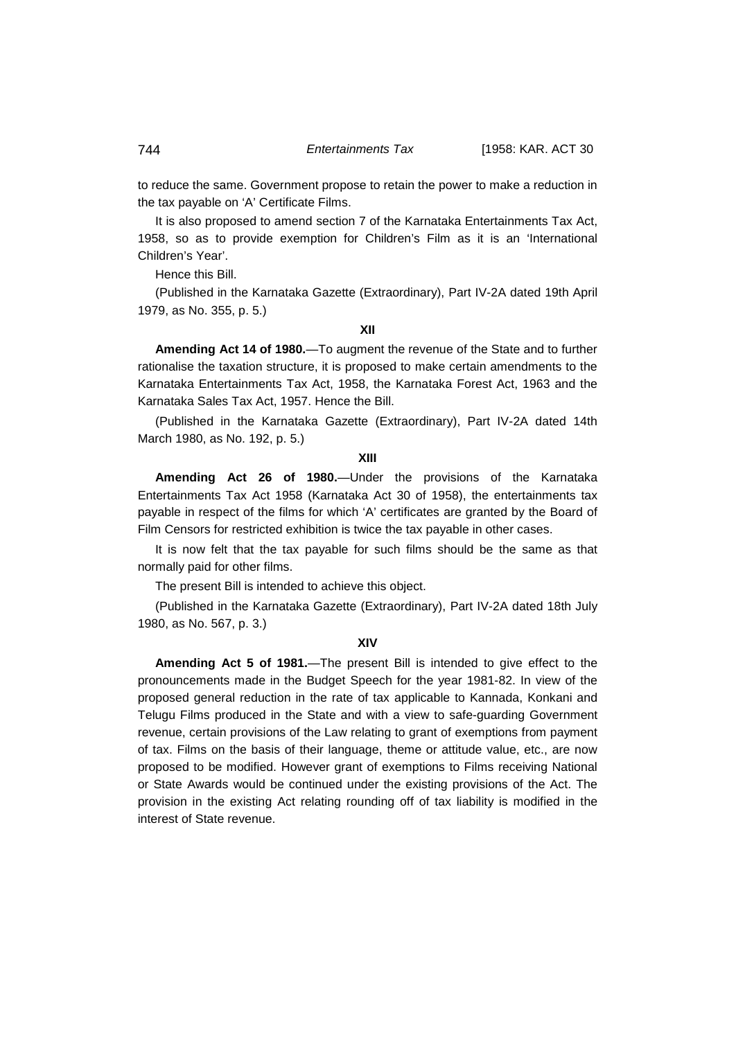to reduce the same. Government propose to retain the power to make a reduction in the tax payable on 'A' Certificate Films.

It is also proposed to amend section 7 of the Karnataka Entertainments Tax Act, 1958, so as to provide exemption for Children's Film as it is an 'International Children's Year'.

Hence this Bill.

(Published in the Karnataka Gazette (Extraordinary), Part IV-2A dated 19th April 1979, as No. 355, p. 5.)

**XII**

**Amending Act 14 of 1980.**—To augment the revenue of the State and to further rationalise the taxation structure, it is proposed to make certain amendments to the Karnataka Entertainments Tax Act, 1958, the Karnataka Forest Act, 1963 and the Karnataka Sales Tax Act, 1957. Hence the Bill.

(Published in the Karnataka Gazette (Extraordinary), Part IV-2A dated 14th March 1980, as No. 192, p. 5.)

**XIII**

**Amending Act 26 of 1980.**—Under the provisions of the Karnataka Entertainments Tax Act 1958 (Karnataka Act 30 of 1958), the entertainments tax payable in respect of the films for which 'A' certificates are granted by the Board of Film Censors for restricted exhibition is twice the tax payable in other cases.

It is now felt that the tax payable for such films should be the same as that normally paid for other films.

The present Bill is intended to achieve this object.

(Published in the Karnataka Gazette (Extraordinary), Part IV-2A dated 18th July 1980, as No. 567, p. 3.)

**XIV**

**Amending Act 5 of 1981.**—The present Bill is intended to give effect to the pronouncements made in the Budget Speech for the year 1981-82. In view of the proposed general reduction in the rate of tax applicable to Kannada, Konkani and Telugu Films produced in the State and with a view to safe-guarding Government revenue, certain provisions of the Law relating to grant of exemptions from payment of tax. Films on the basis of their language, theme or attitude value, etc., are now proposed to be modified. However grant of exemptions to Films receiving National or State Awards would be continued under the existing provisions of the Act. The provision in the existing Act relating rounding off of tax liability is modified in the interest of State revenue.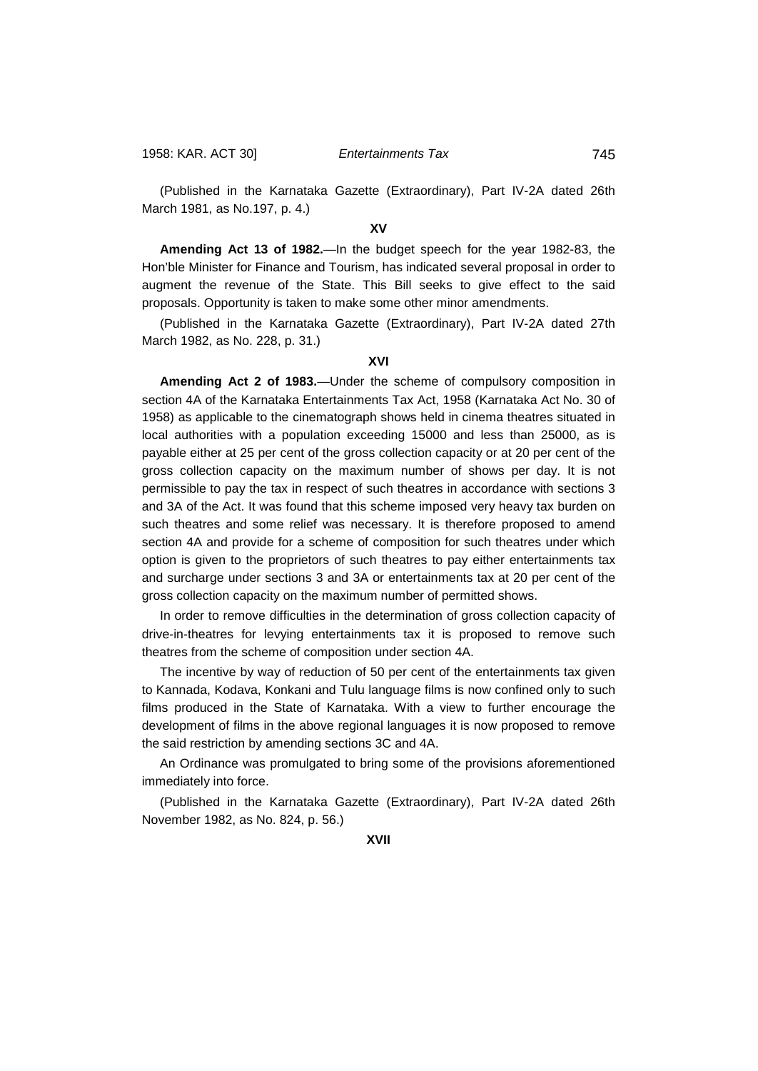(Published in the Karnataka Gazette (Extraordinary), Part IV-2A dated 26th March 1981, as No.197, p. 4.)

**XV**

**Amending Act 13 of 1982.**—In the budget speech for the year 1982-83, the Hon'ble Minister for Finance and Tourism, has indicated several proposal in order to augment the revenue of the State. This Bill seeks to give effect to the said proposals. Opportunity is taken to make some other minor amendments.

(Published in the Karnataka Gazette (Extraordinary), Part IV-2A dated 27th March 1982, as No. 228, p. 31.)

**XVI**

**Amending Act 2 of 1983.**—Under the scheme of compulsory composition in section 4A of the Karnataka Entertainments Tax Act, 1958 (Karnataka Act No. 30 of 1958) as applicable to the cinematograph shows held in cinema theatres situated in local authorities with a population exceeding 15000 and less than 25000, as is payable either at 25 per cent of the gross collection capacity or at 20 per cent of the gross collection capacity on the maximum number of shows per day. It is not permissible to pay the tax in respect of such theatres in accordance with sections 3 and 3A of the Act. It was found that this scheme imposed very heavy tax burden on such theatres and some relief was necessary. It is therefore proposed to amend section 4A and provide for a scheme of composition for such theatres under which option is given to the proprietors of such theatres to pay either entertainments tax and surcharge under sections 3 and 3A or entertainments tax at 20 per cent of the gross collection capacity on the maximum number of permitted shows.

In order to remove difficulties in the determination of gross collection capacity of drive-in-theatres for levying entertainments tax it is proposed to remove such theatres from the scheme of composition under section 4A.

The incentive by way of reduction of 50 per cent of the entertainments tax given to Kannada, Kodava, Konkani and Tulu language films is now confined only to such films produced in the State of Karnataka. With a view to further encourage the development of films in the above regional languages it is now proposed to remove the said restriction by amending sections 3C and 4A.

An Ordinance was promulgated to bring some of the provisions aforementioned immediately into force.

(Published in the Karnataka Gazette (Extraordinary), Part IV-2A dated 26th November 1982, as No. 824, p. 56.)

**XVII**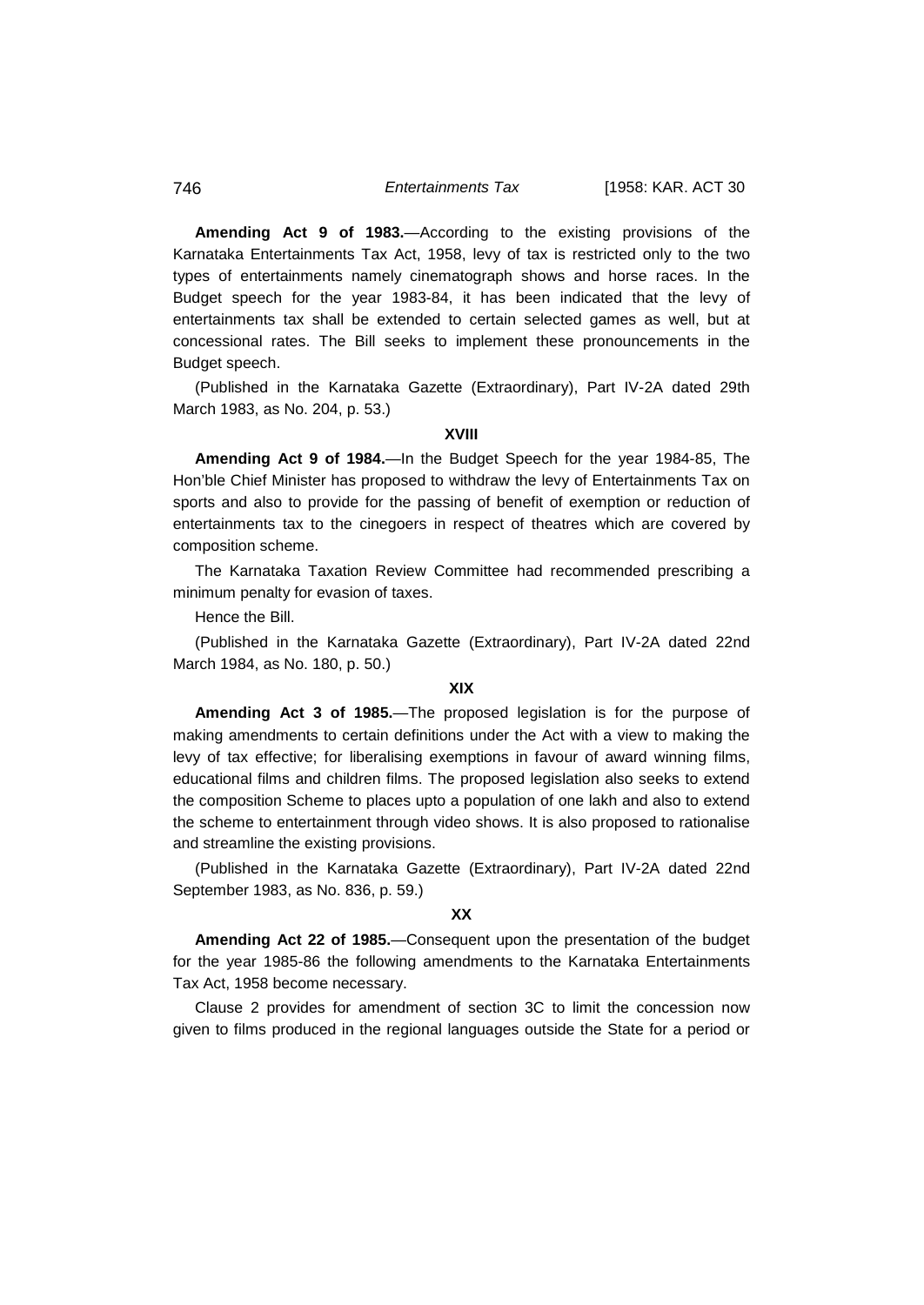**Amending Act 9 of 1983.**—According to the existing provisions of the Karnataka Entertainments Tax Act, 1958, levy of tax is restricted only to the two types of entertainments namely cinematograph shows and horse races. In the Budget speech for the year 1983-84, it has been indicated that the levy of entertainments tax shall be extended to certain selected games as well, but at concessional rates. The Bill seeks to implement these pronouncements in the Budget speech.

(Published in the Karnataka Gazette (Extraordinary), Part IV-2A dated 29th March 1983, as No. 204, p. 53.)

**XVIII**

**Amending Act 9 of 1984.**—In the Budget Speech for the year 1984-85, The Hon'ble Chief Minister has proposed to withdraw the levy of Entertainments Tax on sports and also to provide for the passing of benefit of exemption or reduction of entertainments tax to the cinegoers in respect of theatres which are covered by composition scheme.

The Karnataka Taxation Review Committee had recommended prescribing a minimum penalty for evasion of taxes.

Hence the Bill.

(Published in the Karnataka Gazette (Extraordinary), Part IV-2A dated 22nd March 1984, as No. 180, p. 50.)

**XIX**

**Amending Act 3 of 1985.**—The proposed legislation is for the purpose of making amendments to certain definitions under the Act with a view to making the levy of tax effective; for liberalising exemptions in favour of award winning films, educational films and children films. The proposed legislation also seeks to extend the composition Scheme to places upto a population of one lakh and also to extend the scheme to entertainment through video shows. It is also proposed to rationalise and streamline the existing provisions.

(Published in the Karnataka Gazette (Extraordinary), Part IV-2A dated 22nd September 1983, as No. 836, p. 59.)

**XX**

**Amending Act 22 of 1985.**—Consequent upon the presentation of the budget for the year 1985-86 the following amendments to the Karnataka Entertainments Tax Act, 1958 become necessary.

Clause 2 provides for amendment of section 3C to limit the concession now given to films produced in the regional languages outside the State for a period or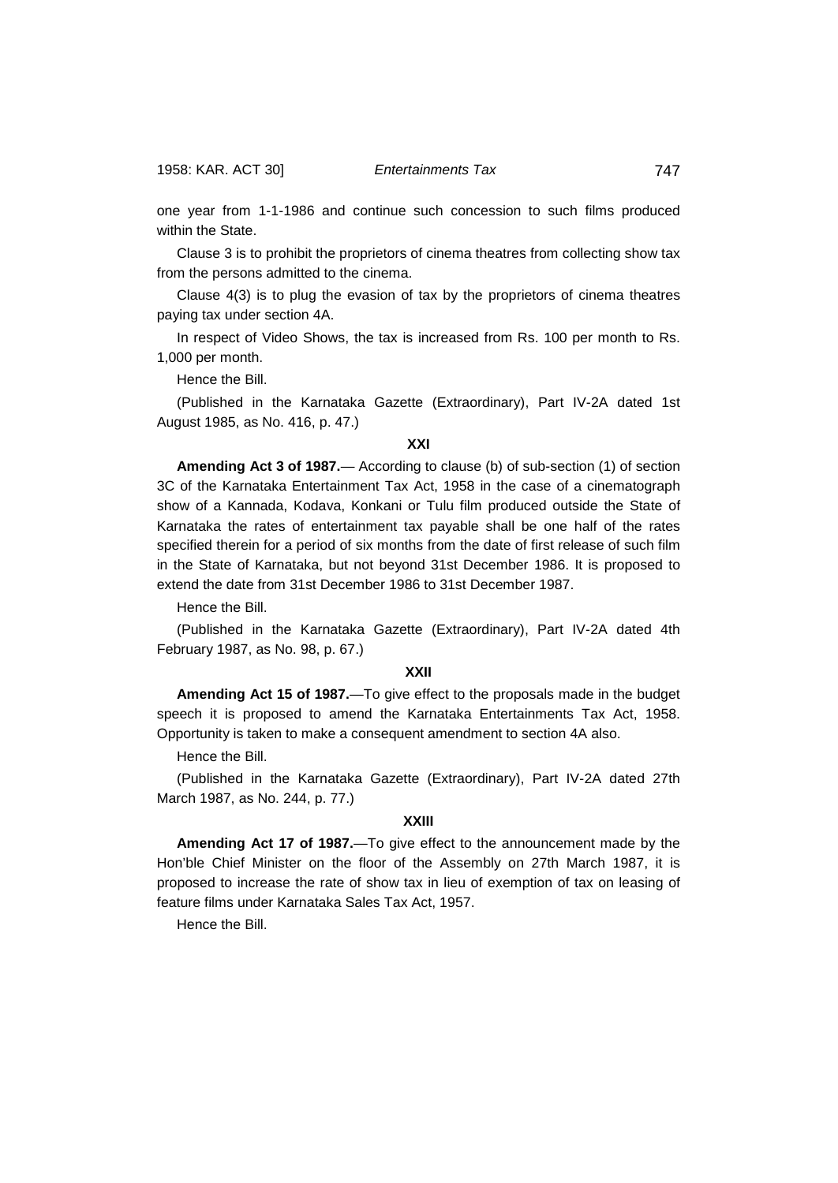one year from 1-1-1986 and continue such concession to such films produced within the State.

Clause 3 is to prohibit the proprietors of cinema theatres from collecting show tax from the persons admitted to the cinema.

Clause 4(3) is to plug the evasion of tax by the proprietors of cinema theatres paying tax under section 4A.

In respect of Video Shows, the tax is increased from Rs. 100 per month to Rs. 1,000 per month.

Hence the Bill.

(Published in the Karnataka Gazette (Extraordinary), Part IV-2A dated 1st August 1985, as No. 416, p. 47.)

**XXI**

**Amending Act 3 of 1987.**— According to clause (b) of sub-section (1) of section 3C of the Karnataka Entertainment Tax Act, 1958 in the case of a cinematograph show of a Kannada, Kodava, Konkani or Tulu film produced outside the State of Karnataka the rates of entertainment tax payable shall be one half of the rates specified therein for a period of six months from the date of first release of such film in the State of Karnataka, but not beyond 31st December 1986. It is proposed to extend the date from 31st December 1986 to 31st December 1987.

Hence the Bill.

(Published in the Karnataka Gazette (Extraordinary), Part IV-2A dated 4th February 1987, as No. 98, p. 67.)

**XXII**

**Amending Act 15 of 1987.**—To give effect to the proposals made in the budget speech it is proposed to amend the Karnataka Entertainments Tax Act, 1958. Opportunity is taken to make a consequent amendment to section 4A also.

Hence the Bill.

(Published in the Karnataka Gazette (Extraordinary), Part IV-2A dated 27th March 1987, as No. 244, p. 77.)

**XXIII**

**Amending Act 17 of 1987.**—To give effect to the announcement made by the Hon'ble Chief Minister on the floor of the Assembly on 27th March 1987, it is proposed to increase the rate of show tax in lieu of exemption of tax on leasing of feature films under Karnataka Sales Tax Act, 1957.

Hence the Bill.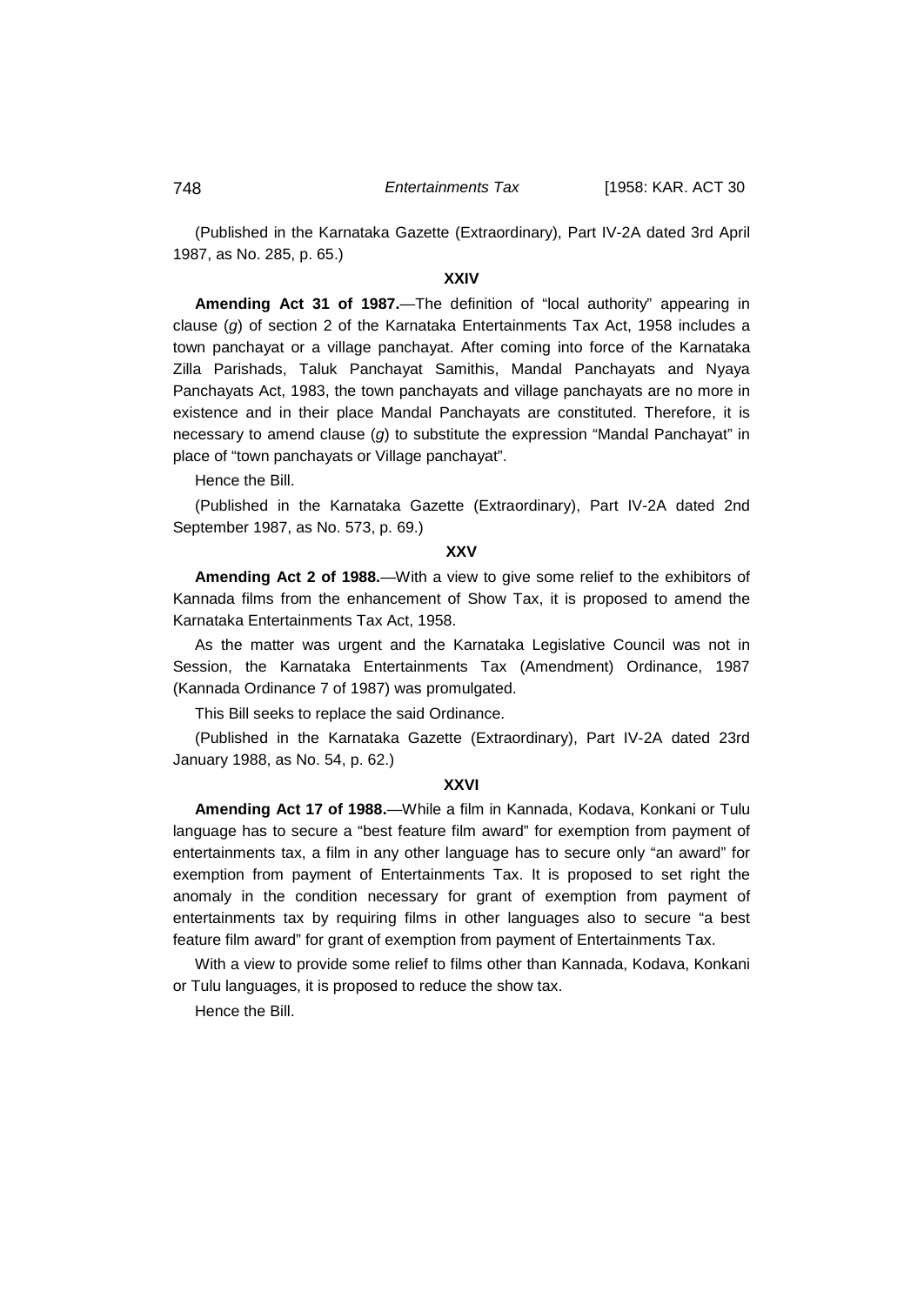(Published in the Karnataka Gazette (Extraordinary), Part IV-2A dated 3rd April 1987, as No. 285, p. 65.)

**XXIV**

**Amending Act 31 of 1987.**—The definition of "local authority" appearing in clause (*g*) of section 2 of the Karnataka Entertainments Tax Act, 1958 includes a town panchayat or a village panchayat. After coming into force of the Karnataka Zilla Parishads, Taluk Panchayat Samithis, Mandal Panchayats and Nyaya Panchayats Act, 1983, the town panchayats and village panchayats are no more in existence and in their place Mandal Panchayats are constituted. Therefore, it is necessary to amend clause (*g*) to substitute the expression "Mandal Panchayat" in place of "town panchayats or Village panchayat".

Hence the Bill.

(Published in the Karnataka Gazette (Extraordinary), Part IV-2A dated 2nd September 1987, as No. 573, p. 69.)

**XXV**

**Amending Act 2 of 1988.**—With a view to give some relief to the exhibitors of Kannada films from the enhancement of Show Tax, it is proposed to amend the Karnataka Entertainments Tax Act, 1958.

As the matter was urgent and the Karnataka Legislative Council was not in Session, the Karnataka Entertainments Tax (Amendment) Ordinance, 1987 (Kannada Ordinance 7 of 1987) was promulgated.

This Bill seeks to replace the said Ordinance.

(Published in the Karnataka Gazette (Extraordinary), Part IV-2A dated 23rd January 1988, as No. 54, p. 62.)

**XXVI**

**Amending Act 17 of 1988.**—While a film in Kannada, Kodava, Konkani or Tulu language has to secure a "best feature film award" for exemption from payment of entertainments tax, a film in any other language has to secure only "an award" for exemption from payment of Entertainments Tax. It is proposed to set right the anomaly in the condition necessary for grant of exemption from payment of entertainments tax by requiring films in other languages also to secure "a best feature film award" for grant of exemption from payment of Entertainments Tax.

With a view to provide some relief to films other than Kannada, Kodava, Konkani or Tulu languages, it is proposed to reduce the show tax.

Hence the Bill.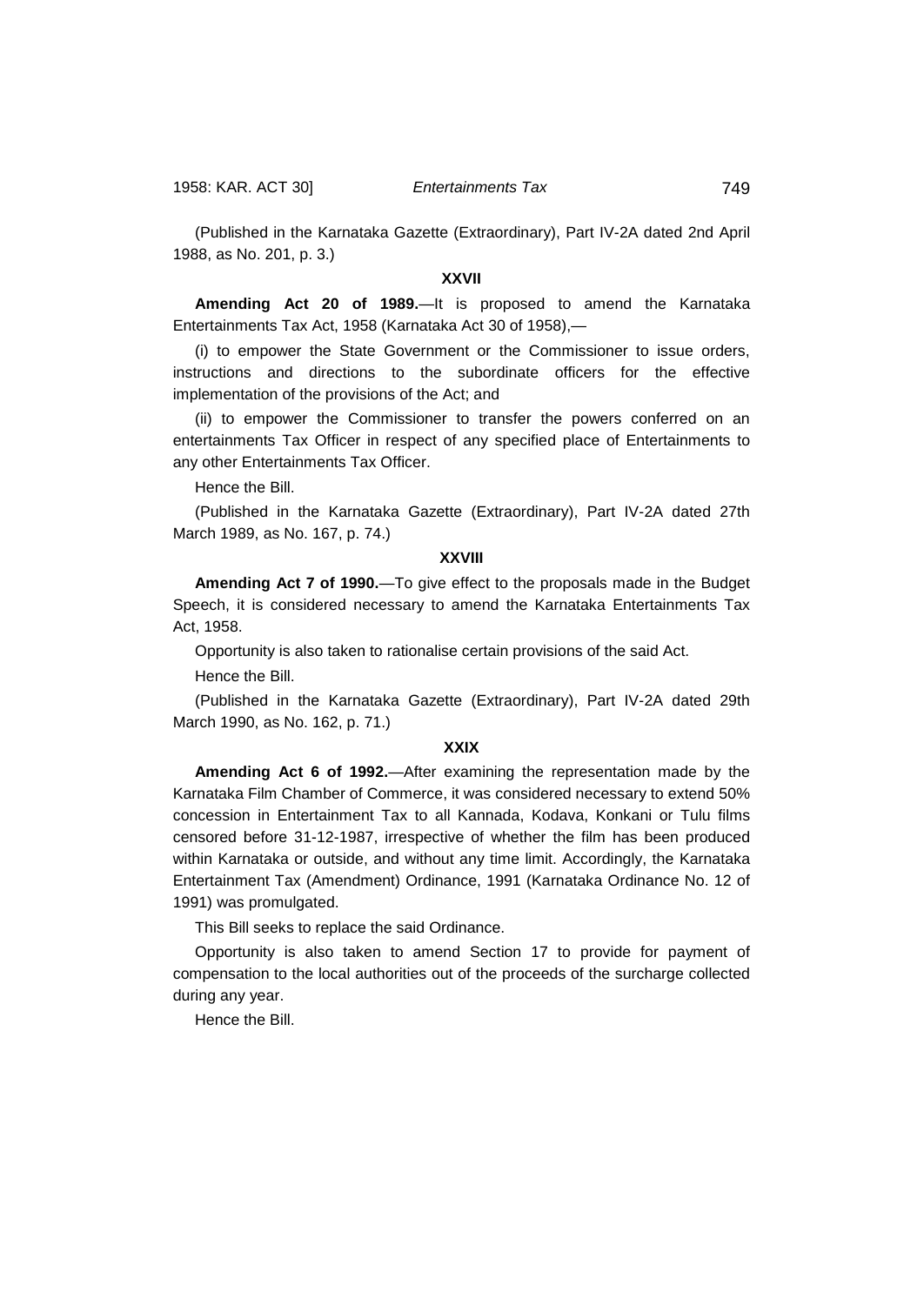(Published in the Karnataka Gazette (Extraordinary), Part IV-2A dated 2nd April 1988, as No. 201, p. 3.)

**XXVII**

**Amending Act 20 of 1989.**—It is proposed to amend the Karnataka Entertainments Tax Act, 1958 (Karnataka Act 30 of 1958),—

(i) to empower the State Government or the Commissioner to issue orders, instructions and directions to the subordinate officers for the effective implementation of the provisions of the Act; and

(ii) to empower the Commissioner to transfer the powers conferred on an entertainments Tax Officer in respect of any specified place of Entertainments to any other Entertainments Tax Officer.

Hence the Bill.

(Published in the Karnataka Gazette (Extraordinary), Part IV-2A dated 27th March 1989, as No. 167, p. 74.)

**XXVIII**

**Amending Act 7 of 1990.**—To give effect to the proposals made in the Budget Speech, it is considered necessary to amend the Karnataka Entertainments Tax Act, 1958.

Opportunity is also taken to rationalise certain provisions of the said Act.

Hence the Bill.

(Published in the Karnataka Gazette (Extraordinary), Part IV-2A dated 29th March 1990, as No. 162, p. 71.)

**XXIX**

**Amending Act 6 of 1992.**—After examining the representation made by the Karnataka Film Chamber of Commerce, it was considered necessary to extend 50% concession in Entertainment Tax to all Kannada, Kodava, Konkani or Tulu films censored before 31-12-1987, irrespective of whether the film has been produced within Karnataka or outside, and without any time limit. Accordingly, the Karnataka Entertainment Tax (Amendment) Ordinance, 1991 (Karnataka Ordinance No. 12 of 1991) was promulgated.

This Bill seeks to replace the said Ordinance.

Opportunity is also taken to amend Section 17 to provide for payment of compensation to the local authorities out of the proceeds of the surcharge collected during any year.

Hence the Bill.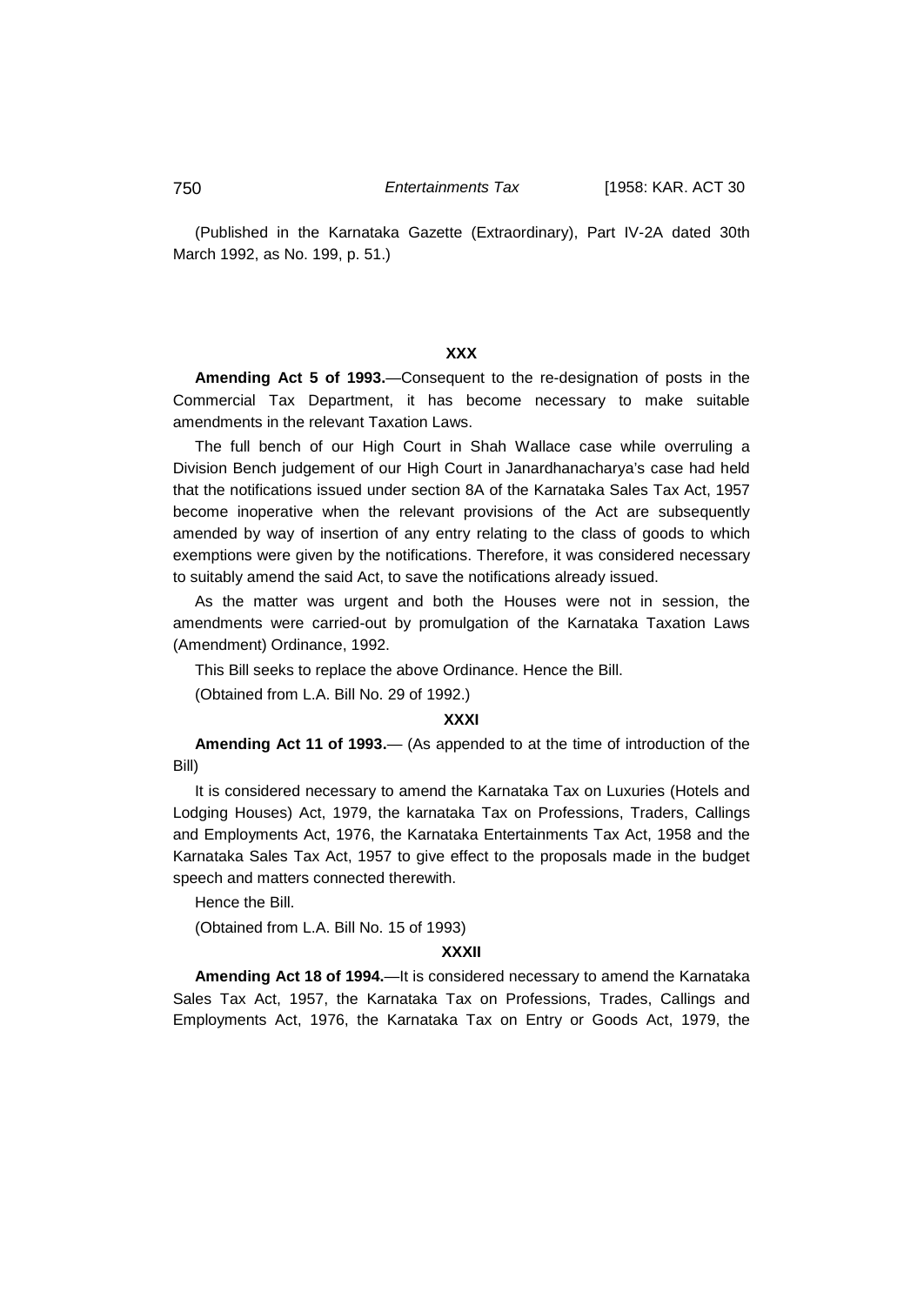(Published in the Karnataka Gazette (Extraordinary), Part IV-2A dated 30th March 1992, as No. 199, p. 51.)

**XXX**

**Amending Act 5 of 1993.**—Consequent to the re-designation of posts in the Commercial Tax Department, it has become necessary to make suitable amendments in the relevant Taxation Laws.

The full bench of our High Court in Shah Wallace case while overruling a Division Bench judgement of our High Court in Janardhanacharya's case had held that the notifications issued under section 8A of the Karnataka Sales Tax Act, 1957 become inoperative when the relevant provisions of the Act are subsequently amended by way of insertion of any entry relating to the class of goods to which exemptions were given by the notifications. Therefore, it was considered necessary to suitably amend the said Act, to save the notifications already issued.

As the matter was urgent and both the Houses were not in session, the amendments were carried-out by promulgation of the Karnataka Taxation Laws (Amendment) Ordinance, 1992.

This Bill seeks to replace the above Ordinance. Hence the Bill.

(Obtained from L.A. Bill No. 29 of 1992.)

**XXXI**

**Amending Act 11 of 1993.**— (As appended to at the time of introduction of the Bill)

It is considered necessary to amend the Karnataka Tax on Luxuries (Hotels and Lodging Houses) Act, 1979, the karnataka Tax on Professions, Traders, Callings and Employments Act, 1976, the Karnataka Entertainments Tax Act, 1958 and the Karnataka Sales Tax Act, 1957 to give effect to the proposals made in the budget speech and matters connected therewith.

Hence the Bill.

(Obtained from L.A. Bill No. 15 of 1993)

**XXXII**

**Amending Act 18 of 1994.**—It is considered necessary to amend the Karnataka Sales Tax Act, 1957, the Karnataka Tax on Professions, Trades, Callings and Employments Act, 1976, the Karnataka Tax on Entry or Goods Act, 1979, the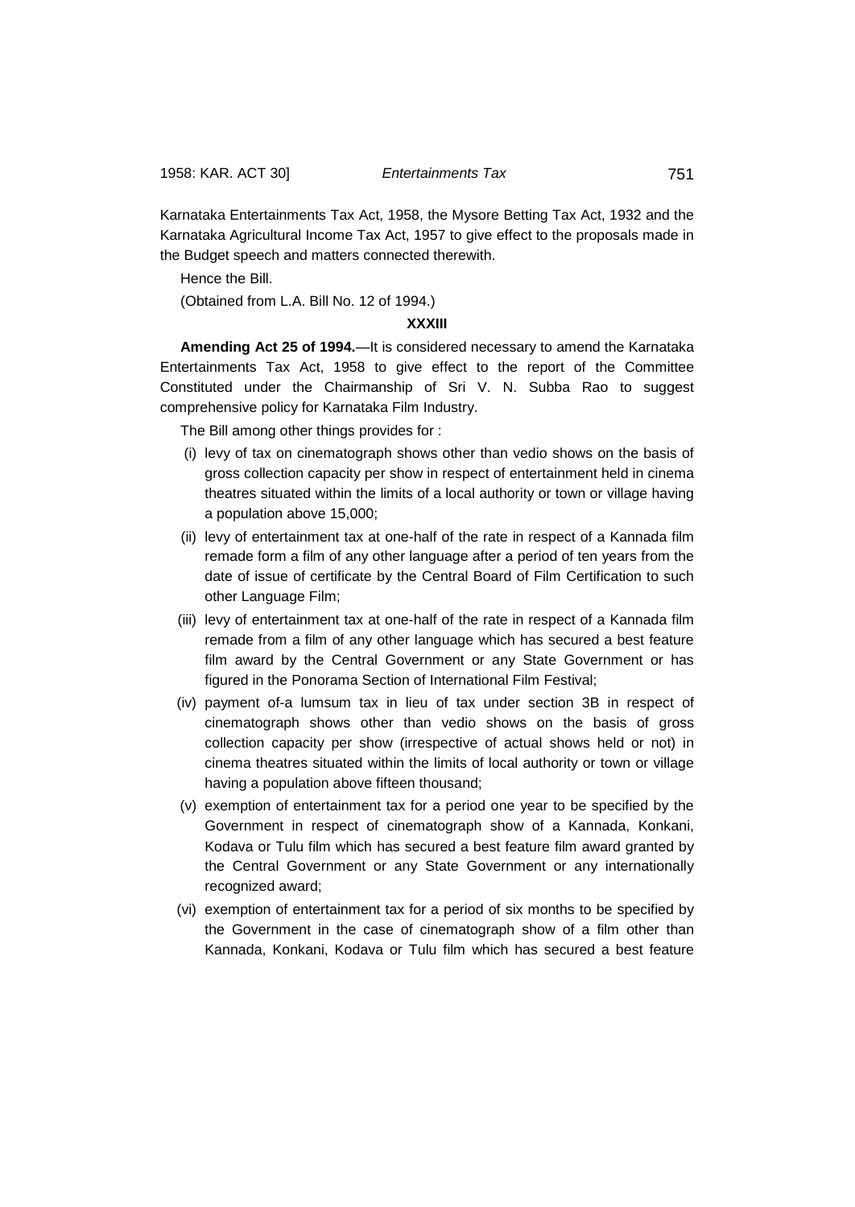Karnataka Entertainments Tax Act, 1958, the Mysore Betting Tax Act, 1932 and the Karnataka Agricultural Income Tax Act, 1957 to give effect to the proposals made in the Budget speech and matters connected therewith.

Hence the Bill.

(Obtained from L.A. Bill No. 12 of 1994.)

**XXXIII**

**Amending Act 25 of 1994.**—It is considered necessary to amend the Karnataka Entertainments Tax Act, 1958 to give effect to the report of the Committee Constituted under the Chairmanship of Sri V. N. Subba Rao to suggest comprehensive policy for Karnataka Film Industry.

The Bill among other things provides for :

(i) levy of tax on cinematograph shows other than vedio shows on the basis of gross collection capacity per show in respect of entertainment held in cinema theatres situated within the limits of a local authority or town or village having a population above 15,000;

(ii) levy of entertainment tax at one-half of the rate in respect of a Kannada film remade form a film of any other language after a period of ten years from the date of issue of certificate by the Central Board of Film Certification to such other Language Film;

(iii) levy of entertainment tax at one-half of the rate in respect of a Kannada film remade from a film of any other language which has secured a best feature film award by the Central Government or any State Government or has figured in the Ponorama Section of International Film Festival;

(iv) payment of-a lumsum tax in lieu of tax under section 3B in respect of cinematograph shows other than vedio shows on the basis of gross collection capacity per show (irrespective of actual shows held or not) in cinema theatres situated within the limits of local authority or town or village having a population above fifteen thousand;

(v) exemption of entertainment tax for a period one year to be specified by the Government in respect of cinematograph show of a Kannada, Konkani, Kodava or Tulu film which has secured a best feature film award granted by the Central Government or any State Government or any internationally recognized award;

(vi) exemption of entertainment tax for a period of six months to be specified by the Government in the case of cinematograph show of a film other than Kannada, Konkani, Kodava or Tulu film which has secured a best feature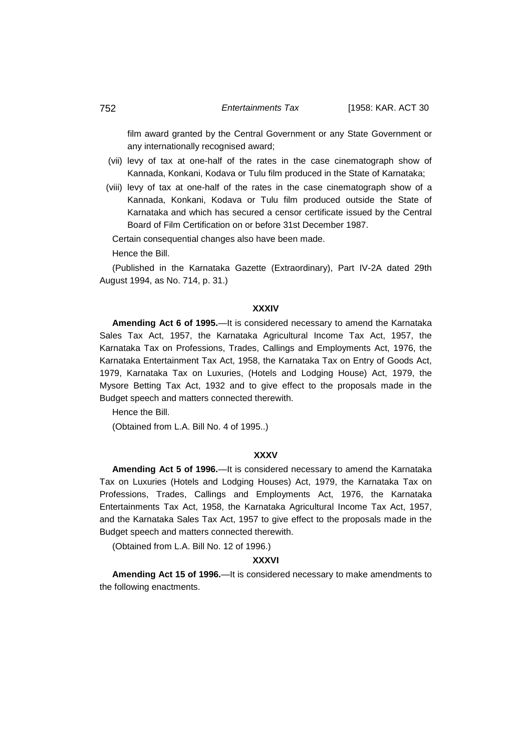film award granted by the Central Government or any State Government or any internationally recognised award;

(vii) levy of tax at one-half of the rates in the case cinematograph show of Kannada, Konkani, Kodava or Tulu film produced in the State of Karnataka;

(viii) levy of tax at one-half of the rates in the case cinematograph show of a Kannada, Konkani, Kodava or Tulu film produced outside the State of Karnataka and which has secured a censor certificate issued by the Central Board of Film Certification on or before 31st December 1987.

Certain consequential changes also have been made.

Hence the Bill.

(Published in the Karnataka Gazette (Extraordinary), Part IV-2A dated 29th August 1994, as No. 714, p. 31.)

**XXXIV**

**Amending Act 6 of 1995.**—It is considered necessary to amend the Karnataka Sales Tax Act, 1957, the Karnataka Agricultural Income Tax Act, 1957, the Karnataka Tax on Professions, Trades, Callings and Employments Act, 1976, the Karnataka Entertainment Tax Act, 1958, the Karnataka Tax on Entry of Goods Act, 1979, Karnataka Tax on Luxuries, (Hotels and Lodging House) Act, 1979, the Mysore Betting Tax Act, 1932 and to give effect to the proposals made in the Budget speech and matters connected therewith.

Hence the Bill.

(Obtained from L.A. Bill No. 4 of 1995..)

**XXXV**

**Amending Act 5 of 1996.**—It is considered necessary to amend the Karnataka Tax on Luxuries (Hotels and Lodging Houses) Act, 1979, the Karnataka Tax on Professions, Trades, Callings and Employments Act, 1976, the Karnataka Entertainments Tax Act, 1958, the Karnataka Agricultural Income Tax Act, 1957, and the Karnataka Sales Tax Act, 1957 to give effect to the proposals made in the Budget speech and matters connected therewith.

(Obtained from L.A. Bill No. 12 of 1996.)

**XXXVI**

**Amending Act 15 of 1996.**—It is considered necessary to make amendments to the following enactments.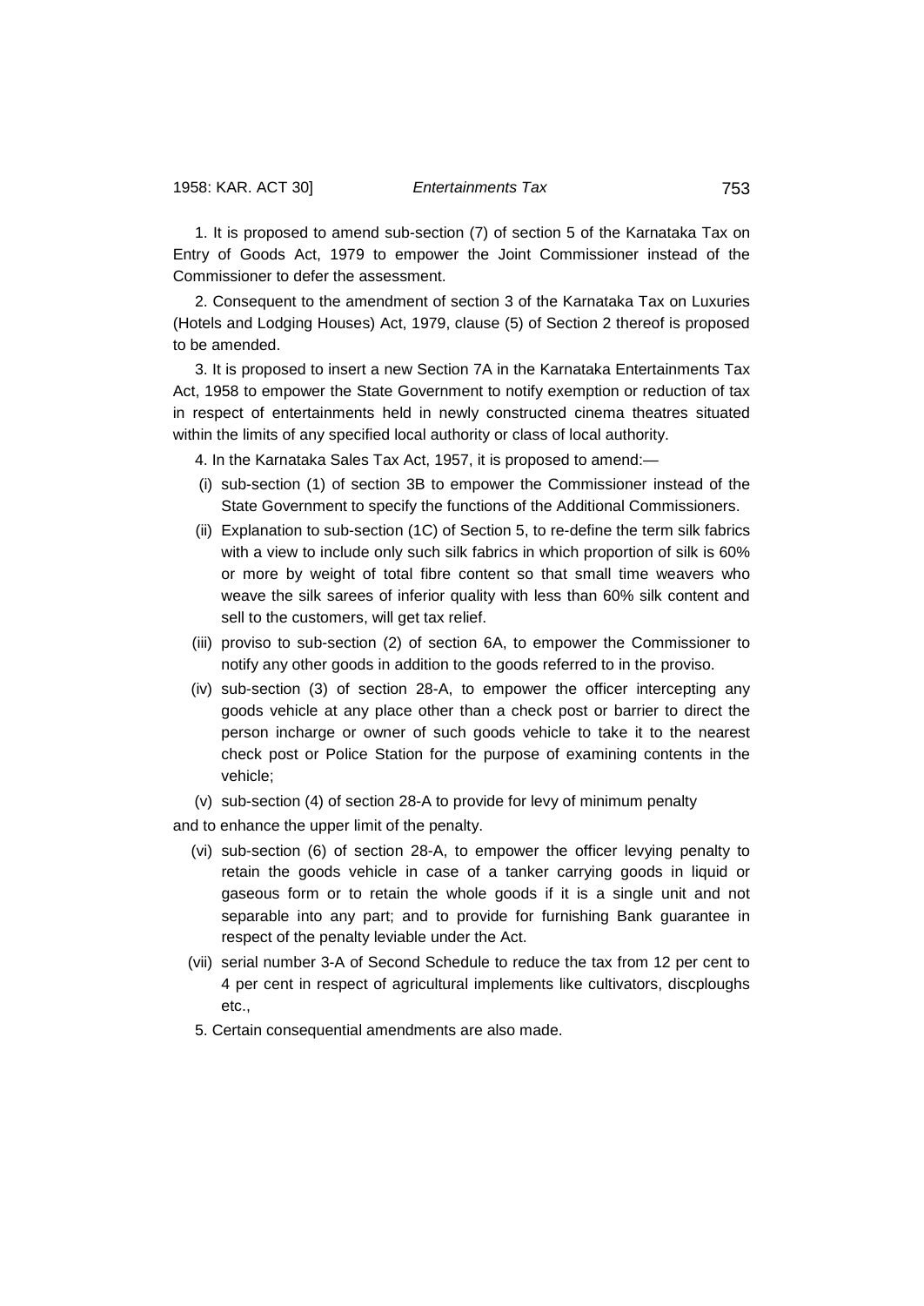1. It is proposed to amend sub-section (7) of section 5 of the Karnataka Tax on Entry of Goods Act, 1979 to empower the Joint Commissioner instead of the Commissioner to defer the assessment.

2. Consequent to the amendment of section 3 of the Karnataka Tax on Luxuries (Hotels and Lodging Houses) Act, 1979, clause (5) of Section 2 thereof is proposed to be amended.

3. It is proposed to insert a new Section 7A in the Karnataka Entertainments Tax Act, 1958 to empower the State Government to notify exemption or reduction of tax in respect of entertainments held in newly constructed cinema theatres situated within the limits of any specified local authority or class of local authority.

4. In the Karnataka Sales Tax Act, 1957, it is proposed to amend:—

(i) sub-section (1) of section 3B to empower the Commissioner instead of the State Government to specify the functions of the Additional Commissioners.

(ii) Explanation to sub-section (1C) of Section 5, to re-define the term silk fabrics with a view to include only such silk fabrics in which proportion of silk is 60% or more by weight of total fibre content so that small time weavers who weave the silk sarees of inferior quality with less than 60% silk content and sell to the customers, will get tax relief.

(iii) proviso to sub-section (2) of section 6A, to empower the Commissioner to notify any other goods in addition to the goods referred to in the proviso.

(iv) sub-section (3) of section 28-A, to empower the officer intercepting any goods vehicle at any place other than a check post or barrier to direct the person incharge or owner of such goods vehicle to take it to the nearest check post or Police Station for the purpose of examining contents in the vehicle;

(v) sub-section (4) of section 28-A to provide for levy of minimum penalty and to enhance the upper limit of the penalty.

(vi) sub-section (6) of section 28-A, to empower the officer levying penalty to retain the goods vehicle in case of a tanker carrying goods in liquid or gaseous form or to retain the whole goods if it is a single unit and not separable into any part; and to provide for furnishing Bank guarantee in respect of the penalty leviable under the Act.

(vii) serial number 3-A of Second Schedule to reduce the tax from 12 per cent to 4 per cent in respect of agricultural implements like cultivators, discploughs etc.,

5. Certain consequential amendments are also made.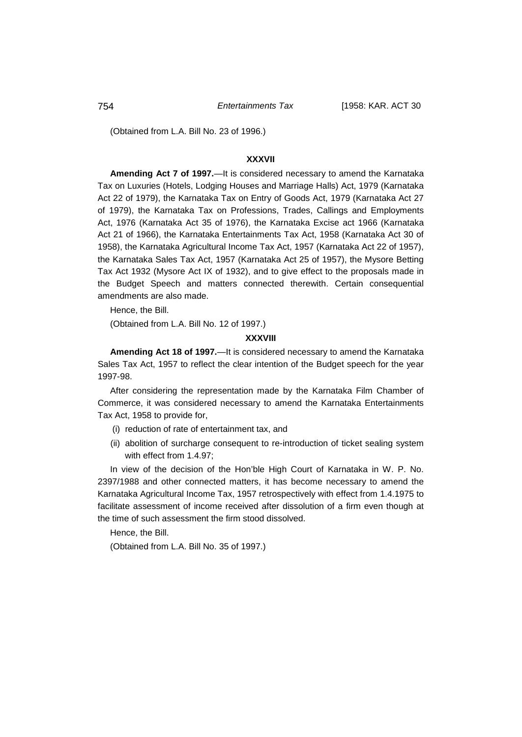(Obtained from L.A. Bill No. 23 of 1996.)

**XXXVII**

**Amending Act 7 of 1997.**—It is considered necessary to amend the Karnataka Tax on Luxuries (Hotels, Lodging Houses and Marriage Halls) Act, 1979 (Karnataka Act 22 of 1979), the Karnataka Tax on Entry of Goods Act, 1979 (Karnataka Act 27 of 1979), the Karnataka Tax on Professions, Trades, Callings and Employments Act, 1976 (Karnataka Act 35 of 1976), the Karnataka Excise act 1966 (Karnataka Act 21 of 1966), the Karnataka Entertainments Tax Act, 1958 (Karnataka Act 30 of 1958), the Karnataka Agricultural Income Tax Act, 1957 (Karnataka Act 22 of 1957), the Karnataka Sales Tax Act, 1957 (Karnataka Act 25 of 1957), the Mysore Betting Tax Act 1932 (Mysore Act IX of 1932), and to give effect to the proposals made in the Budget Speech and matters connected therewith. Certain consequential amendments are also made.

Hence, the Bill.

(Obtained from L.A. Bill No. 12 of 1997.)

**XXXVIII**

**Amending Act 18 of 1997.**—It is considered necessary to amend the Karnataka Sales Tax Act, 1957 to reflect the clear intention of the Budget speech for the year 1997-98.

After considering the representation made by the Karnataka Film Chamber of Commerce, it was considered necessary to amend the Karnataka Entertainments Tax Act, 1958 to provide for,

(i) reduction of rate of entertainment tax, and

(ii) abolition of surcharge consequent to re-introduction of ticket sealing system with effect from 1.4.97;

In view of the decision of the Hon'ble High Court of Karnataka in W. P. No. 2397/1988 and other connected matters, it has become necessary to amend the Karnataka Agricultural Income Tax, 1957 retrospectively with effect from 1.4.1975 to facilitate assessment of income received after dissolution of a firm even though at the time of such assessment the firm stood dissolved.

Hence, the Bill.

(Obtained from L.A. Bill No. 35 of 1997.)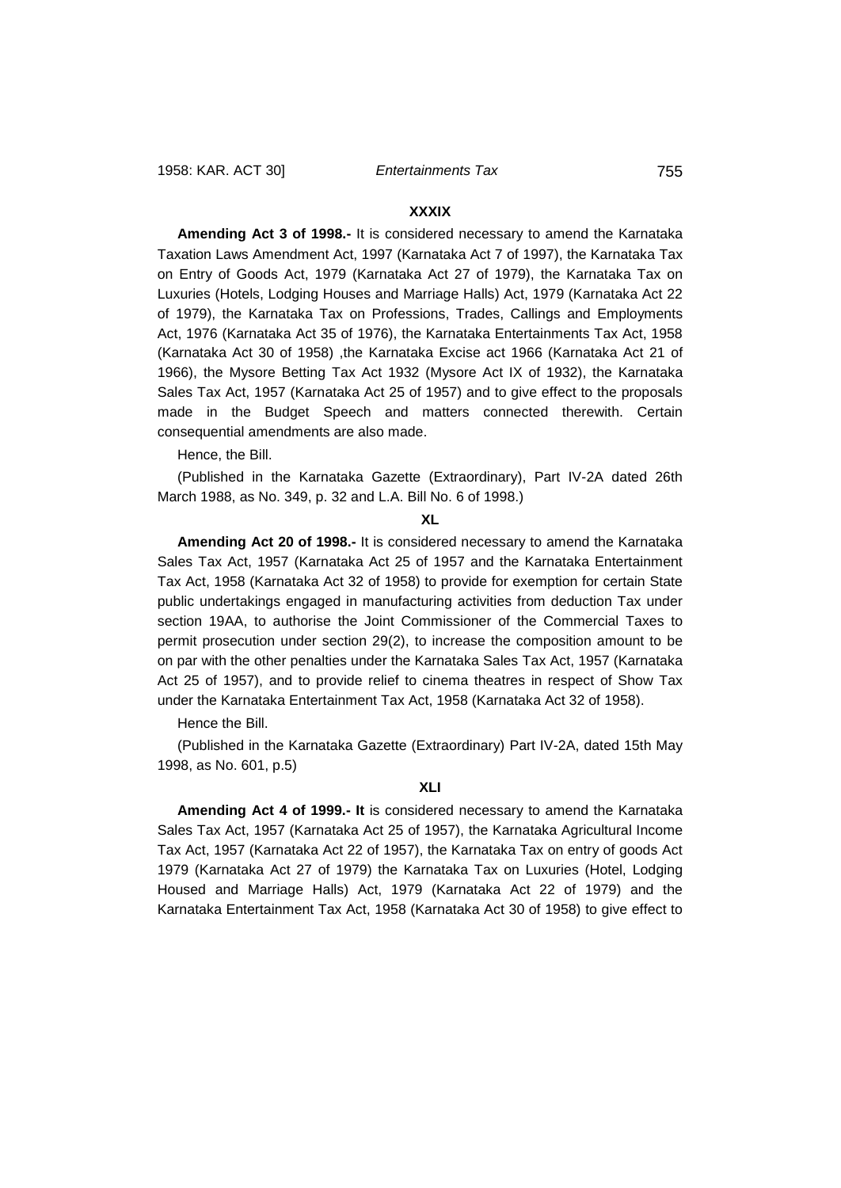**XXXIX**

**Amending Act 3 of 1998.-** It is considered necessary to amend the Karnataka Taxation Laws Amendment Act, 1997 (Karnataka Act 7 of 1997), the Karnataka Tax on Entry of Goods Act, 1979 (Karnataka Act 27 of 1979), the Karnataka Tax on Luxuries (Hotels, Lodging Houses and Marriage Halls) Act, 1979 (Karnataka Act 22 of 1979), the Karnataka Tax on Professions, Trades, Callings and Employments Act, 1976 (Karnataka Act 35 of 1976), the Karnataka Entertainments Tax Act, 1958 (Karnataka Act 30 of 1958) ,the Karnataka Excise act 1966 (Karnataka Act 21 of 1966), the Mysore Betting Tax Act 1932 (Mysore Act IX of 1932), the Karnataka Sales Tax Act, 1957 (Karnataka Act 25 of 1957) and to give effect to the proposals made in the Budget Speech and matters connected therewith. Certain consequential amendments are also made.

Hence, the Bill.

(Published in the Karnataka Gazette (Extraordinary), Part IV-2A dated 26th March 1988, as No. 349, p. 32 and L.A. Bill No. 6 of 1998.)

**XL**

**Amending Act 20 of 1998.-** It is considered necessary to amend the Karnataka Sales Tax Act, 1957 (Karnataka Act 25 of 1957 and the Karnataka Entertainment Tax Act, 1958 (Karnataka Act 32 of 1958) to provide for exemption for certain State public undertakings engaged in manufacturing activities from deduction Tax under section 19AA, to authorise the Joint Commissioner of the Commercial Taxes to permit prosecution under section 29(2), to increase the composition amount to be on par with the other penalties under the Karnataka Sales Tax Act, 1957 (Karnataka Act 25 of 1957), and to provide relief to cinema theatres in respect of Show Tax under the Karnataka Entertainment Tax Act, 1958 (Karnataka Act 32 of 1958).

Hence the Bill.

(Published in the Karnataka Gazette (Extraordinary) Part IV-2A, dated 15th May 1998, as No. 601, p.5)

**XLI**

**Amending Act 4 of 1999.- It** is considered necessary to amend the Karnataka Sales Tax Act, 1957 (Karnataka Act 25 of 1957), the Karnataka Agricultural Income Tax Act, 1957 (Karnataka Act 22 of 1957), the Karnataka Tax on entry of goods Act 1979 (Karnataka Act 27 of 1979) the Karnataka Tax on Luxuries (Hotel, Lodging Housed and Marriage Halls) Act, 1979 (Karnataka Act 22 of 1979) and the Karnataka Entertainment Tax Act, 1958 (Karnataka Act 30 of 1958) to give effect to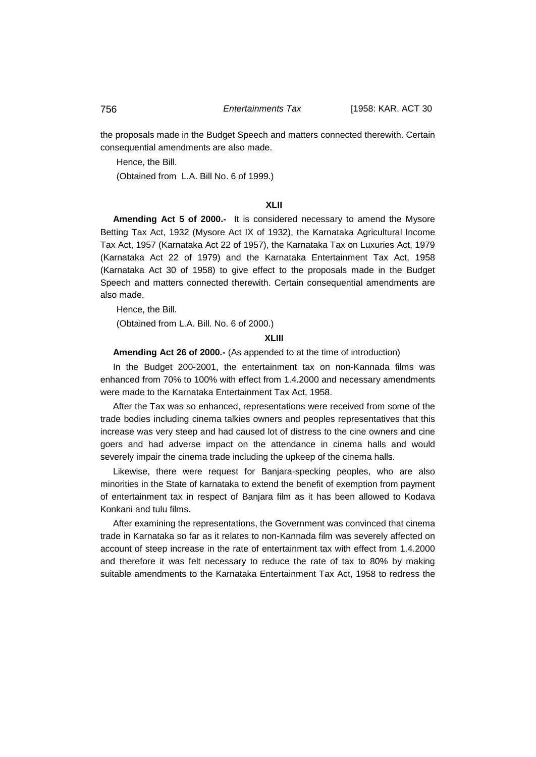the proposals made in the Budget Speech and matters connected therewith. Certain consequential amendments are also made.

Hence, the Bill.

(Obtained from L.A. Bill No. 6 of 1999.)

### XLII

**Amending Act 5 of 2000.-** It is considered necessary to amend the Mysore Betting Tax Act, 1932 (Mysore Act IX of 1932), the Karnataka Agricultural Income Tax Act, 1957 (Karnataka Act 22 of 1957), the Karnataka Tax on Luxuries Act, 1979 (Karnataka Act 22 of 1979) and the Karnataka Entertainment Tax Act, 1958 (Karnataka Act 30 of 1958) to give effect to the proposals made in the Budget Speech and matters connected therewith. Certain consequential amendments are also made.

Hence, the Bill.

(Obtained from L.A. Bill. No. 6 of 2000.)

### XLIII

**Amending Act 26 of 2000.-** (As appended to at the time of introduction)

In the Budget 200-2001, the entertainment tax on non-Kannada films was enhanced from 70% to 100% with effect from 1.4.2000 and necessary amendments were made to the Karnataka Entertainment Tax Act, 1958.

After the Tax was so enhanced, representations were received from some of the trade bodies including cinema talkies owners and peoples representatives that this increase was very steep and had caused lot of distress to the cine owners and cine goers and had adverse impact on the attendance in cinema halls and would severely impair the cinema trade including the upkeep of the cinema halls.

Likewise, there were request for Banjara-specking peoples, who are also minorities in the State of karnataka to extend the benefit of exemption from payment of entertainment tax in respect of Banjara film as it has been allowed to Kodava Konkani and tulu films.

After examining the representations, the Government was convinced that cinema trade in Karnataka so far as it relates to non-Kannada film was severely affected on account of steep increase in the rate of entertainment tax with effect from 1.4.2000 and therefore it was felt necessary to reduce the rate of tax to 80% by making suitable amendments to the Karnataka Entertainment Tax Act, 1958 to redress the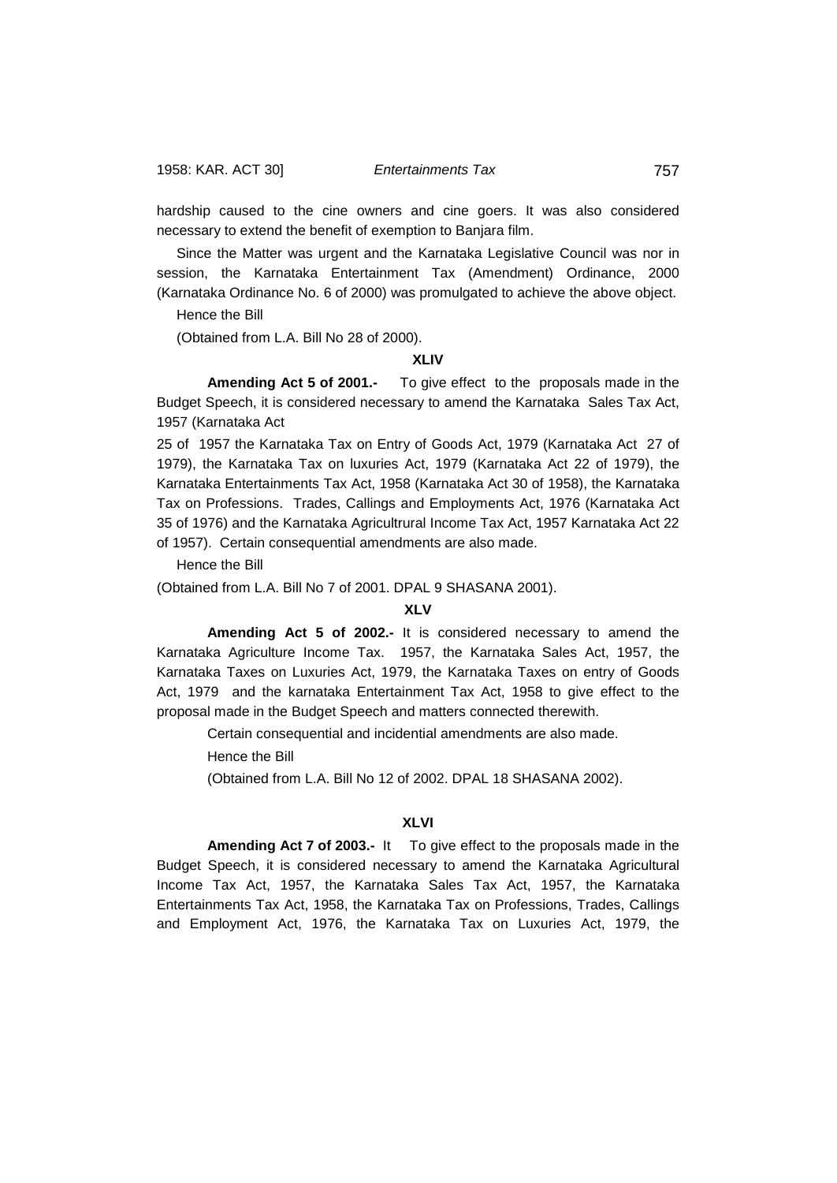hardship caused to the cine owners and cine goers. It was also considered necessary to extend the benefit of exemption to Banjara film.

Since the Matter was urgent and the Karnataka Legislative Council was nor in session, the Karnataka Entertainment Tax (Amendment) Ordinance, 2000 (Karnataka Ordinance No. 6 of 2000) was promulgated to achieve the above object.

Hence the Bill

(Obtained from L.A. Bill No 28 of 2000).

**XLIV**

**Amending Act 5 of 2001.-** To give effect to the proposals made in the Budget Speech, it is considered necessary to amend the Karnataka Sales Tax Act, 1957 (Karnataka Act

25 of 1957 the Karnataka Tax on Entry of Goods Act, 1979 (Karnataka Act 27 of 1979), the Karnataka Tax on luxuries Act, 1979 (Karnataka Act 22 of 1979), the Karnataka Entertainments Tax Act, 1958 (Karnataka Act 30 of 1958), the Karnataka Tax on Professions. Trades, Callings and Employments Act, 1976 (Karnataka Act 35 of 1976) and the Karnataka Agricultrural Income Tax Act, 1957 Karnataka Act 22 of 1957). Certain consequential amendments are also made.

Hence the Bill

(Obtained from L.A. Bill No 7 of 2001. DPAL 9 SHASANA 2001).

**XLV**

**Amending Act 5 of 2002.-** It is considered necessary to amend the Karnataka Agriculture Income Tax. 1957, the Karnataka Sales Act, 1957, the Karnataka Taxes on Luxuries Act, 1979, the Karnataka Taxes on entry of Goods Act, 1979 and the karnataka Entertainment Tax Act, 1958 to give effect to the proposal made in the Budget Speech and matters connected therewith.

Certain consequential and incidential amendments are also made.

Hence the Bill

(Obtained from L.A. Bill No 12 of 2002. DPAL 18 SHASANA 2002).

**XLVI**

**Amending Act 7 of 2003.-** It To give effect to the proposals made in the Budget Speech, it is considered necessary to amend the Karnataka Agricultural Income Tax Act, 1957, the Karnataka Sales Tax Act, 1957, the Karnataka Entertainments Tax Act, 1958, the Karnataka Tax on Professions, Trades, Callings and Employment Act, 1976, the Karnataka Tax on Luxuries Act, 1979, the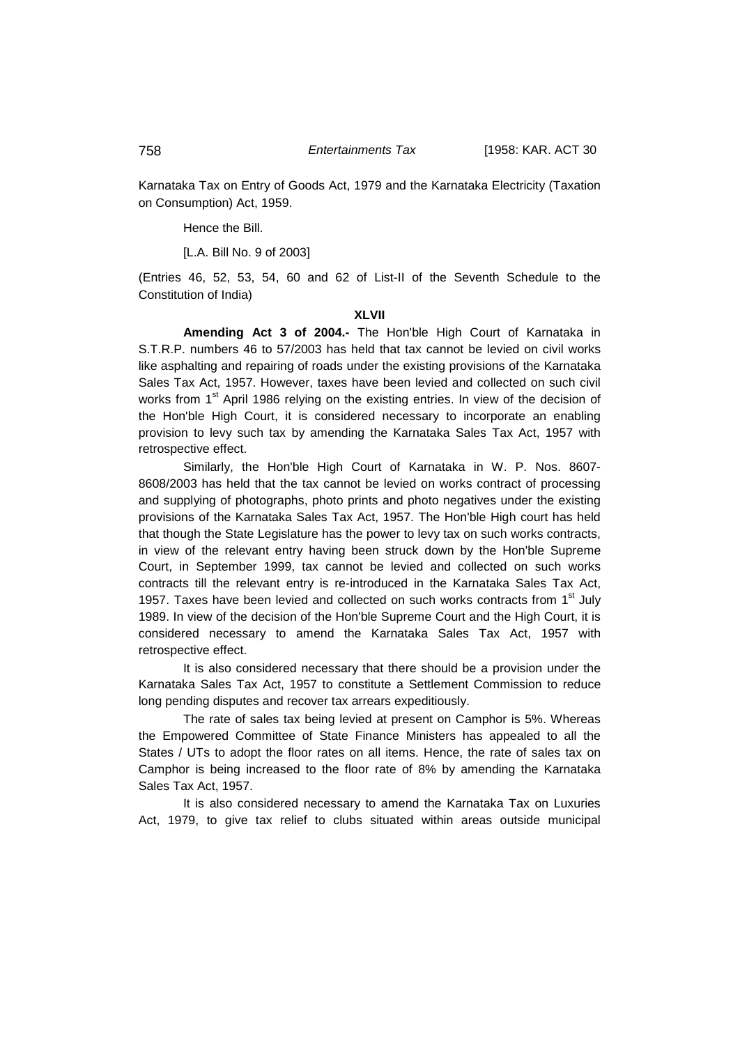Karnataka Tax on Entry of Goods Act, 1979 and the Karnataka Electricity (Taxation on Consumption) Act, 1959.

Hence the Bill.

[L.A. Bill No. 9 of 2003]

(Entries 46, 52, 53, 54, 60 and 62 of List-II of the Seventh Schedule to the Constitution of India)

**XLVII**

**Amending Act 3 of 2004.-** The Hon'ble High Court of Karnataka in S.T.R.P. numbers 46 to 57/2003 has held that tax cannot be levied on civil works like asphalting and repairing of roads under the existing provisions of the Karnataka Sales Tax Act, 1957. However, taxes have been levied and collected on such civil works from 1st April 1986 relying on the existing entries. In view of the decision of the Hon'ble High Court, it is considered necessary to incorporate an enabling provision to levy such tax by amending the Karnataka Sales Tax Act, 1957 with retrospective effect.

Similarly, the Hon'ble High Court of Karnataka in W. P. Nos. 8607-8608/2003 has held that the tax cannot be levied on works contract of processing and supplying of photographs, photo prints and photo negatives under the existing provisions of the Karnataka Sales Tax Act, 1957. The Hon'ble High court has held that though the State Legislature has the power to levy tax on such works contracts, in view of the relevant entry having been struck down by the Hon'ble Supreme Court, in September 1999, tax cannot be levied and collected on such works contracts till the relevant entry is re-introduced in the Karnataka Sales Tax Act, 1957. Taxes have been levied and collected on such works contracts from 1st July 1989. In view of the decision of the Hon'ble Supreme Court and the High Court, it is considered necessary to amend the Karnataka Sales Tax Act, 1957 with retrospective effect.

It is also considered necessary that there should be a provision under the Karnataka Sales Tax Act, 1957 to constitute a Settlement Commission to reduce long pending disputes and recover tax arrears expeditiously.

The rate of sales tax being levied at present on Camphor is 5%. Whereas the Empowered Committee of State Finance Ministers has appealed to all the States / UTs to adopt the floor rates on all items. Hence, the rate of sales tax on Camphor is being increased to the floor rate of 8% by amending the Karnataka Sales Tax Act, 1957.

It is also considered necessary to amend the Karnataka Tax on Luxuries Act, 1979, to give tax relief to clubs situated within areas outside municipal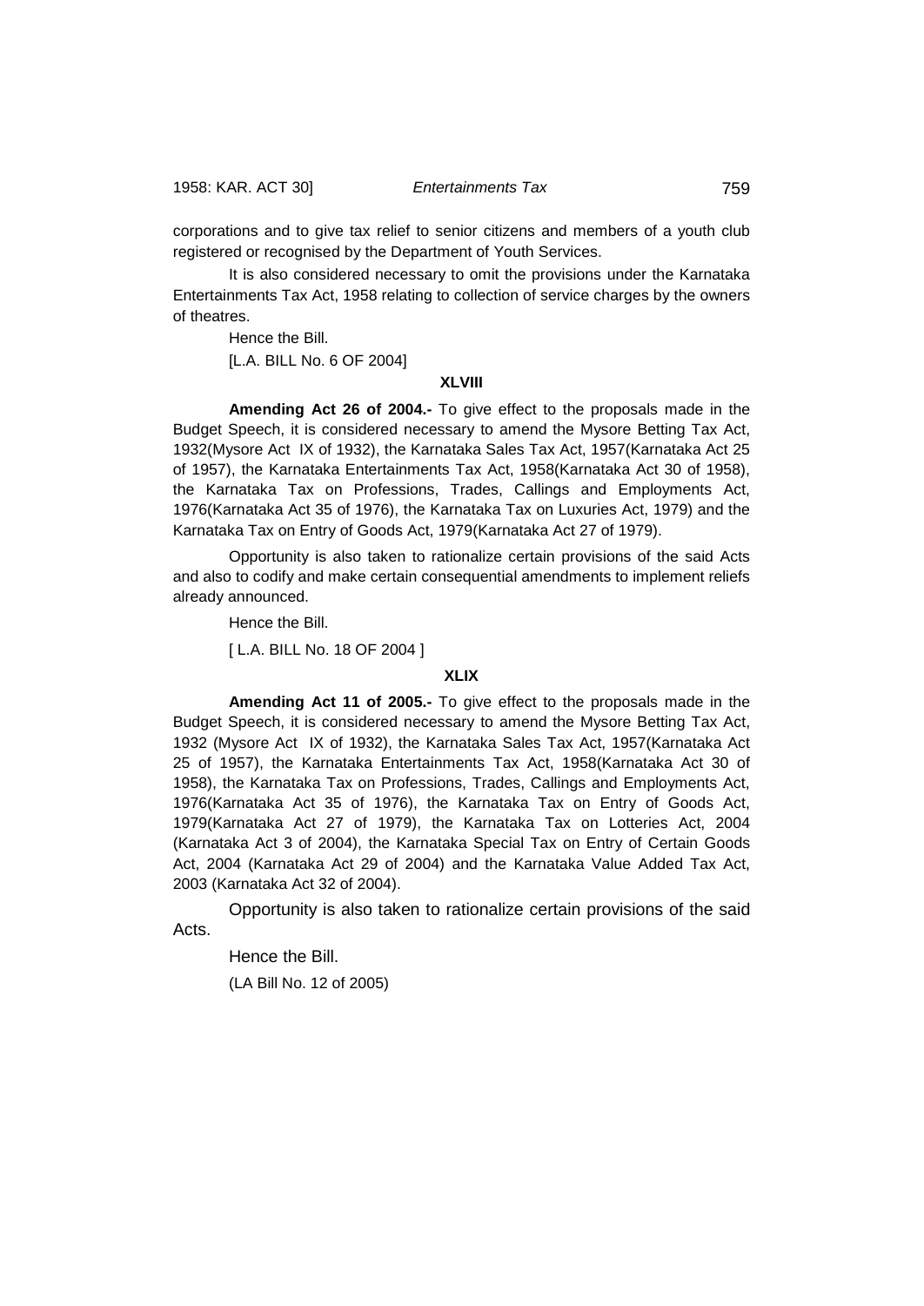corporations and to give tax relief to senior citizens and members of a youth club registered or recognised by the Department of Youth Services.

It is also considered necessary to omit the provisions under the Karnataka Entertainments Tax Act, 1958 relating to collection of service charges by the owners of theatres.

Hence the Bill.

[L.A. BILL No. 6 OF 2004]

**XLVIII**

**Amending Act 26 of 2004.-** To give effect to the proposals made in the Budget Speech, it is considered necessary to amend the Mysore Betting Tax Act, 1932(Mysore Act IX of 1932), the Karnataka Sales Tax Act, 1957(Karnataka Act 25 of 1957), the Karnataka Entertainments Tax Act, 1958(Karnataka Act 30 of 1958), the Karnataka Tax on Professions, Trades, Callings and Employments Act, 1976(Karnataka Act 35 of 1976), the Karnataka Tax on Luxuries Act, 1979) and the Karnataka Tax on Entry of Goods Act, 1979(Karnataka Act 27 of 1979).

Opportunity is also taken to rationalize certain provisions of the said Acts and also to codify and make certain consequential amendments to implement reliefs already announced.

Hence the Bill.

[ L.A. BILL No. 18 OF 2004 ]

**XLIX**

**Amending Act 11 of 2005.-** To give effect to the proposals made in the Budget Speech, it is considered necessary to amend the Mysore Betting Tax Act, 1932 (Mysore Act IX of 1932), the Karnataka Sales Tax Act, 1957(Karnataka Act 25 of 1957), the Karnataka Entertainments Tax Act, 1958(Karnataka Act 30 of 1958), the Karnataka Tax on Professions, Trades, Callings and Employments Act, 1976(Karnataka Act 35 of 1976), the Karnataka Tax on Entry of Goods Act, 1979(Karnataka Act 27 of 1979), the Karnataka Tax on Lotteries Act, 2004 (Karnataka Act 3 of 2004), the Karnataka Special Tax on Entry of Certain Goods Act, 2004 (Karnataka Act 29 of 2004) and the Karnataka Value Added Tax Act, 2003 (Karnataka Act 32 of 2004).

Opportunity is also taken to rationalize certain provisions of the said Acts.

Hence the Bill.

(LA Bill No. 12 of 2005)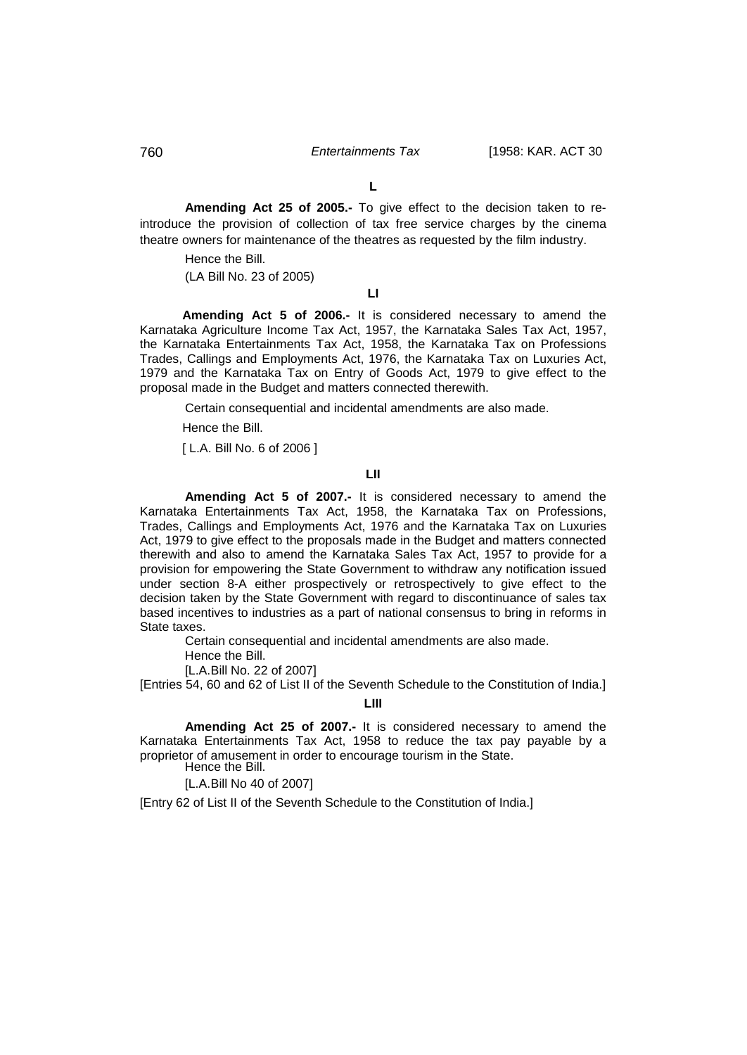**L**

**Amending Act 25 of 2005.-** To give effect to the decision taken to re-introduce the provision of collection of tax free service charges by the cinema theatre owners for maintenance of the theatres as requested by the film industry.

Hence the Bill.

(LA Bill No. 23 of 2005)

**LI**

**Amending Act 5 of 2006.-** It is considered necessary to amend the Karnataka Agriculture Income Tax Act, 1957, the Karnataka Sales Tax Act, 1957, the Karnataka Entertainments Tax Act, 1958, the Karnataka Tax on Professions Trades, Callings and Employments Act, 1976, the Karnataka Tax on Luxuries Act, 1979 and the Karnataka Tax on Entry of Goods Act, 1979 to give effect to the proposal made in the Budget and matters connected therewith.

Certain consequential and incidental amendments are also made.

Hence the Bill.

[ L.A. Bill No. 6 of 2006 ]

**LII**

**Amending Act 5 of 2007.-** It is considered necessary to amend the Karnataka Entertainments Tax Act, 1958, the Karnataka Tax on Professions, Trades, Callings and Employments Act, 1976 and the Karnataka Tax on Luxuries Act, 1979 to give effect to the proposals made in the Budget and matters connected therewith and also to amend the Karnataka Sales Tax Act, 1957 to provide for a provision for empowering the State Government to withdraw any notification issued under section 8-A either prospectively or retrospectively to give effect to the decision taken by the State Government with regard to discontinuance of sales tax based incentives to industries as a part of national consensus to bring in reforms in State taxes.

Certain consequential and incidental amendments are also made.

Hence the Bill.

[L.A.Bill No. 22 of 2007]

[Entries 54, 60 and 62 of List II of the Seventh Schedule to the Constitution of India.]

**LIII**

**Amending Act 25 of 2007.-** It is considered necessary to amend the Karnataka Entertainments Tax Act, 1958 to reduce the tax pay payable by a proprietor of amusement in order to encourage tourism in the State.

Hence the Bill.

[L.A.Bill No 40 of 2007]

[Entry 62 of List II of the Seventh Schedule to the Constitution of India.]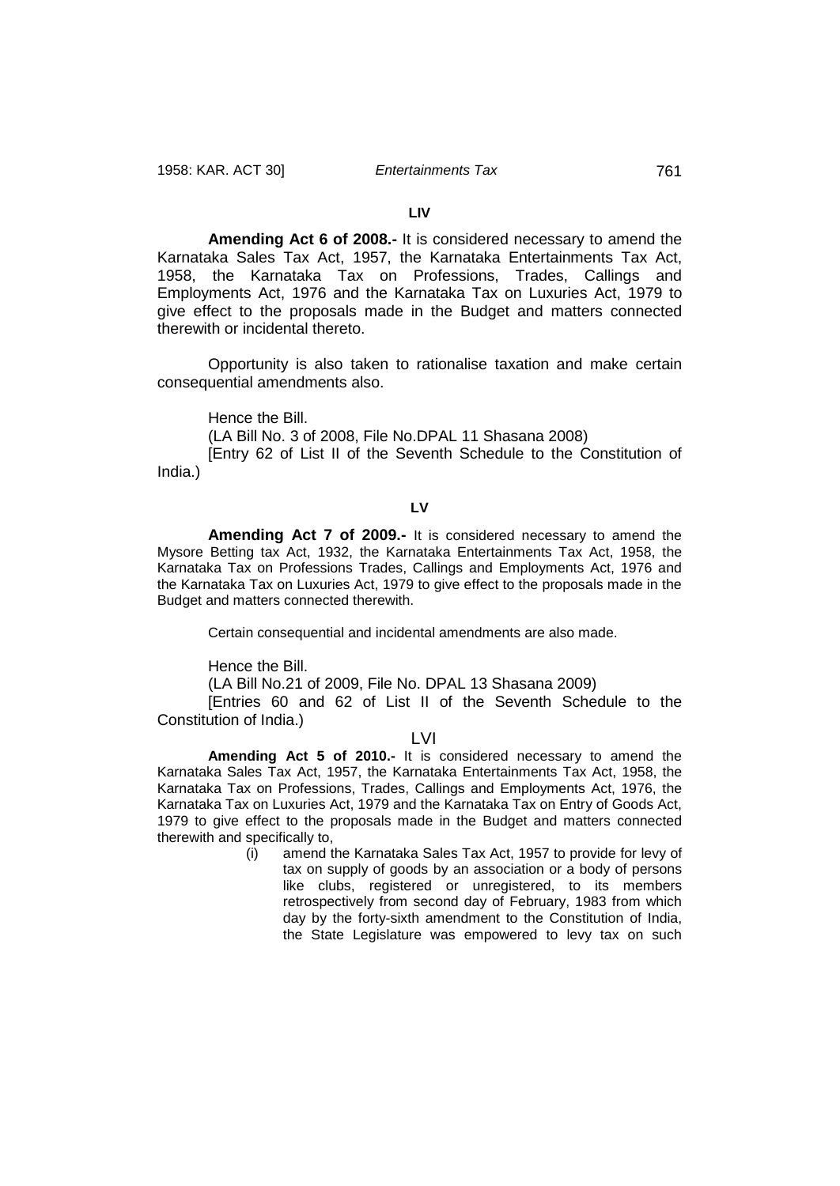**LIV**

**Amending Act 6 of 2008.-** It is considered necessary to amend the Karnataka Sales Tax Act, 1957, the Karnataka Entertainments Tax Act, 1958, the Karnataka Tax on Professions, Trades, Callings and Employments Act, 1976 and the Karnataka Tax on Luxuries Act, 1979 to give effect to the proposals made in the Budget and matters connected therewith or incidental thereto.

Opportunity is also taken to rationalise taxation and make certain consequential amendments also.

Hence the Bill.

(LA Bill No. 3 of 2008, File No.DPAL 11 Shasana 2008)

[Entry 62 of List II of the Seventh Schedule to the Constitution of India.)

**LV**

**Amending Act 7 of 2009.-** It is considered necessary to amend the Mysore Betting tax Act, 1932, the Karnataka Entertainments Tax Act, 1958, the Karnataka Tax on Professions Trades, Callings and Employments Act, 1976 and the Karnataka Tax on Luxuries Act, 1979 to give effect to the proposals made in the Budget and matters connected therewith.

Certain consequential and incidental amendments are also made.

Hence the Bill.

(LA Bill No.21 of 2009, File No. DPAL 13 Shasana 2009)

[Entries 60 and 62 of List II of the Seventh Schedule to the Constitution of India.)

LVI

**Amending Act 5 of 2010.-** It is considered necessary to amend the Karnataka Sales Tax Act, 1957, the Karnataka Entertainments Tax Act, 1958, the Karnataka Tax on Professions, Trades, Callings and Employments Act, 1976, the Karnataka Tax on Luxuries Act, 1979 and the Karnataka Tax on Entry of Goods Act, 1979 to give effect to the proposals made in the Budget and matters connected therewith and specifically to,

(i) amend the Karnataka Sales Tax Act, 1957 to provide for levy of tax on supply of goods by an association or a body of persons like clubs, registered or unregistered, to its members retrospectively from second day of February, 1983 from which day by the forty-sixth amendment to the Constitution of India, the State Legislature was empowered to levy tax on such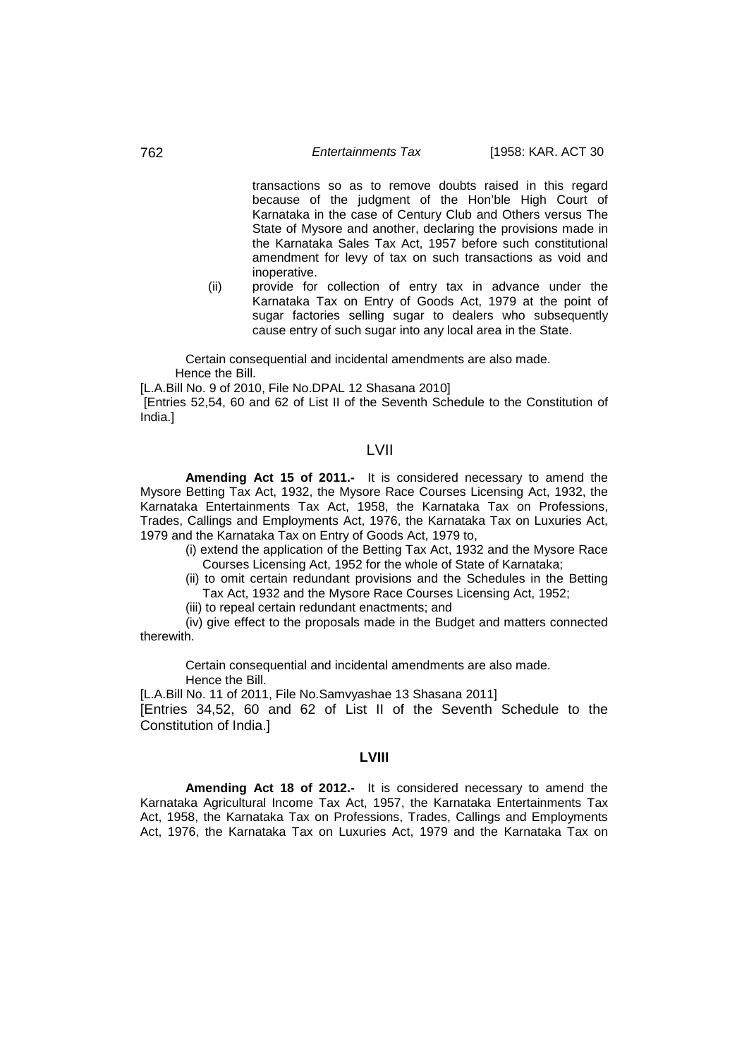transactions so as to remove doubts raised in this regard because of the judgment of the Hon'ble High Court of Karnataka in the case of Century Club and Others versus The State of Mysore and another, declaring the provisions made in the Karnataka Sales Tax Act, 1957 before such constitutional amendment for levy of tax on such transactions as void and inoperative.

(ii) provide for collection of entry tax in advance under the Karnataka Tax on Entry of Goods Act, 1979 at the point of sugar factories selling sugar to dealers who subsequently cause entry of such sugar into any local area in the State.

Certain consequential and incidental amendments are also made.
Hence the Bill.

[L.A.Bill No. 9 of 2010, File No.DPAL 12 Shasana 2010]
[Entries 52,54, 60 and 62 of List II of the Seventh Schedule to the Constitution of India.]

## LVII

**Amending Act 15 of 2011.-** It is considered necessary to amend the Mysore Betting Tax Act, 1932, the Mysore Race Courses Licensing Act, 1932, the Karnataka Entertainments Tax Act, 1958, the Karnataka Tax on Professions, Trades, Callings and Employments Act, 1976, the Karnataka Tax on Luxuries Act, 1979 and the Karnataka Tax on Entry of Goods Act, 1979 to,

(i) extend the application of the Betting Tax Act, 1932 and the Mysore Race Courses Licensing Act, 1952 for the whole of State of Karnataka;

(ii) to omit certain redundant provisions and the Schedules in the Betting Tax Act, 1932 and the Mysore Race Courses Licensing Act, 1952;

(iii) to repeal certain redundant enactments; and

(iv) give effect to the proposals made in the Budget and matters connected therewith.

Certain consequential and incidental amendments are also made.
Hence the Bill.

[L.A.Bill No. 11 of 2011, File No.Samvyashae 13 Shasana 2011]
[Entries 34,52, 60 and 62 of List II of the Seventh Schedule to the Constitution of India.]

## LVIII

**Amending Act 18 of 2012.-** It is considered necessary to amend the Karnataka Agricultural Income Tax Act, 1957, the Karnataka Entertainments Tax Act, 1958, the Karnataka Tax on Professions, Trades, Callings and Employments Act, 1976, the Karnataka Tax on Luxuries Act, 1979 and the Karnataka Tax on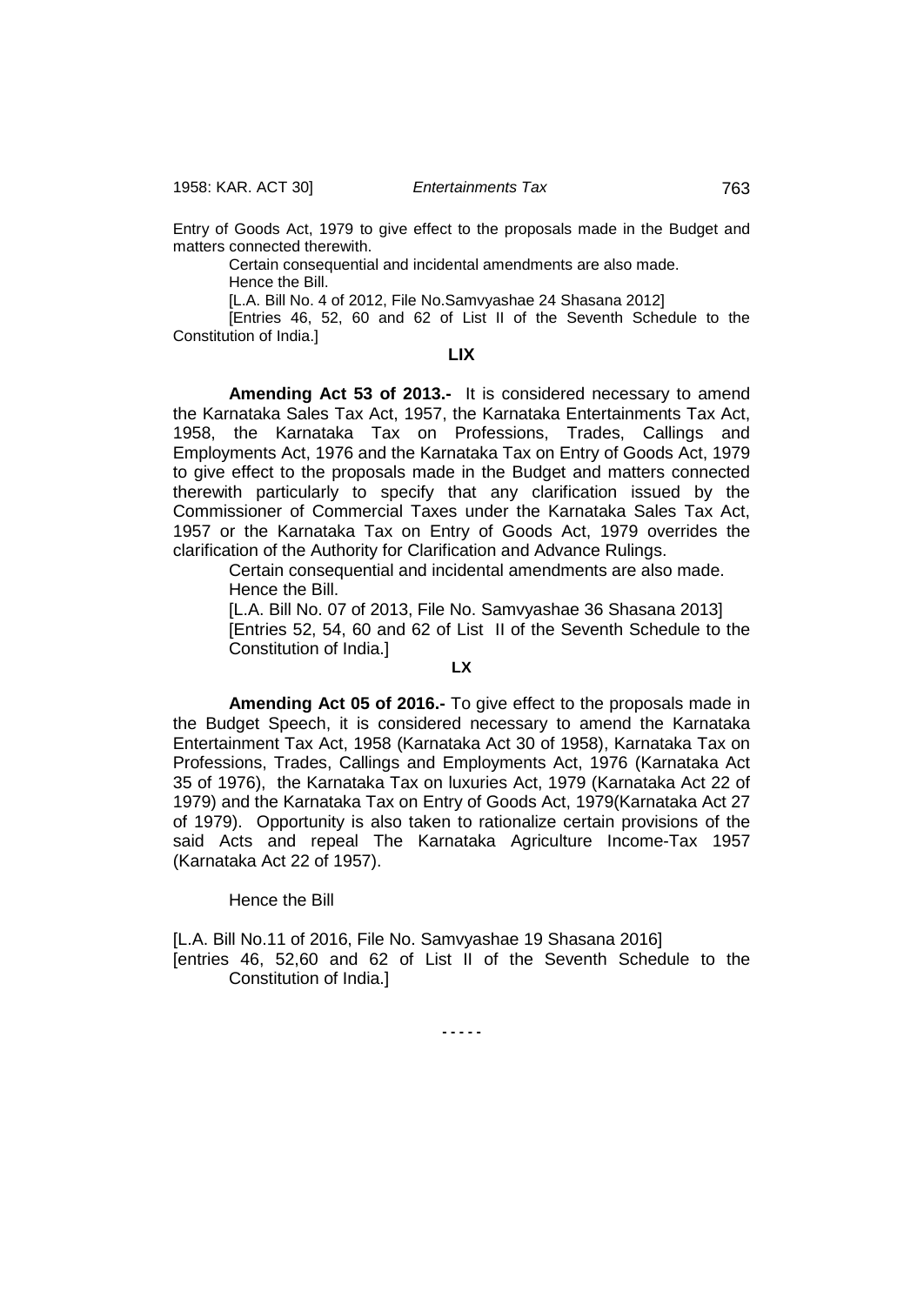Entry of Goods Act, 1979 to give effect to the proposals made in the Budget and matters connected therewith.

Certain consequential and incidental amendments are also made.

Hence the Bill.

[L.A. Bill No. 4 of 2012, File No.Samvyashae 24 Shasana 2012]

[Entries 46, 52, 60 and 62 of List II of the Seventh Schedule to the Constitution of India.]

**LIX**

**Amending Act 53 of 2013.-** It is considered necessary to amend the Karnataka Sales Tax Act, 1957, the Karnataka Entertainments Tax Act, 1958, the Karnataka Tax on Professions, Trades, Callings and Employments Act, 1976 and the Karnataka Tax on Entry of Goods Act, 1979 to give effect to the proposals made in the Budget and matters connected therewith particularly to specify that any clarification issued by the Commissioner of Commercial Taxes under the Karnataka Sales Tax Act, 1957 or the Karnataka Tax on Entry of Goods Act, 1979 overrides the clarification of the Authority for Clarification and Advance Rulings.

Certain consequential and incidental amendments are also made.

Hence the Bill.

[L.A. Bill No. 07 of 2013, File No. Samvyashae 36 Shasana 2013]

[Entries 52, 54, 60 and 62 of List II of the Seventh Schedule to the Constitution of India.]

**LX**

**Amending Act 05 of 2016.-** To give effect to the proposals made in the Budget Speech, it is considered necessary to amend the Karnataka Entertainment Tax Act, 1958 (Karnataka Act 30 of 1958), Karnataka Tax on Professions, Trades, Callings and Employments Act, 1976 (Karnataka Act 35 of 1976), the Karnataka Tax on luxuries Act, 1979 (Karnataka Act 22 of 1979) and the Karnataka Tax on Entry of Goods Act, 1979(Karnataka Act 27 of 1979). Opportunity is also taken to rationalize certain provisions of the said Acts and repeal The Karnataka Agriculture Income-Tax 1957 (Karnataka Act 22 of 1957).

Hence the Bill

[L.A. Bill No.11 of 2016, File No. Samvyashae 19 Shasana 2016]

[entries 46, 52,60 and 62 of List II of the Seventh Schedule to the Constitution of India.]

- - - - -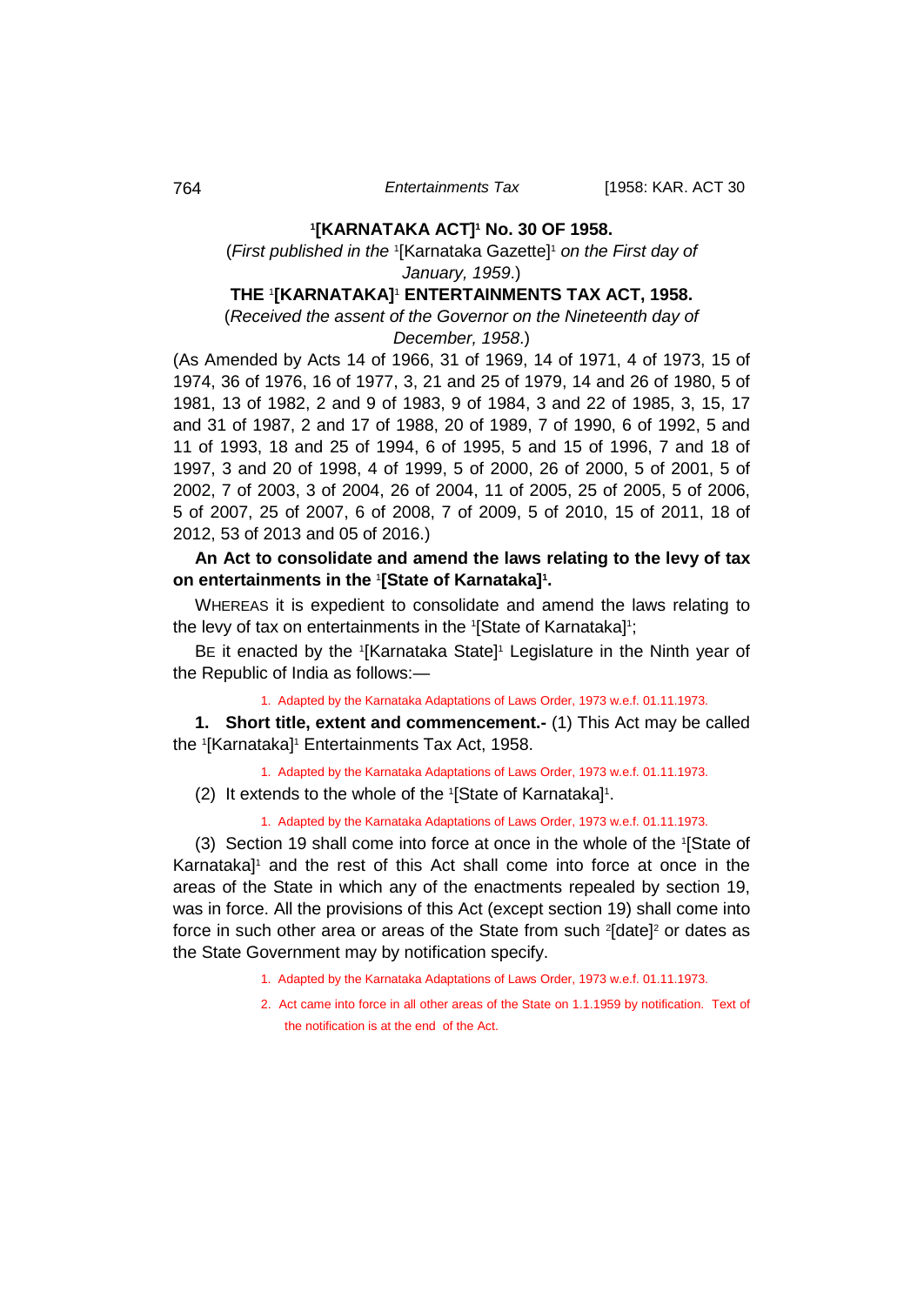**[1][KARNATAKA ACT][1] No. 30 OF 1958.**

(*First published in the* [1][Karnataka Gazette][1] *on the First day of January, 1959*.)

**THE [1][KARNATAKA][1] ENTERTAINMENTS TAX ACT, 1958.**

(*Received the assent of the Governor on the Nineteenth day of December, 1958*.)

(As Amended by Acts 14 of 1966, 31 of 1969, 14 of 1971, 4 of 1973, 15 of 1974, 36 of 1976, 16 of 1977, 3, 21 and 25 of 1979, 14 and 26 of 1980, 5 of 1981, 13 of 1982, 2 and 9 of 1983, 9 of 1984, 3 and 22 of 1985, 3, 15, 17 and 31 of 1987, 2 and 17 of 1988, 20 of 1989, 7 of 1990, 6 of 1992, 5 and 11 of 1993, 18 and 25 of 1994, 6 of 1995, 5 and 15 of 1996, 7 and 18 of 1997, 3 and 20 of 1998, 4 of 1999, 5 of 2000, 26 of 2000, 5 of 2001, 5 of 2002, 7 of 2003, 3 of 2004, 26 of 2004, 11 of 2005, 25 of 2005, 5 of 2006, 5 of 2007, 25 of 2007, 6 of 2008, 7 of 2009, 5 of 2010, 15 of 2011, 18 of 2012, 53 of 2013 and 05 of 2016.)

**An Act to consolidate and amend the laws relating to the levy of tax on entertainments in the [1][State of Karnataka][1].**

WHEREAS it is expedient to consolidate and amend the laws relating to the levy of tax on entertainments in the [1][State of Karnataka][1];

BE it enacted by the [1][Karnataka State][1] Legislature in the Ninth year of the Republic of India as follows:—

1. Adapted by the Karnataka Adaptations of Laws Order, 1973 w.e.f. 01.11.1973.

**1. Short title, extent and commencement.-** (1) This Act may be called the [1][Karnataka][1] Entertainments Tax Act, 1958.

1. Adapted by the Karnataka Adaptations of Laws Order, 1973 w.e.f. 01.11.1973.

(2) It extends to the whole of the [1][State of Karnataka][1].

1. Adapted by the Karnataka Adaptations of Laws Order, 1973 w.e.f. 01.11.1973.

(3) Section 19 shall come into force at once in the whole of the [1][State of Karnataka][1] and the rest of this Act shall come into force at once in the areas of the State in which any of the enactments repealed by section 19, was in force. All the provisions of this Act (except section 19) shall come into force in such other area or areas of the State from such [2][date][2] or dates as the State Government may by notification specify.

1. Adapted by the Karnataka Adaptations of Laws Order, 1973 w.e.f. 01.11.1973.
2. Act came into force in all other areas of the State on 1.1.1959 by notification. Text of the notification is at the end of the Act.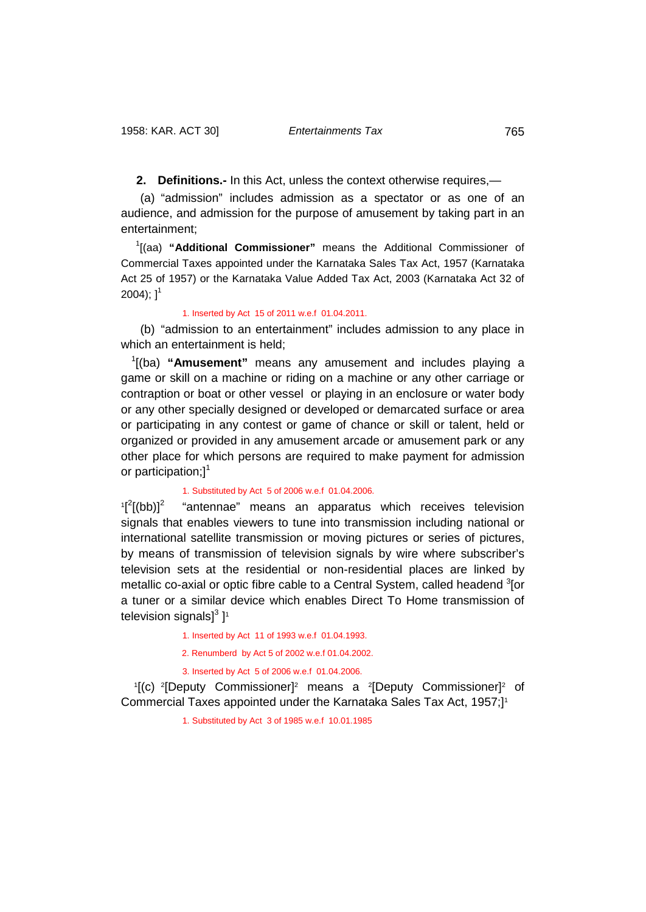**2. Definitions.-** In this Act, unless the context otherwise requires,—

(a) "admission" includes admission as a spectator or as one of an audience, and admission for the purpose of amusement by taking part in an entertainment;

[1][(aa) **"Additional Commissioner"** means the Additional Commissioner of Commercial Taxes appointed under the Karnataka Sales Tax Act, 1957 (Karnataka Act 25 of 1957) or the Karnataka Value Added Tax Act, 2003 (Karnataka Act 32 of 2004); ][1]

1. Inserted by Act 15 of 2011 w.e.f 01.04.2011.

(b) "admission to an entertainment" includes admission to any place in which an entertainment is held;

[1][(ba) **"Amusement"** means any amusement and includes playing a game or skill on a machine or riding on a machine or any other carriage or contraption or boat or other vessel or playing in an enclosure or water body or any other specially designed or developed or demarcated surface or area or participating in any contest or game of chance or skill or talent, held or organized or provided in any amusement arcade or amusement park or any other place for which persons are required to make payment for admission or participation;][1]

1. Substituted by Act 5 of 2006 w.e.f 01.04.2006.

[1][[2][(bb)][2] "antennae" means an apparatus which receives television signals that enables viewers to tune into transmission including national or international satellite transmission or moving pictures or series of pictures, by means of transmission of television signals by wire where subscriber's television sets at the residential or non-residential places are linked by metallic co-axial or optic fibre cable to a Central System, called headend [3][or a tuner or a similar device which enables Direct To Home transmission of television signals][3] ][1]

1. Inserted by Act 11 of 1993 w.e.f 01.04.1993.

2. Renumberd by Act 5 of 2002 w.e.f 01.04.2002.

3. Inserted by Act 5 of 2006 w.e.f 01.04.2006.

[1][(c) [2][Deputy Commissioner][2] means a [2][Deputy Commissioner][2] of Commercial Taxes appointed under the Karnataka Sales Tax Act, 1957;][1]

1. Substituted by Act 3 of 1985 w.e.f 10.01.1985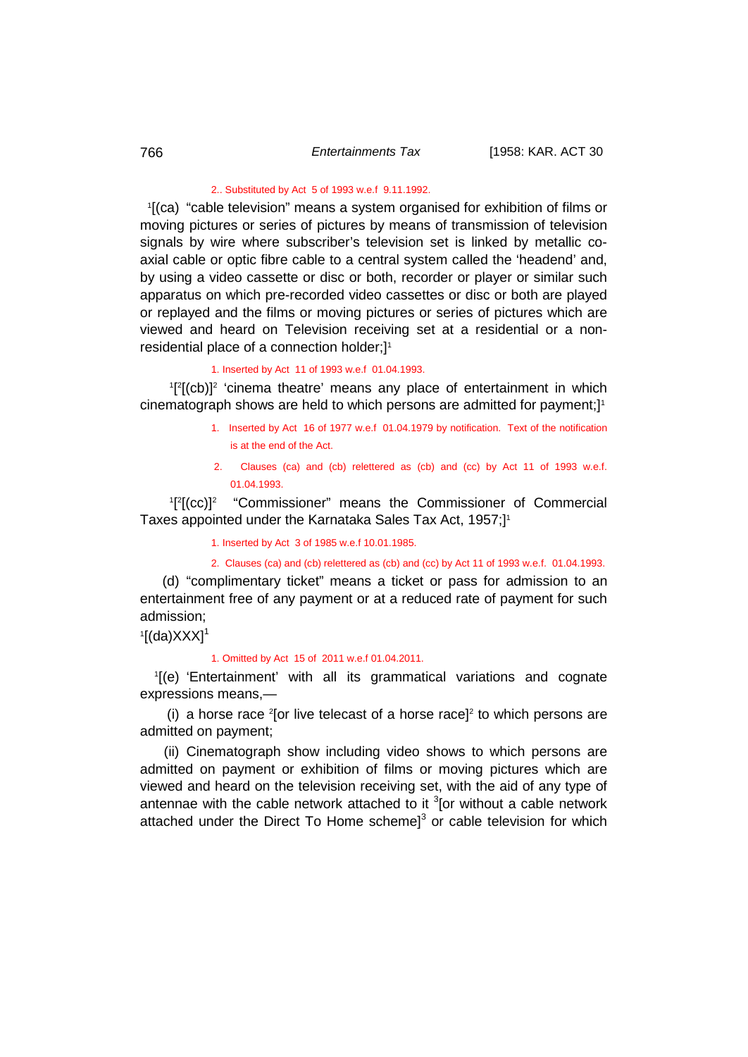2.. Substituted by Act 5 of 1993 w.e.f 9.11.1992.

[1][(ca) "cable television" means a system organised for exhibition of films or moving pictures or series of pictures by means of transmission of television signals by wire where subscriber's television set is linked by metallic co-axial cable or optic fibre cable to a central system called the 'headend' and, by using a video cassette or disc or both, recorder or player or similar such apparatus on which pre-recorded video cassettes or disc or both are played or replayed and the films or moving pictures or series of pictures which are viewed and heard on Television receiving set at a residential or a non-residential place of a connection holder;][1]

1. Inserted by Act 11 of 1993 w.e.f 01.04.1993.

[1][[2][(cb)][2] 'cinema theatre' means any place of entertainment in which cinematograph shows are held to which persons are admitted for payment;][1]

1. Inserted by Act 16 of 1977 w.e.f 01.04.1979 by notification. Text of the notification is at the end of the Act.
2. Clauses (ca) and (cb) relettered as (cb) and (cc) by Act 11 of 1993 w.e.f. 01.04.1993.

[1][[2][(cc)][2] "Commissioner" means the Commissioner of Commercial Taxes appointed under the Karnataka Sales Tax Act, 1957;][1]

1. Inserted by Act 3 of 1985 w.e.f 10.01.1985.
2. Clauses (ca) and (cb) relettered as (cb) and (cc) by Act 11 of 1993 w.e.f. 01.04.1993.

(d) "complimentary ticket" means a ticket or pass for admission to an entertainment free of any payment or at a reduced rate of payment for such admission;

[1][(da)XXX][1]

1. Omitted by Act 15 of 2011 w.e.f 01.04.2011.

[1][(e) 'Entertainment' with all its grammatical variations and cognate expressions means,—

(i) a horse race [2][or live telecast of a horse race][2] to which persons are admitted on payment;

(ii) Cinematograph show including video shows to which persons are admitted on payment or exhibition of films or moving pictures which are viewed and heard on the television receiving set, with the aid of any type of antennae with the cable network attached to it [3][or without a cable network attached under the Direct To Home scheme][3] or cable television for which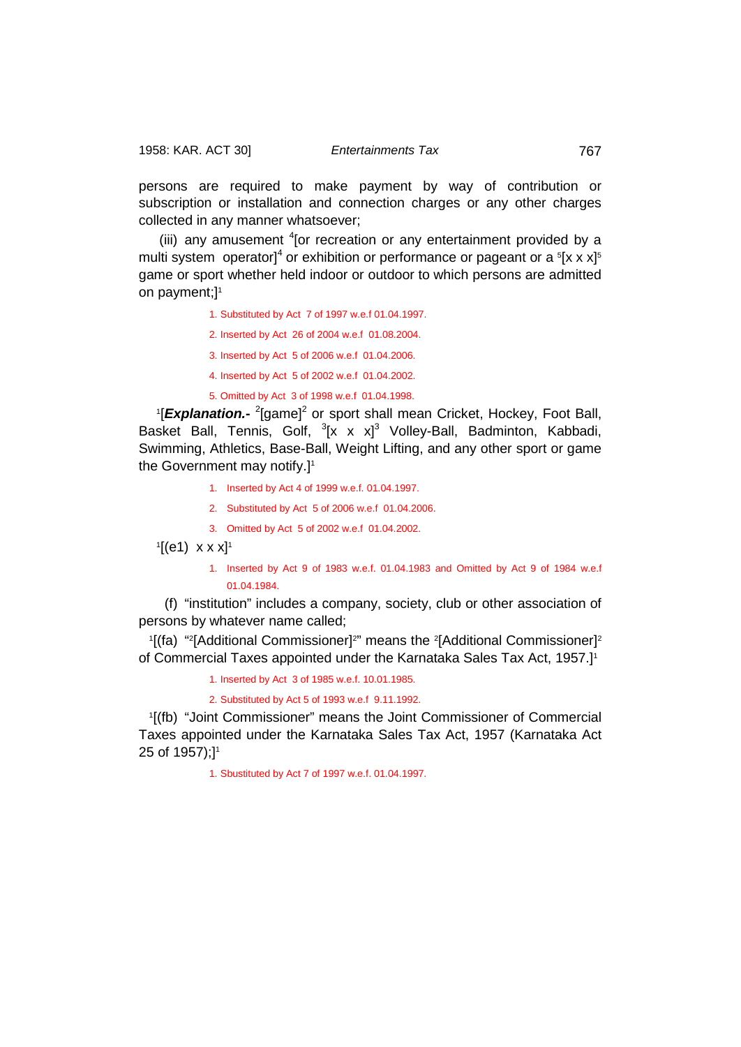persons are required to make payment by way of contribution or subscription or installation and connection charges or any other charges collected in any manner whatsoever;

(iii) any amusement [4][or recreation or any entertainment provided by a multi system operator][4] or exhibition or performance or pageant or a [5][x x x][5] game or sport whether held indoor or outdoor to which persons are admitted on payment;][1]

1. Substituted by Act 7 of 1997 w.e.f 01.04.1997.

2. Inserted by Act 26 of 2004 w.e.f 01.08.2004.

3. Inserted by Act 5 of 2006 w.e.f 01.04.2006.

4. Inserted by Act 5 of 2002 w.e.f 01.04.2002.

5. Omitted by Act 3 of 1998 w.e.f 01.04.1998.

[1][***Explanation.-*** [2][game][2] or sport shall mean Cricket, Hockey, Foot Ball, Basket Ball, Tennis, Golf, [3][x x x][3] Volley-Ball, Badminton, Kabbadi, Swimming, Athletics, Base-Ball, Weight Lifting, and any other sport or game the Government may notify.][1]

1. Inserted by Act 4 of 1999 w.e.f. 01.04.1997.
2. Substituted by Act 5 of 2006 w.e.f 01.04.2006.
3. Omitted by Act 5 of 2002 w.e.f 01.04.2002.

[1][(e1) x x x][1]

1. Inserted by Act 9 of 1983 w.e.f. 01.04.1983 and Omitted by Act 9 of 1984 w.e.f 01.04.1984.

(f) "institution" includes a company, society, club or other association of persons by whatever name called;

[1][(fa) "[2][Additional Commissioner][2]" means the [2][Additional Commissioner][2] of Commercial Taxes appointed under the Karnataka Sales Tax Act, 1957.][1]

1. Inserted by Act 3 of 1985 w.e.f. 10.01.1985.

2. Substituted by Act 5 of 1993 w.e.f 9.11.1992.

[1][(fb) "Joint Commissioner" means the Joint Commissioner of Commercial Taxes appointed under the Karnataka Sales Tax Act, 1957 (Karnataka Act 25 of 1957);][1]

1. Sbustituted by Act 7 of 1997 w.e.f. 01.04.1997.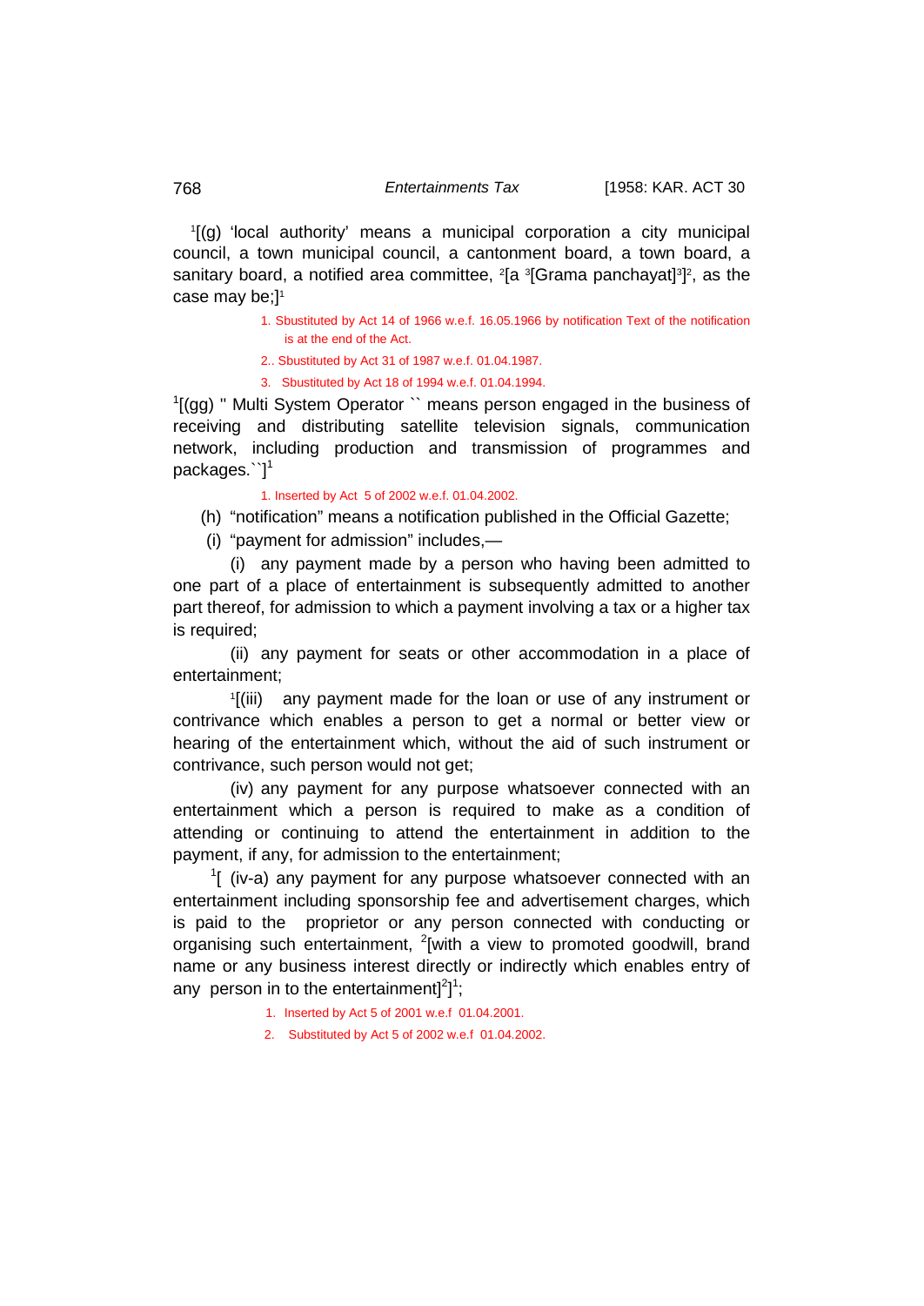[1][(g) 'local authority' means a municipal corporation a city municipal council, a town municipal council, a cantonment board, a town board, a sanitary board, a notified area committee, [2][a [3][Grama panchayat][3]][2], as the case may be;][1]

1. Sbstituted by Act 14 of 1966 w.e.f. 16.05.1966 by notification Text of the notification is at the end of the Act.
2.. Sbstituted by Act 31 of 1987 w.e.f. 01.04.1987.
3. Sbstituted by Act 18 of 1994 w.e.f. 01.04.1994.

[1][(gg) " Multi System Operator `` means person engaged in the business of receiving and distributing satellite television signals, communication network, including production and transmission of programmes and packages.``][1]

1. Inserted by Act 5 of 2002 w.e.f. 01.04.2002.

(h) "notification" means a notification published in the Official Gazette;

(i) "payment for admission" includes,—

(i) any payment made by a person who having been admitted to one part of a place of entertainment is subsequently admitted to another part thereof, for admission to which a payment involving a tax or a higher tax is required;

(ii) any payment for seats or other accommodation in a place of entertainment;

[1][(iii) any payment made for the loan or use of any instrument or contrivance which enables a person to get a normal or better view or hearing of the entertainment which, without the aid of such instrument or contrivance, such person would not get;

(iv) any payment for any purpose whatsoever connected with an entertainment which a person is required to make as a condition of attending or continuing to attend the entertainment in addition to the payment, if any, for admission to the entertainment;

[1][ (iv-a) any payment for any purpose whatsoever connected with an entertainment including sponsorship fee and advertisement charges, which is paid to the proprietor or any person connected with conducting or organising such entertainment, [2][with a view to promoted goodwill, brand name or any business interest directly or indirectly which enables entry of any person in to the entertainment][2]][1];

1. Inserted by Act 5 of 2001 w.e.f 01.04.2001.
2. Substituted by Act 5 of 2002 w.e.f 01.04.2002.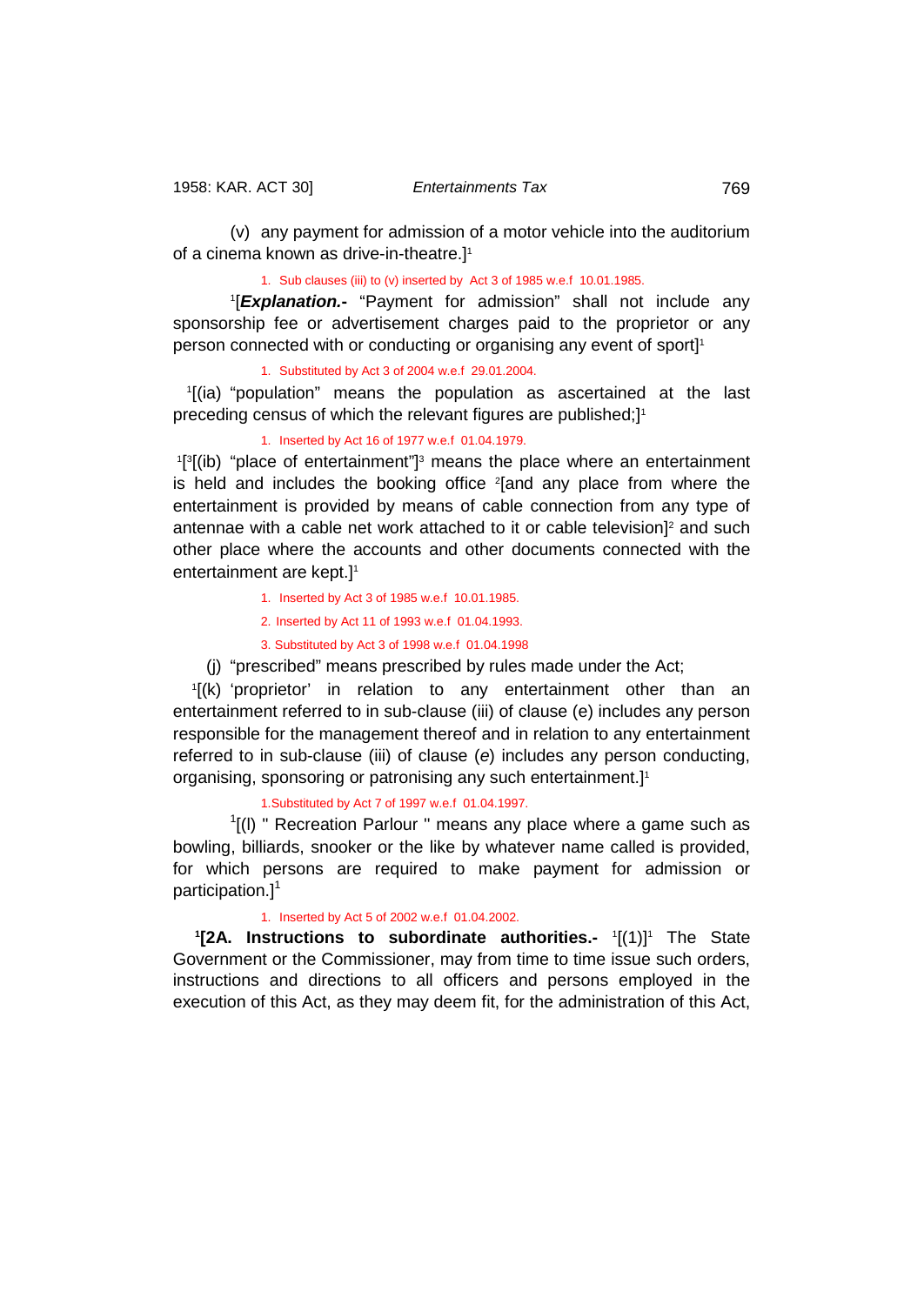(v) any payment for admission of a motor vehicle into the auditorium of a cinema known as drive-in-theatre.][1]

1. Sub clauses (iii) to (v) inserted by Act 3 of 1985 w.e.f 10.01.1985.

[1][***Explanation.-*** "Payment for admission" shall not include any sponsorship fee or advertisement charges paid to the proprietor or any person connected with or conducting or organising any event of sport][1]

1. Substituted by Act 3 of 2004 w.e.f 29.01.2004.

[1][(ia) "population" means the population as ascertained at the last preceding census of which the relevant figures are published;][1]

1. Inserted by Act 16 of 1977 w.e.f 01.04.1979.

[1][[3][(ib) "place of entertainment"][3] means the place where an entertainment is held and includes the booking office [2][and any place from where the entertainment is provided by means of cable connection from any type of antennae with a cable net work attached to it or cable television][2] and such other place where the accounts and other documents connected with the entertainment are kept.][1]

1. Inserted by Act 3 of 1985 w.e.f 10.01.1985.
2. Inserted by Act 11 of 1993 w.e.f 01.04.1993.
3. Substituted by Act 3 of 1998 w.e.f 01.04.1998

(j) "prescribed" means prescribed by rules made under the Act;

[1][(k) 'proprietor' in relation to any entertainment other than an entertainment referred to in sub-clause (iii) of clause (e) includes any person responsible for the management thereof and in relation to any entertainment referred to in sub-clause (iii) of clause (*e*) includes any person conducting, organising, sponsoring or patronising any such entertainment.][1]

1.Substituted by Act 7 of 1997 w.e.f 01.04.1997.

[1][(l) " Recreation Parlour " means any place where a game such as bowling, billiards, snooker or the like by whatever name called is provided, for which persons are required to make payment for admission or participation.][1]

1. Inserted by Act 5 of 2002 w.e.f 01.04.2002.

[1]**[2A. Instructions to subordinate authorities.-** [1][(1)][1] The State Government or the Commissioner, may from time to time issue such orders, instructions and directions to all officers and persons employed in the execution of this Act, as they may deem fit, for the administration of this Act,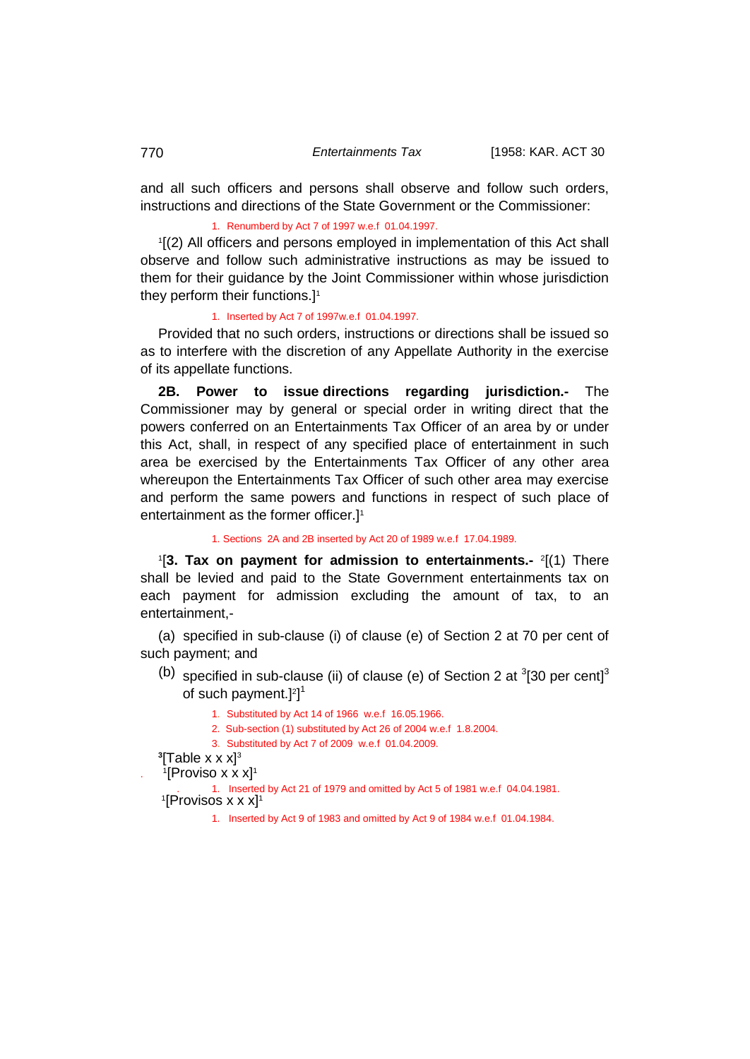and all such officers and persons shall observe and follow such orders, instructions and directions of the State Government or the Commissioner:

1. Renumberd by Act 7 of 1997 w.e.f 01.04.1997.

[1][(2) All officers and persons employed in implementation of this Act shall observe and follow such administrative instructions as may be issued to them for their guidance by the Joint Commissioner within whose jurisdiction they perform their functions.][1]

1. Inserted by Act 7 of 1997w.e.f 01.04.1997.

Provided that no such orders, instructions or directions shall be issued so as to interfere with the discretion of any Appellate Authority in the exercise of its appellate functions.

**2B. Power to issue directions regarding jurisdiction.-** The Commissioner may by general or special order in writing direct that the powers conferred on an Entertainments Tax Officer of an area by or under this Act, shall, in respect of any specified place of entertainment in such area be exercised by the Entertainments Tax Officer of any other area whereupon the Entertainments Tax Officer of such other area may exercise and perform the same powers and functions in respect of such place of entertainment as the former officer.][1]

1. Sections 2A and 2B inserted by Act 20 of 1989 w.e.f 17.04.1989.

[1][**3. Tax on payment for admission to entertainments.-** [2][(1) There shall be levied and paid to the State Government entertainments tax on each payment for admission excluding the amount of tax, to an entertainment,-

(a) specified in sub-clause (i) of clause (e) of Section 2 at 70 per cent of such payment; and

(b) specified in sub-clause (ii) of clause (e) of Section 2 at [3][30 per cent][3] of such payment.][2]][1]

1. Substituted by Act 14 of 1966 w.e.f 16.05.1966.
2. Sub-section (1) substituted by Act 26 of 2004 w.e.f 1.8.2004.
3. Substituted by Act 7 of 2009 w.e.f 01.04.2009.

[3][Table x x x][3]

[1][Proviso x x x][1]

1. Inserted by Act 21 of 1979 and omitted by Act 5 of 1981 w.e.f 04.04.1981.

[1][Provisos x x x][1]

1. Inserted by Act 9 of 1983 and omitted by Act 9 of 1984 w.e.f 01.04.1984.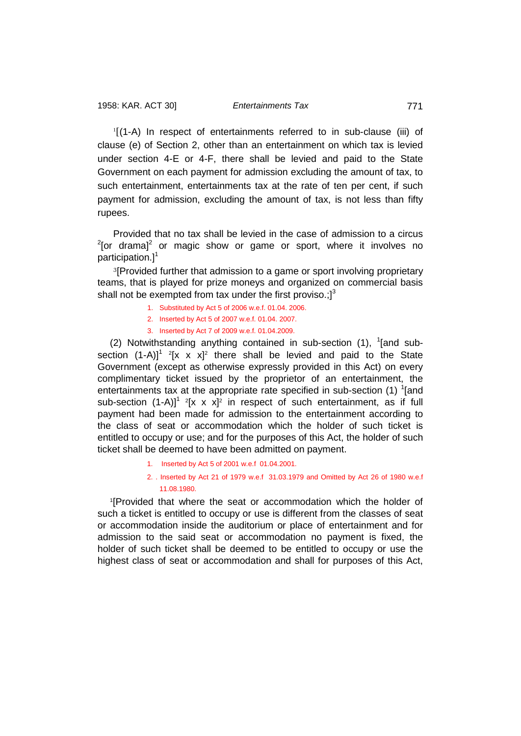[1][(1-A) In respect of entertainments referred to in sub-clause (iii) of clause (e) of Section 2, other than an entertainment on which tax is levied under section 4-E or 4-F, there shall be levied and paid to the State Government on each payment for admission excluding the amount of tax, to such entertainment, entertainments tax at the rate of ten per cent, if such payment for admission, excluding the amount of tax, is not less than fifty rupees.

Provided that no tax shall be levied in the case of admission to a circus [2][or drama][2] or magic show or game or sport, where it involves no participation.][1]

[3][Provided further that admission to a game or sport involving proprietary teams, that is played for prize moneys and organized on commercial basis shall not be exempted from tax under the first proviso.;][3]

1. Substituted by Act 5 of 2006 w.e.f. 01.04. 2006.
2. Inserted by Act 5 of 2007 w.e.f. 01.04. 2007.
3. Inserted by Act 7 of 2009 w.e.f. 01.04.2009.

(2) Notwithstanding anything contained in sub-section (1), [1][and sub-section (1-A)][1] [2][x x x][2] there shall be levied and paid to the State Government (except as otherwise expressly provided in this Act) on every complimentary ticket issued by the proprietor of an entertainment, the entertainments tax at the appropriate rate specified in sub-section (1) [1][and sub-section (1-A)][1] [2][x x x][2] in respect of such entertainment, as if full payment had been made for admission to the entertainment according to the class of seat or accommodation which the holder of such ticket is entitled to occupy or use; and for the purposes of this Act, the holder of such ticket shall be deemed to have been admitted on payment.

1. Inserted by Act 5 of 2001 w.e.f 01.04.2001.
2. . Inserted by Act 21 of 1979 w.e.f 31.03.1979 and Omitted by Act 26 of 1980 w.e.f 11.08.1980.

[1][Provided that where the seat or accommodation which the holder of such a ticket is entitled to occupy or use is different from the classes of seat or accommodation inside the auditorium or place of entertainment and for admission to the said seat or accommodation no payment is fixed, the holder of such ticket shall be deemed to be entitled to occupy or use the highest class of seat or accommodation and shall for purposes of this Act,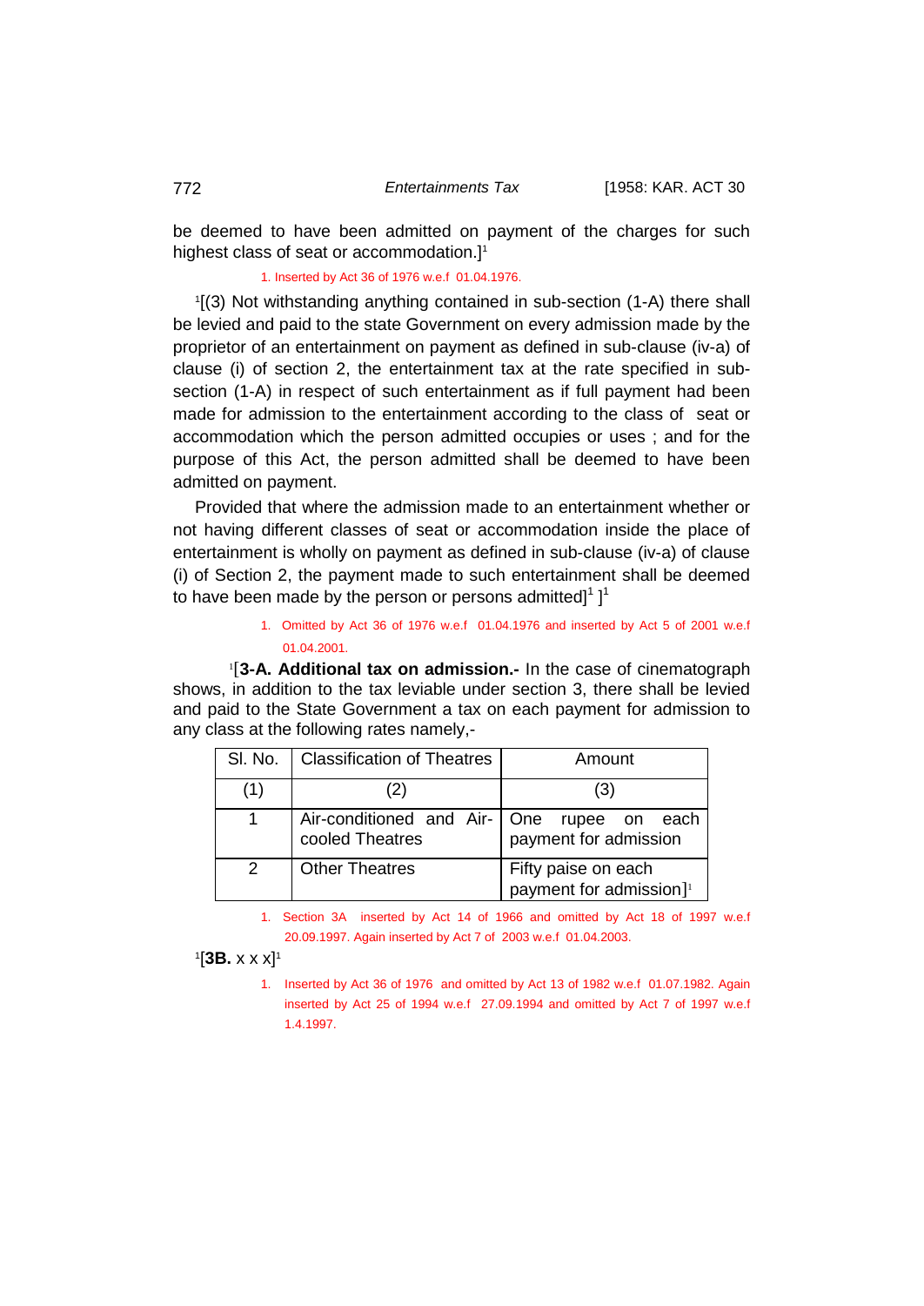be deemed to have been admitted on payment of the charges for such highest class of seat or accommodation.][1]

1. Inserted by Act 36 of 1976 w.e.f 01.04.1976.

[1][(3) Not withstanding anything contained in sub-section (1-A) there shall be levied and paid to the state Government on every admission made by the proprietor of an entertainment on payment as defined in sub-clause (iv-a) of clause (i) of section 2, the entertainment tax at the rate specified in sub-section (1-A) in respect of such entertainment as if full payment had been made for admission to the entertainment according to the class of seat or accommodation which the person admitted occupies or uses ; and for the purpose of this Act, the person admitted shall be deemed to have been admitted on payment.

Provided that where the admission made to an entertainment whether or not having different classes of seat or accommodation inside the place of entertainment is wholly on payment as defined in sub-clause (iv-a) of clause (i) of Section 2, the payment made to such entertainment shall be deemed to have been made by the person or persons admitted][1] ][1]

1. Omitted by Act 36 of 1976 w.e.f 01.04.1976 and inserted by Act 5 of 2001 w.e.f 01.04.2001.

[1][**3-A. Additional tax on admission.-** In the case of cinematograph shows, in addition to the tax leviable under section 3, there shall be levied and paid to the State Government a tax on each payment for admission to any class at the following rates namely,-

| Sl. No. | Classification of Theatres | Amount |
|---|---|---|
| (1) | (2) | (3) |
| 1 | Air-conditioned and Air-cooled Theatres | One rupee on each payment for admission |
| 2 | Other Theatres | Fifty paise on each payment for admission][1] |

1. Section 3A inserted by Act 14 of 1966 and omitted by Act 18 of 1997 w.e.f 20.09.1997. Again inserted by Act 7 of 2003 w.e.f 01.04.2003.

[1][**3B.** x x x][1]

1. Inserted by Act 36 of 1976 and omitted by Act 13 of 1982 w.e.f 01.07.1982. Again inserted by Act 25 of 1994 w.e.f 27.09.1994 and omitted by Act 7 of 1997 w.e.f 1.4.1997.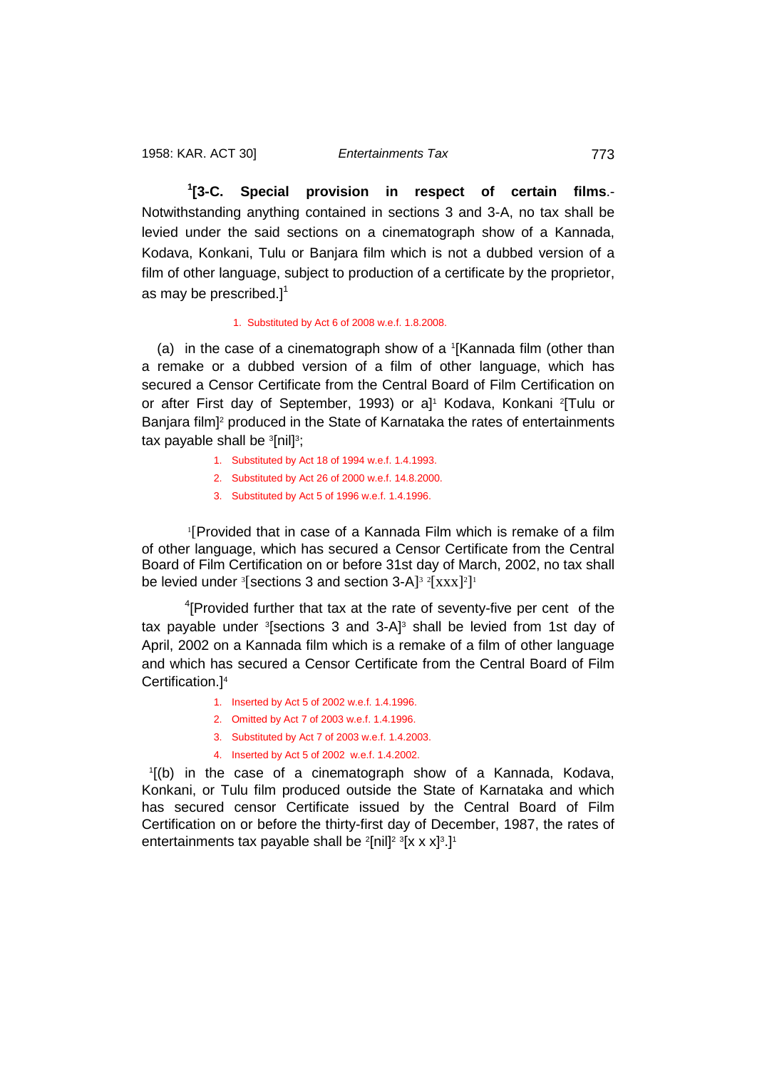[1][3-C. **Special provision in respect of certain films**.- Notwithstanding anything contained in sections 3 and 3-A, no tax shall be levied under the said sections on a cinematograph show of a Kannada, Kodava, Konkani, Tulu or Banjara film which is not a dubbed version of a film of other language, subject to production of a certificate by the proprietor, as may be prescribed.][1]

1. Substituted by Act 6 of 2008 w.e.f. 1.8.2008.

(a) in the case of a cinematograph show of a [1][Kannada film (other than a remake or a dubbed version of a film of other language, which has secured a Censor Certificate from the Central Board of Film Certification on or after First day of September, 1993) or a][1] Kodava, Konkani [2][Tulu or Banjara film][2] produced in the State of Karnataka the rates of entertainments tax payable shall be [3][nil][3];

1. Substituted by Act 18 of 1994 w.e.f. 1.4.1993.
2. Substituted by Act 26 of 2000 w.e.f. 14.8.2000.
3. Substituted by Act 5 of 1996 w.e.f. 1.4.1996.

[1][Provided that in case of a Kannada Film which is remake of a film of other language, which has secured a Censor Certificate from the Central Board of Film Certification on or before 31st day of March, 2002, no tax shall be levied under [3][sections 3 and section 3-A][3] [2][xxx][2]][1]

[4][Provided further that tax at the rate of seventy-five per cent of the tax payable under [3][sections 3 and 3-A][3] shall be levied from 1st day of April, 2002 on a Kannada film which is a remake of a film of other language and which has secured a Censor Certificate from the Central Board of Film Certification.][4]

1. Inserted by Act 5 of 2002 w.e.f. 1.4.1996.
2. Omitted by Act 7 of 2003 w.e.f. 1.4.1996.
3. Substituted by Act 7 of 2003 w.e.f. 1.4.2003.
4. Inserted by Act 5 of 2002 w.e.f. 1.4.2002.

[1][(b) in the case of a cinematograph show of a Kannada, Kodava, Konkani, or Tulu film produced outside the State of Karnataka and which has secured censor Certificate issued by the Central Board of Film Certification on or before the thirty-first day of December, 1987, the rates of entertainments tax payable shall be [2][nil][2] [3][x x x][3].][1]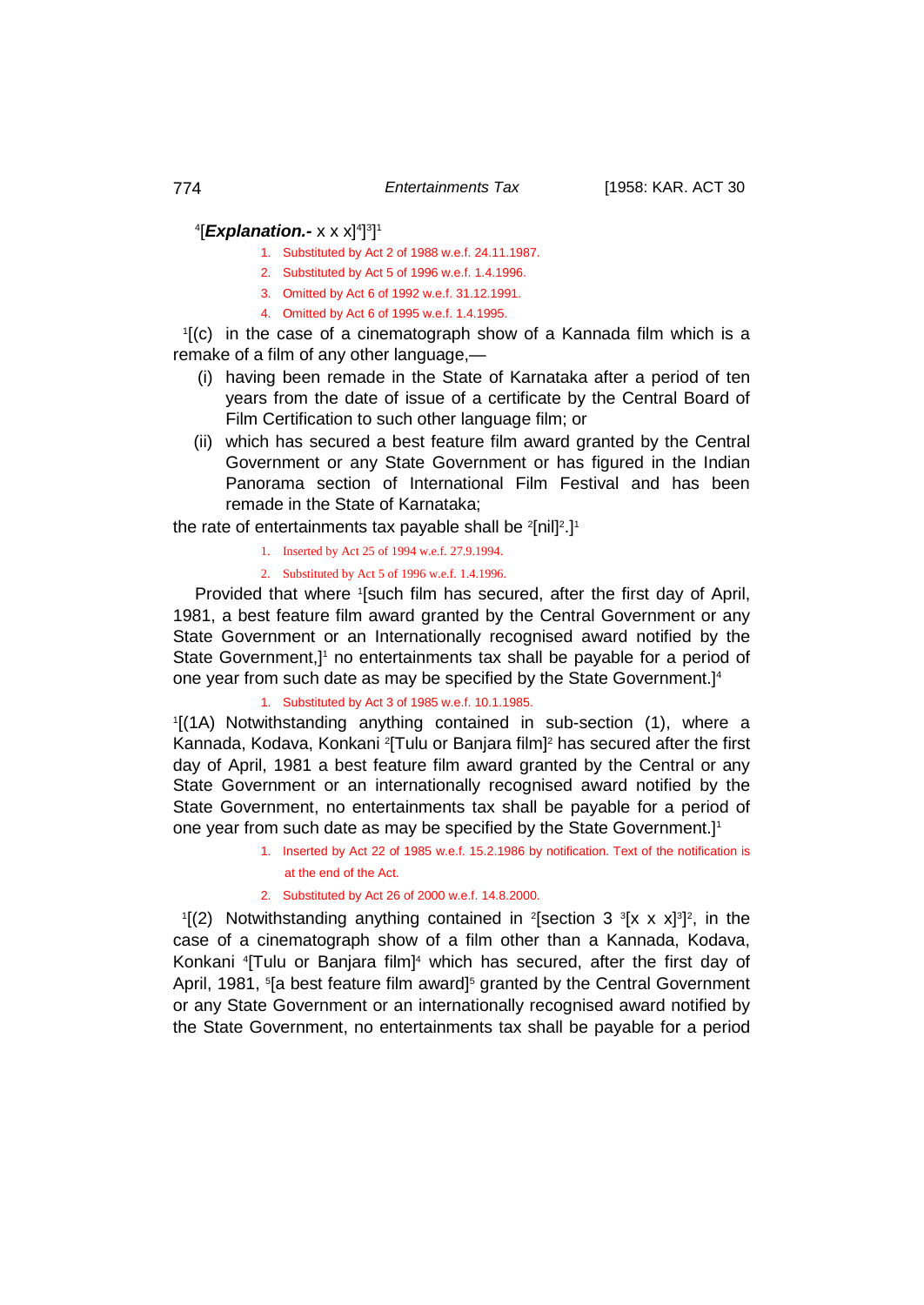[4][***Explanation.-*** x x x][4]][3]][1]

1. Substituted by Act 2 of 1988 w.e.f. 24.11.1987.
2. Substituted by Act 5 of 1996 w.e.f. 1.4.1996.
3. Omitted by Act 6 of 1992 w.e.f. 31.12.1991.
4. Omitted by Act 6 of 1995 w.e.f. 1.4.1995.

[1][(c) in the case of a cinematograph show of a Kannada film which is a remake of a film of any other language,—

(i) having been remade in the State of Karnataka after a period of ten years from the date of issue of a certificate by the Central Board of Film Certification to such other language film; or

(ii) which has secured a best feature film award granted by the Central Government or any State Government or has figured in the Indian Panorama section of International Film Festival and has been remade in the State of Karnataka;

the rate of entertainments tax payable shall be [2][nil][2].][1]

1. Inserted by Act 25 of 1994 w.e.f. 27.9.1994.
2. Substituted by Act 5 of 1996 w.e.f. 1.4.1996.

Provided that where [1][such film has secured, after the first day of April, 1981, a best feature film award granted by the Central Government or any State Government or an Internationally recognised award notified by the State Government,][1] no entertainments tax shall be payable for a period of one year from such date as may be specified by the State Government.][4]

1. Substituted by Act 3 of 1985 w.e.f. 10.1.1985.

[1][(1A) Notwithstanding anything contained in sub-section (1), where a Kannada, Kodava, Konkani [2][Tulu or Banjara film][2] has secured after the first day of April, 1981 a best feature film award granted by the Central or any State Government or an internationally recognised award notified by the State Government, no entertainments tax shall be payable for a period of one year from such date as may be specified by the State Government.][1]

1. Inserted by Act 22 of 1985 w.e.f. 15.2.1986 by notification. Text of the notification is at the end of the Act.
2. Substituted by Act 26 of 2000 w.e.f. 14.8.2000.

[1][(2) Notwithstanding anything contained in [2][section 3 [3][x x x][3]][2], in the case of a cinematograph show of a film other than a Kannada, Kodava, Konkani [4][Tulu or Banjara film][4] which has secured, after the first day of April, 1981, [5][a best feature film award][5] granted by the Central Government or any State Government or an internationally recognised award notified by the State Government, no entertainments tax shall be payable for a period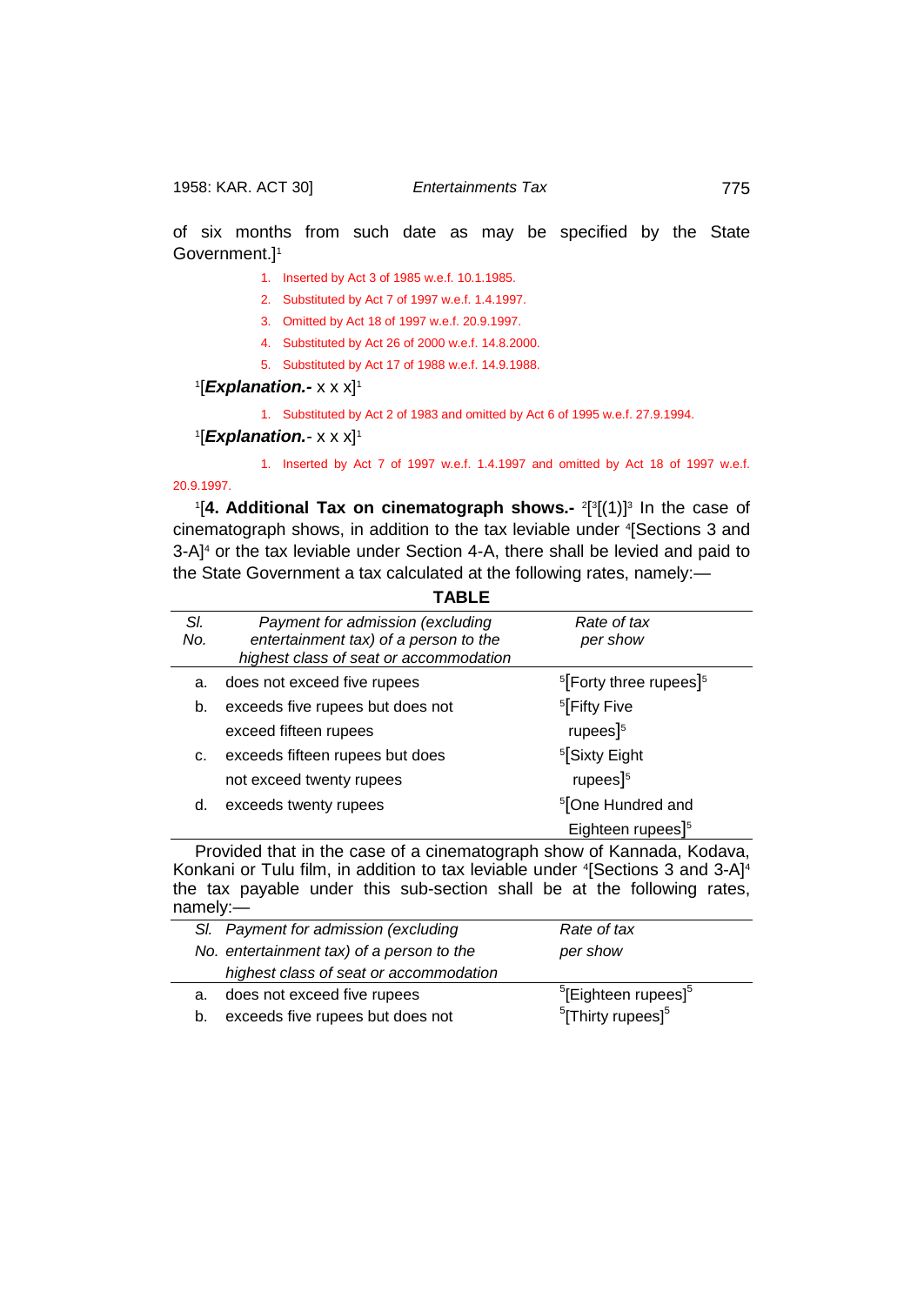of six months from such date as may be specified by the State Government.][1]

1. Inserted by Act 3 of 1985 w.e.f. 10.1.1985.
2. Substituted by Act 7 of 1997 w.e.f. 1.4.1997.
3. Omitted by Act 18 of 1997 w.e.f. 20.9.1997.
4. Substituted by Act 26 of 2000 w.e.f. 14.8.2000.
5. Substituted by Act 17 of 1988 w.e.f. 14.9.1988.

[1][***Explanation.-*** x x x][1]

1. Substituted by Act 2 of 1983 and omitted by Act 6 of 1995 w.e.f. 27.9.1994.

[1][***Explanation.***- x x x][1]

1. Inserted by Act 7 of 1997 w.e.f. 1.4.1997 and omitted by Act 18 of 1997 w.e.f. 20.9.1997.

[1][**4. Additional Tax on cinematograph shows.-** [2][[3][(1)][3] In the case of cinematograph shows, in addition to the tax leviable under [4][Sections 3 and 3-A][4] or the tax leviable under Section 4-A, there shall be levied and paid to the State Government a tax calculated at the following rates, namely:—

**TABLE**

| *Sl. No.* | *Payment for admission (excluding entertainment tax) of a person to the highest class of seat or accommodation* | *Rate of tax per show* |
|---|---|---|
| a. | does not exceed five rupees | [5][Forty three rupees][5] |
| b. | exceeds five rupees but does not exceed fifteen rupees | [5][Fifty Five rupees][5] |
| c. | exceeds fifteen rupees but does not exceed twenty rupees | [5][Sixty Eight rupees][5] |
| d. | exceeds twenty rupees | [5][One Hundred and Eighteen rupees][5] |

Provided that in the case of a cinematograph show of Kannada, Kodava, Konkani or Tulu film, in addition to tax leviable under [4][Sections 3 and 3-A][4] the tax payable under this sub-section shall be at the following rates, namely:—

| *Sl. No.* | *Payment for admission (excluding entertainment tax) of a person to the highest class of seat or accommodation* | *Rate of tax per show* |
|---|---|---|
| a. | does not exceed five rupees | [5][Eighteen rupees][5] |
| b. | exceeds five rupees but does not | [5][Thirty rupees][5] |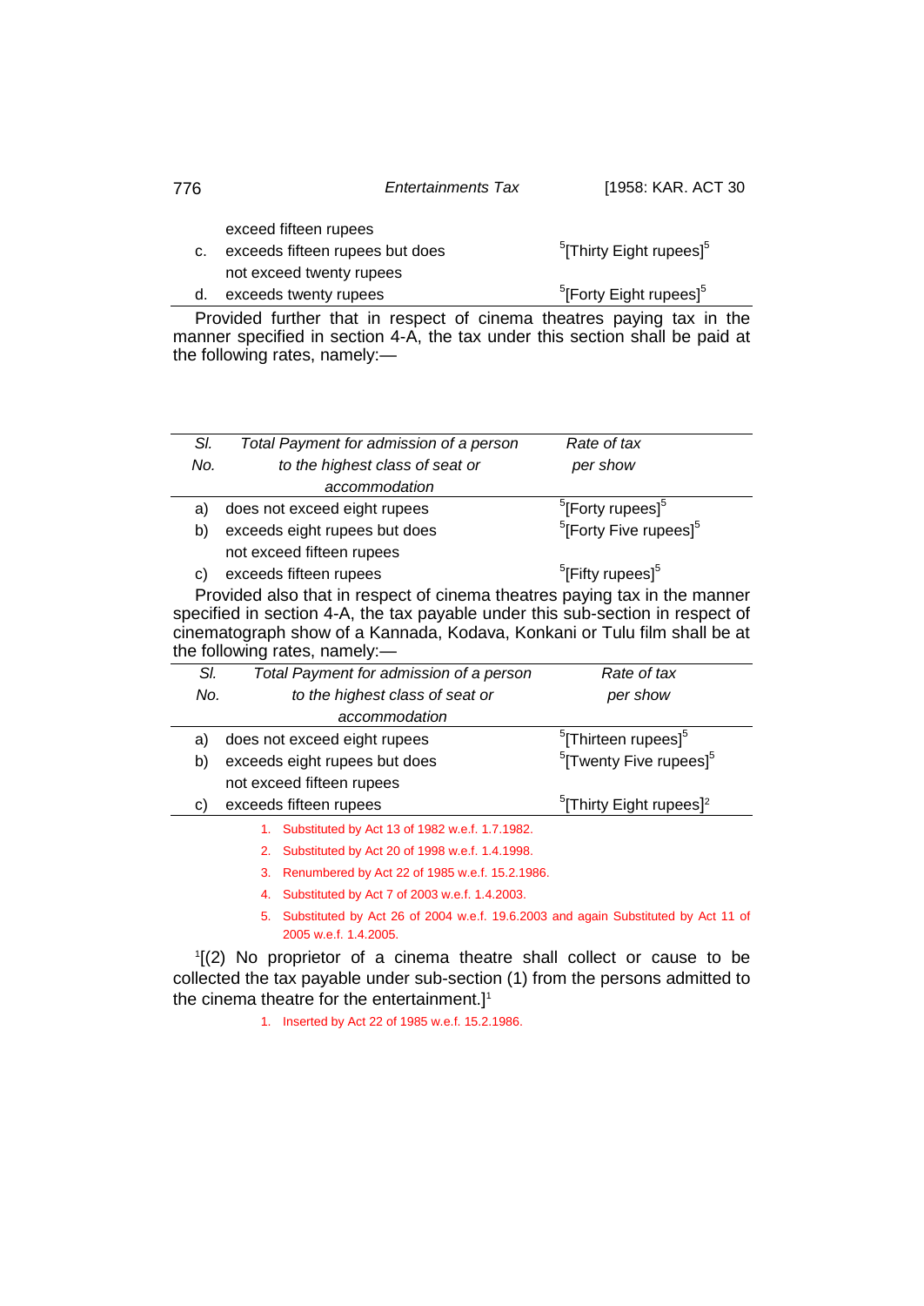|  |  |  |
|---|---|---|
|  | exceed fifteen rupees |  |
| c. | exceeds fifteen rupees but does not exceed twenty rupees | [5][Thirty Eight rupees][5] |
| d. | exceeds twenty rupees | [5][Forty Eight rupees][5] |

Provided further that in respect of cinema theatres paying tax in the manner specified in section 4-A, the tax under this section shall be paid at the following rates, namely:—

| *Sl. No.* | *Total Payment for admission of a person to the highest class of seat or accommodation* | *Rate of tax per show* |
|---|---|---|
| a) | does not exceed eight rupees | [5][Forty rupees][5] |
| b) | exceeds eight rupees but does not exceed fifteen rupees | [5][Forty Five rupees][5] |
| c) | exceeds fifteen rupees | [5][Fifty rupees][5] |

Provided also that in respect of cinema theatres paying tax in the manner specified in section 4-A, the tax payable under this sub-section in respect of cinematograph show of a Kannada, Kodava, Konkani or Tulu film shall be at the following rates, namely:—

| *Sl. No.* | *Total Payment for admission of a person to the highest class of seat or accommodation* | *Rate of tax per show* |
|---|---|---|
| a) | does not exceed eight rupees | [5][Thirteen rupees][5] |
| b) | exceeds eight rupees but does not exceed fifteen rupees | [5][Twenty Five rupees][5] |
| c) | exceeds fifteen rupees | [5][Thirty Eight rupees][2] |

1. Substituted by Act 13 of 1982 w.e.f. 1.7.1982.
2. Substituted by Act 20 of 1998 w.e.f. 1.4.1998.
3. Renumbered by Act 22 of 1985 w.e.f. 15.2.1986.
4. Substituted by Act 7 of 2003 w.e.f. 1.4.2003.
5. Substituted by Act 26 of 2004 w.e.f. 19.6.2003 and again Substituted by Act 11 of 2005 w.e.f. 1.4.2005.

[1][(2) No proprietor of a cinema theatre shall collect or cause to be collected the tax payable under sub-section (1) from the persons admitted to the cinema theatre for the entertainment.][1]

1. Inserted by Act 22 of 1985 w.e.f. 15.2.1986.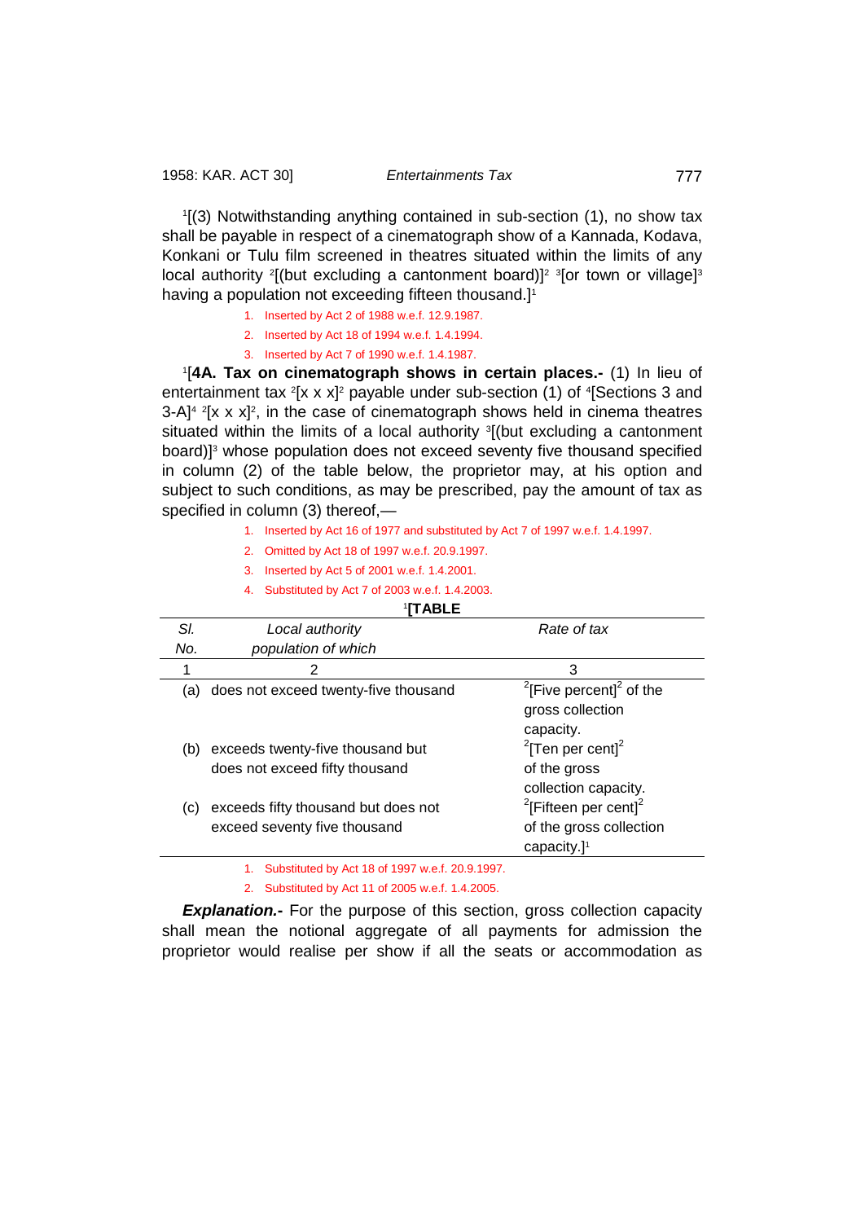[1][(3) Notwithstanding anything contained in sub-section (1), no show tax shall be payable in respect of a cinematograph show of a Kannada, Kodava, Konkani or Tulu film screened in theatres situated within the limits of any local authority [2][(but excluding a cantonment board)][2] [3][or town or village][3] having a population not exceeding fifteen thousand.][1]

1. Inserted by Act 2 of 1988 w.e.f. 12.9.1987.
2. Inserted by Act 18 of 1994 w.e.f. 1.4.1994.
3. Inserted by Act 7 of 1990 w.e.f. 1.4.1987.

[1][**4A. Tax on cinematograph shows in certain places.-** (1) In lieu of entertainment tax [2][x x x][2] payable under sub-section (1) of [4][Sections 3 and 3-A][4] [2][x x x][2], in the case of cinematograph shows held in cinema theatres situated within the limits of a local authority [3][(but excluding a cantonment board)][3] whose population does not exceed seventy five thousand specified in column (2) of the table below, the proprietor may, at his option and subject to such conditions, as may be prescribed, pay the amount of tax as specified in column (3) thereof,—

1. Inserted by Act 16 of 1977 and substituted by Act 7 of 1997 w.e.f. 1.4.1997.
2. Omitted by Act 18 of 1997 w.e.f. 20.9.1997.
3. Inserted by Act 5 of 2001 w.e.f. 1.4.2001.
4. Substituted by Act 7 of 2003 w.e.f. 1.4.2003.

[1]**[TABLE**

| *Sl. No.* | *Local authority population of which* | *Rate of tax* |
|---|---|---|
| 1 | 2 | 3 |
| (a) | does not exceed twenty-five thousand | [2][Five percent][2] of the gross collection capacity. |
| (b) | exceeds twenty-five thousand but does not exceed fifty thousand | [2][Ten per cent][2] of the gross collection capacity. |
| (c) | exceeds fifty thousand but does not exceed seventy five thousand | [2][Fifteen per cent][2] of the gross collection capacity.][1] |

1. Substituted by Act 18 of 1997 w.e.f. 20.9.1997.
2. Substituted by Act 11 of 2005 w.e.f. 1.4.2005.

***Explanation.-*** For the purpose of this section, gross collection capacity shall mean the notional aggregate of all payments for admission the proprietor would realise per show if all the seats or accommodation as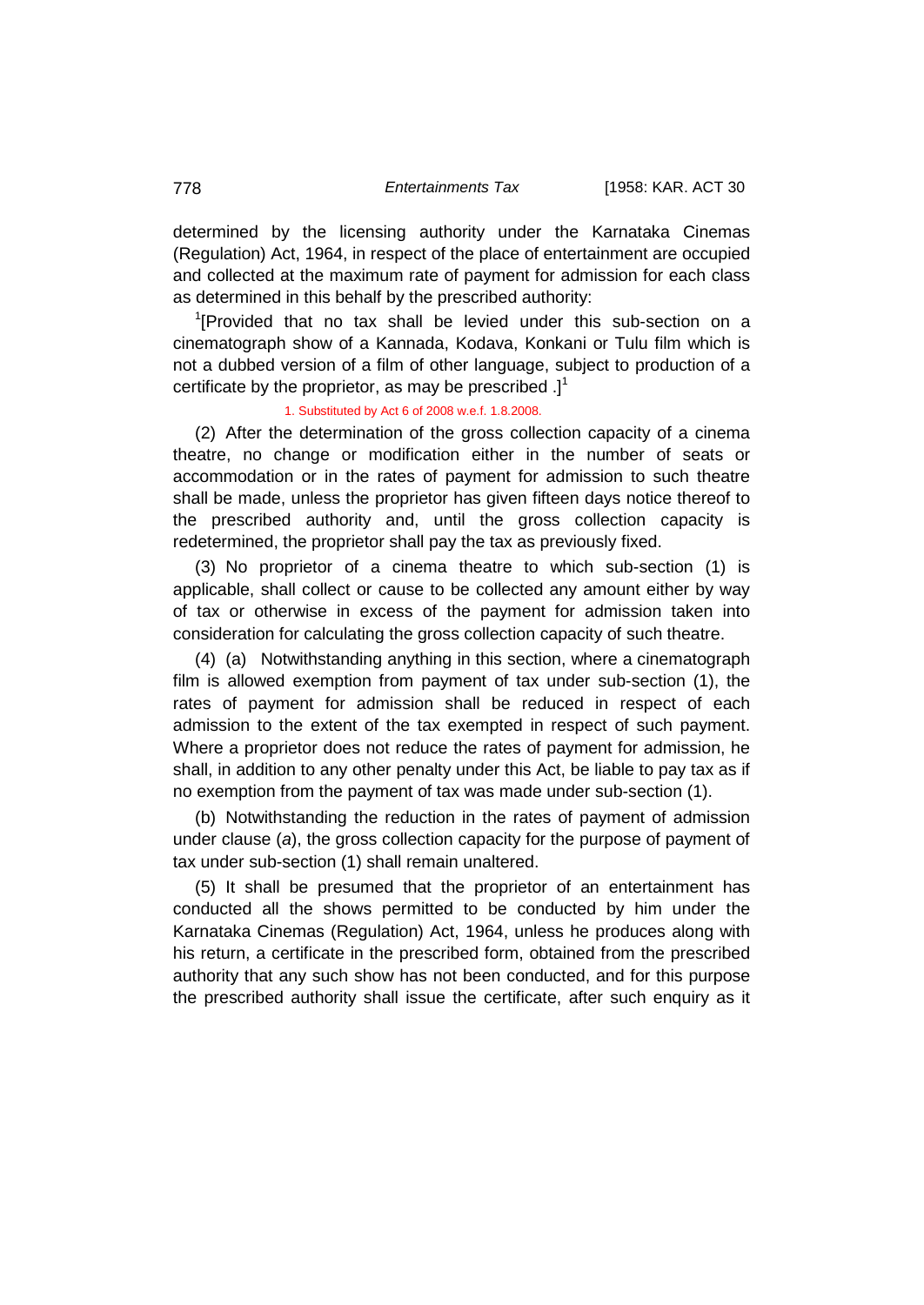determined by the licensing authority under the Karnataka Cinemas (Regulation) Act, 1964, in respect of the place of entertainment are occupied and collected at the maximum rate of payment for admission for each class as determined in this behalf by the prescribed authority:

[1][Provided that no tax shall be levied under this sub-section on a cinematograph show of a Kannada, Kodava, Konkani or Tulu film which is not a dubbed version of a film of other language, subject to production of a certificate by the proprietor, as may be prescribed .][1]

1. Substituted by Act 6 of 2008 w.e.f. 1.8.2008.

(2) After the determination of the gross collection capacity of a cinema theatre, no change or modification either in the number of seats or accommodation or in the rates of payment for admission to such theatre shall be made, unless the proprietor has given fifteen days notice thereof to the prescribed authority and, until the gross collection capacity is redetermined, the proprietor shall pay the tax as previously fixed.

(3) No proprietor of a cinema theatre to which sub-section (1) is applicable, shall collect or cause to be collected any amount either by way of tax or otherwise in excess of the payment for admission taken into consideration for calculating the gross collection capacity of such theatre.

(4) (a) Notwithstanding anything in this section, where a cinematograph film is allowed exemption from payment of tax under sub-section (1), the rates of payment for admission shall be reduced in respect of each admission to the extent of the tax exempted in respect of such payment. Where a proprietor does not reduce the rates of payment for admission, he shall, in addition to any other penalty under this Act, be liable to pay tax as if no exemption from the payment of tax was made under sub-section (1).

(b) Notwithstanding the reduction in the rates of payment of admission under clause (*a*), the gross collection capacity for the purpose of payment of tax under sub-section (1) shall remain unaltered.

(5) It shall be presumed that the proprietor of an entertainment has conducted all the shows permitted to be conducted by him under the Karnataka Cinemas (Regulation) Act, 1964, unless he produces along with his return, a certificate in the prescribed form, obtained from the prescribed authority that any such show has not been conducted, and for this purpose the prescribed authority shall issue the certificate, after such enquiry as it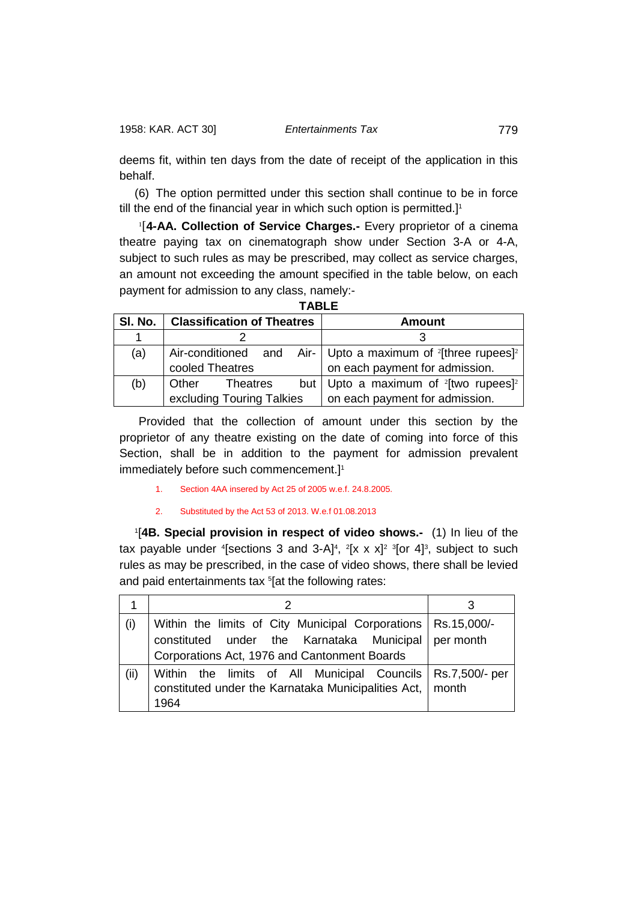deems fit, within ten days from the date of receipt of the application in this behalf.

(6) The option permitted under this section shall continue to be in force till the end of the financial year in which such option is permitted.][1]

[1][**4-AA. Collection of Service Charges.-** Every proprietor of a cinema theatre paying tax on cinematograph show under Section 3-A or 4-A, subject to such rules as may be prescribed, may collect as service charges, an amount not exceeding the amount specified in the table below, on each payment for admission to any class, namely:-

**TABLE**

| Sl. No. | Classification of Theatres | Amount |
|---|---|---|
| 1 | 2 | 3 |
| (a) | Air-conditioned and Air-cooled Theatres | Upto a maximum of [2][three rupees][2] on each payment for admission. |
| (b) | Other Theatres but excluding Touring Talkies | Upto a maximum of [2][two rupees][2] on each payment for admission. |

Provided that the collection of amount under this section by the proprietor of any theatre existing on the date of coming into force of this Section, shall be in addition to the payment for admission prevalent immediately before such commencement.][1]

1. Section 4AA insered by Act 25 of 2005 w.e.f. 24.8.2005.
2. Substituted by the Act 53 of 2013. W.e.f 01.08.2013

[1][**4B. Special provision in respect of video shows.-** (1) In lieu of the tax payable under [4][sections 3 and 3-A][4], [2][x x x][2] [3][or 4][3], subject to such rules as may be prescribed, in the case of video shows, there shall be levied and paid entertainments tax [5][at the following rates:

| 1 | 2 | 3 |
|---|---|---|
| (i) | Within the limits of City Municipal Corporations constituted under the Karnataka Municipal Corporations Act, 1976 and Cantonment Boards | Rs.15,000/- per month |
| (ii) | Within the limits of All Municipal Councils constituted under the Karnataka Municipalities Act, 1964 | Rs.7,500/- per month |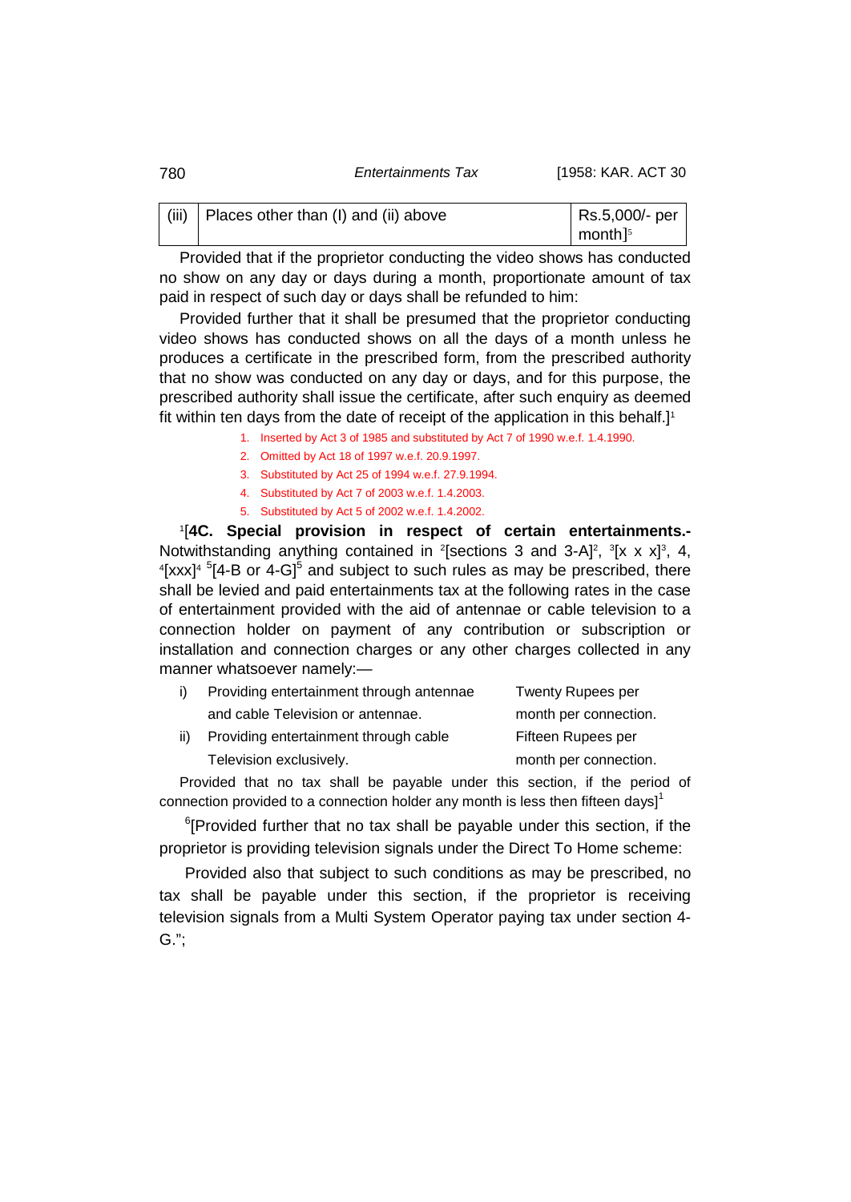| (iii) | Places other than (I) and (ii) above | Rs.5,000/- per month][5] |
|---|---|---|

Provided that if the proprietor conducting the video shows has conducted no show on any day or days during a month, proportionate amount of tax paid in respect of such day or days shall be refunded to him:

Provided further that it shall be presumed that the proprietor conducting video shows has conducted shows on all the days of a month unless he produces a certificate in the prescribed form, from the prescribed authority that no show was conducted on any day or days, and for this purpose, the prescribed authority shall issue the certificate, after such enquiry as deemed fit within ten days from the date of receipt of the application in this behalf.][1]

1. Inserted by Act 3 of 1985 and substituted by Act 7 of 1990 w.e.f. 1.4.1990.
2. Omitted by Act 18 of 1997 w.e.f. 20.9.1997.
3. Substituted by Act 25 of 1994 w.e.f. 27.9.1994.
4. Substituted by Act 7 of 2003 w.e.f. 1.4.2003.
5. Substituted by Act 5 of 2002 w.e.f. 1.4.2002.

[1][**4C. Special provision in respect of certain entertainments.-** Notwithstanding anything contained in [2][sections 3 and 3-A][2], [3][x x x][3], 4, [4][xxx][4] [5][4-B or 4-G][5] and subject to such rules as may be prescribed, there shall be levied and paid entertainments tax at the following rates in the case of entertainment provided with the aid of antennae or cable television to a connection holder on payment of any contribution or subscription or installation and connection charges or any other charges collected in any manner whatsoever namely:—

| | | |
|---|---|---|
| i) | Providing entertainment through antennae and cable Television or antennae. | Twenty Rupees per month per connection. |
| ii) | Providing entertainment through cable Television exclusively. | Fifteen Rupees per month per connection. |

Provided that no tax shall be payable under this section, if the period of connection provided to a connection holder any month is less then fifteen days][1]

[6][Provided further that no tax shall be payable under this section, if the proprietor is providing television signals under the Direct To Home scheme:

Provided also that subject to such conditions as may be prescribed, no tax shall be payable under this section, if the proprietor is receiving television signals from a Multi System Operator paying tax under section 4-G.";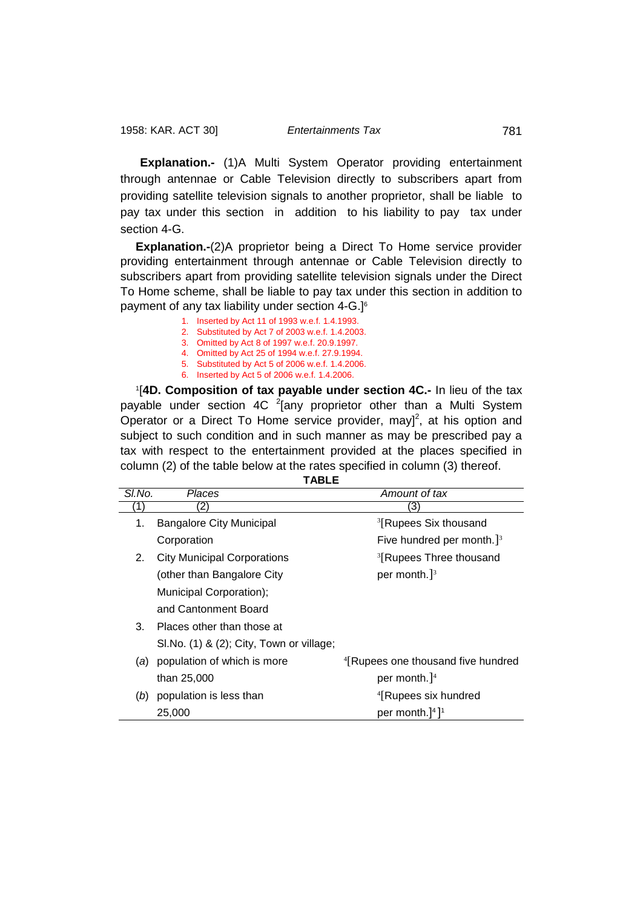**Explanation.-** (1)A Multi System Operator providing entertainment through antennae or Cable Television directly to subscribers apart from providing satellite television signals to another proprietor, shall be liable to pay tax under this section in addition to his liability to pay tax under section 4-G.

**Explanation.-**(2)A proprietor being a Direct To Home service provider providing entertainment through antennae or Cable Television directly to subscribers apart from providing satellite television signals under the Direct To Home scheme, shall be liable to pay tax under this section in addition to payment of any tax liability under section 4-G.][6]

1. Inserted by Act 11 of 1993 w.e.f. 1.4.1993.
2. Substituted by Act 7 of 2003 w.e.f. 1.4.2003.
3. Omitted by Act 8 of 1997 w.e.f. 20.9.1997.
4. Omitted by Act 25 of 1994 w.e.f. 27.9.1994.
5. Substituted by Act 5 of 2006 w.e.f. 1.4.2006.
6. Inserted by Act 5 of 2006 w.e.f. 1.4.2006.

[1][**4D. Composition of tax payable under section 4C.-** In lieu of the tax payable under section 4C [2][any proprietor other than a Multi System Operator or a Direct To Home service provider, may][2], at his option and subject to such condition and in such manner as may be prescribed pay a tax with respect to the entertainment provided at the places specified in column (2) of the table below at the rates specified in column (3) thereof.

**TABLE**

| *Sl.No.* | *Places* | *Amount of tax* |
|---|---|---|
| (1) | (2) | (3) |
| 1. | Bangalore City Municipal Corporation | [3][Rupees Six thousand Five hundred per month.][3] |
| 2. | City Municipal Corporations (other than Bangalore City Municipal Corporation); and Cantonment Board | [3][Rupees Three thousand per month.][3] |
| 3. | Places other than those at Sl.No. (1) & (2); City, Town or village; | |
| (*a*) | population of which is more than 25,000 | [4][Rupees one thousand five hundred per month.][4] |
| (*b*) | population is less than 25,000 | [4][Rupees six hundred per month.][4]][1] |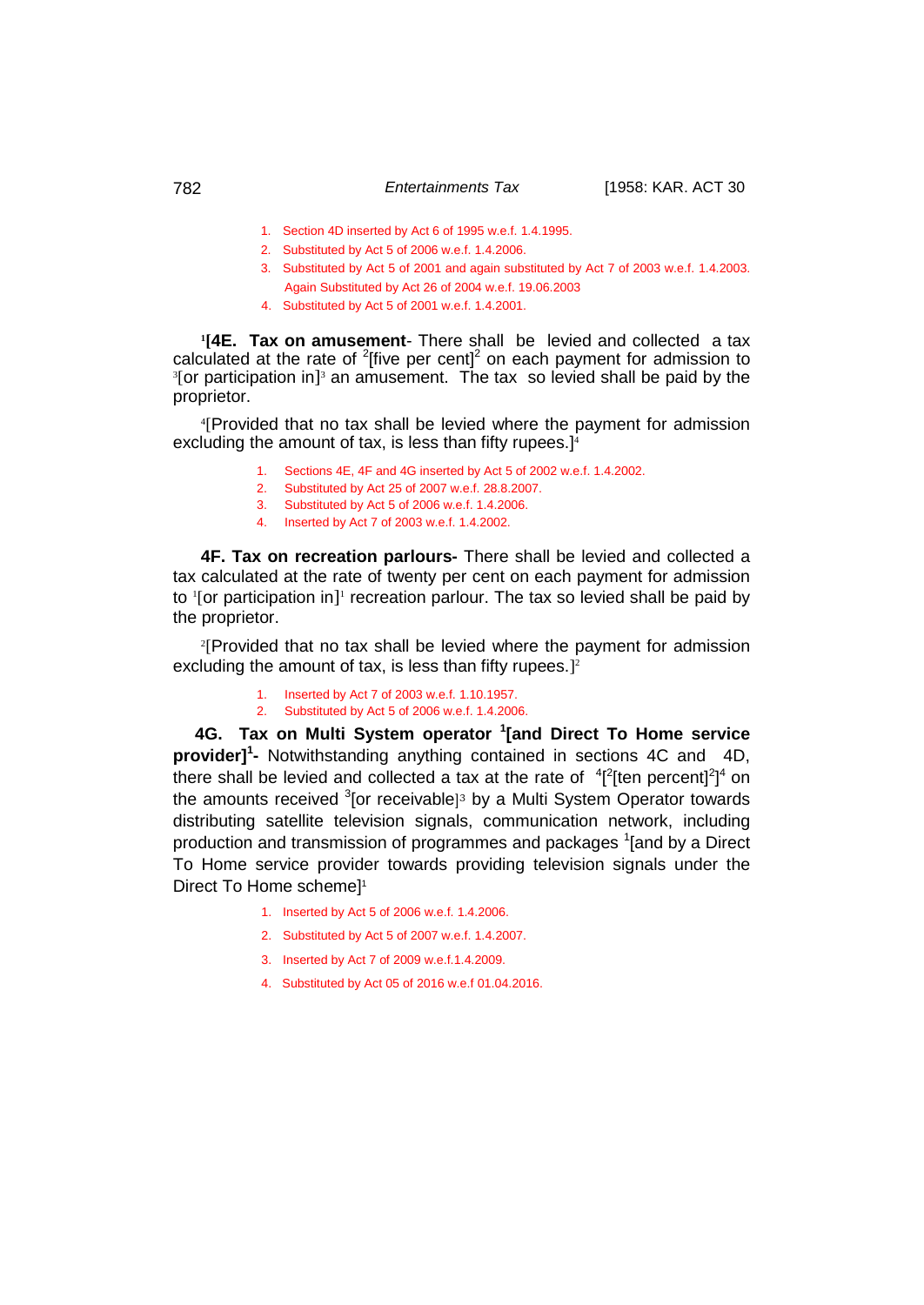1. Section 4D inserted by Act 6 of 1995 w.e.f. 1.4.1995.
2. Substituted by Act 5 of 2006 w.e.f. 1.4.2006.
3. Substituted by Act 5 of 2001 and again substituted by Act 7 of 2003 w.e.f. 1.4.2003. Again Substituted by Act 26 of 2004 w.e.f. 19.06.2003
4. Substituted by Act 5 of 2001 w.e.f. 1.4.2001.

[1]**[4E. Tax on amusement**- There shall be levied and collected a tax calculated at the rate of [2][five per cent][2] on each payment for admission to [3][or participation in][3] an amusement. The tax so levied shall be paid by the proprietor.

[4][Provided that no tax shall be levied where the payment for admission excluding the amount of tax, is less than fifty rupees.][4]

1. Sections 4E, 4F and 4G inserted by Act 5 of 2002 w.e.f. 1.4.2002.
2. Substituted by Act 25 of 2007 w.e.f. 28.8.2007.
3. Substituted by Act 5 of 2006 w.e.f. 1.4.2006.
4. Inserted by Act 7 of 2003 w.e.f. 1.4.2002.

**4F. Tax on recreation parlours-** There shall be levied and collected a tax calculated at the rate of twenty per cent on each payment for admission to [1][or participation in][1] recreation parlour. The tax so levied shall be paid by the proprietor.

[2][Provided that no tax shall be levied where the payment for admission excluding the amount of tax, is less than fifty rupees.][2]

1. Inserted by Act 7 of 2003 w.e.f. 1.10.1957.
2. Substituted by Act 5 of 2006 w.e.f. 1.4.2006.

**4G. Tax on Multi System operator [1][and Direct To Home service provider][1]-** Notwithstanding anything contained in sections 4C and 4D, there shall be levied and collected a tax at the rate of [4][[2][ten percent][2]][4] on the amounts received [3][or receivable][3] by a Multi System Operator towards distributing satellite television signals, communication network, including production and transmission of programmes and packages [1][and by a Direct To Home service provider towards providing television signals under the Direct To Home scheme][1]

1. Inserted by Act 5 of 2006 w.e.f. 1.4.2006.
2. Substituted by Act 5 of 2007 w.e.f. 1.4.2007.
3. Inserted by Act 7 of 2009 w.e.f.1.4.2009.
4. Substituted by Act 05 of 2016 w.e.f 01.04.2016.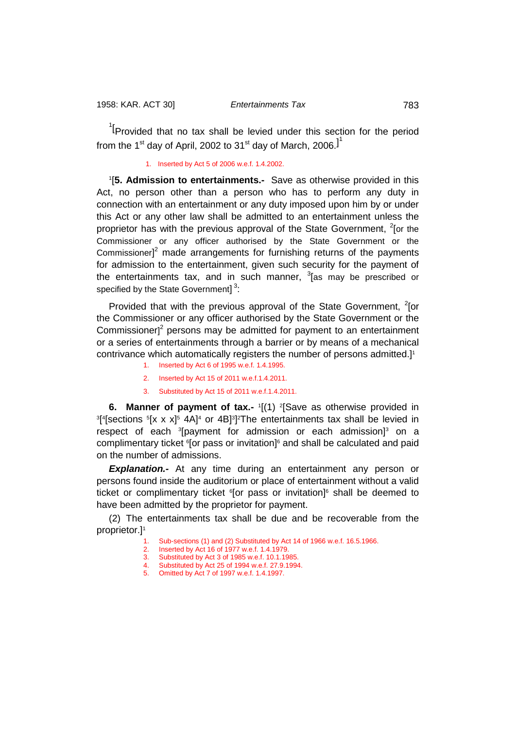[1][Provided that no tax shall be levied under this section for the period from the 1st day of April, 2002 to 31st day of March, 2006.][1]

1. Inserted by Act 5 of 2006 w.e.f. 1.4.2002.

[1][**5. Admission to entertainments.-** Save as otherwise provided in this Act, no person other than a person who has to perform any duty in connection with an entertainment or any duty imposed upon him by or under this Act or any other law shall be admitted to an entertainment unless the proprietor has with the previous approval of the State Government, [2][or the Commissioner or any officer authorised by the State Government or the Commissioner][2] made arrangements for furnishing returns of the payments for admission to the entertainment, given such security for the payment of the entertainments tax, and in such manner, [3][as may be prescribed or specified by the State Government] [3]:

Provided that with the previous approval of the State Government, [2][or the Commissioner or any officer authorised by the State Government or the Commissioner][2] persons may be admitted for payment to an entertainment or a series of entertainments through a barrier or by means of a mechanical contrivance which automatically registers the number of persons admitted.][1]

1. Inserted by Act 6 of 1995 w.e.f. 1.4.1995.
2. Inserted by Act 15 of 2011 w.e.f.1.4.2011.
3. Substituted by Act 15 of 2011 w.e.f.1.4.2011.

**6. Manner of payment of tax.-** [1][(1) [2][Save as otherwise provided in [3][[4][sections [5][x x x][5] 4A][4] or 4B][3]][2]The entertainments tax shall be levied in respect of each [3][payment for admission or each admission][3] on a complimentary ticket [6][or pass or invitation][6] and shall be calculated and paid on the number of admissions.

***Explanation.-*** At any time during an entertainment any person or persons found inside the auditorium or place of entertainment without a valid ticket or complimentary ticket [6][or pass or invitation][6] shall be deemed to have been admitted by the proprietor for payment.

(2) The entertainments tax shall be due and be recoverable from the proprietor.][1]

1. Sub-sections (1) and (2) Substituted by Act 14 of 1966 w.e.f. 16.5.1966.
2. Inserted by Act 16 of 1977 w.e.f. 1.4.1979.
3. Substituted by Act 3 of 1985 w.e.f. 10.1.1985.
4. Substituted by Act 25 of 1994 w.e.f. 27.9.1994.
5. Omitted by Act 7 of 1997 w.e.f. 1.4.1997.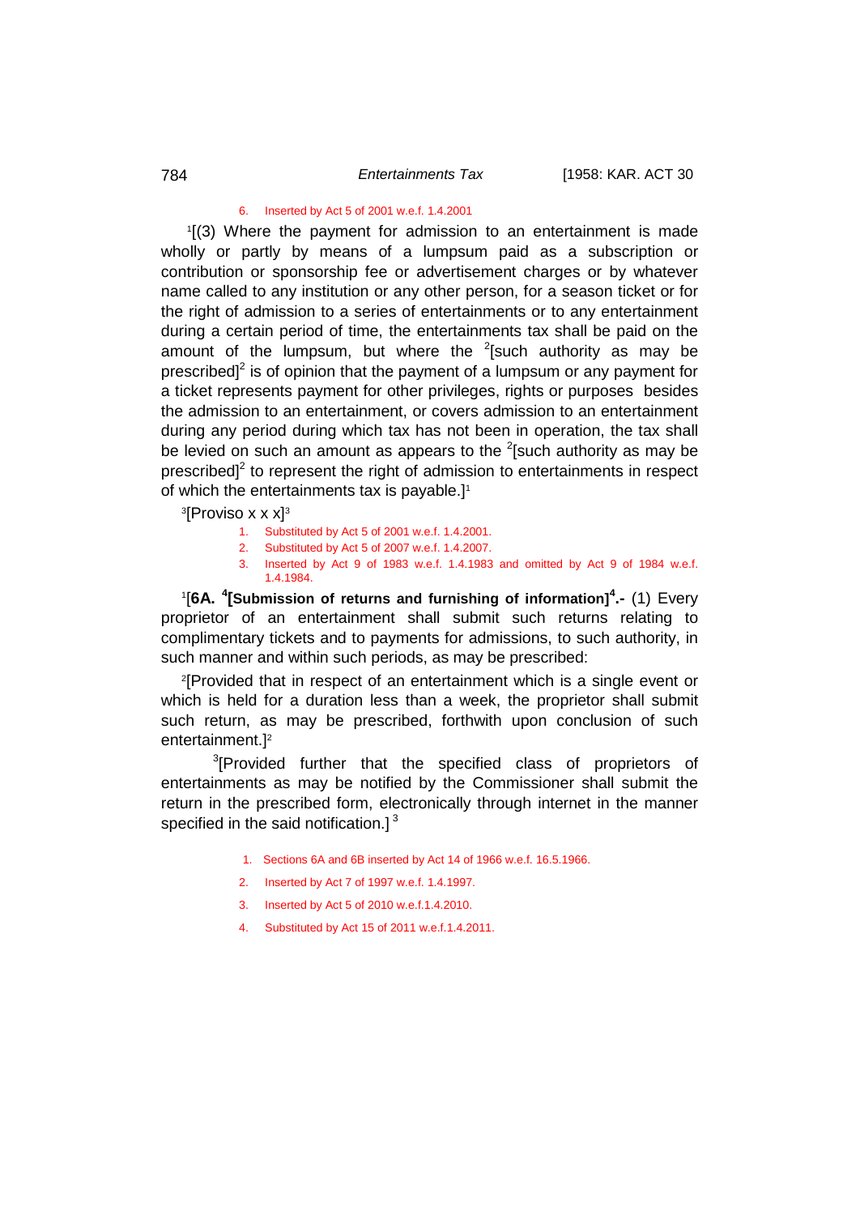6. Inserted by Act 5 of 2001 w.e.f. 1.4.2001

[1][(3) Where the payment for admission to an entertainment is made wholly or partly by means of a lumpsum paid as a subscription or contribution or sponsorship fee or advertisement charges or by whatever name called to any institution or any other person, for a season ticket or for the right of admission to a series of entertainments or to any entertainment during a certain period of time, the entertainments tax shall be paid on the amount of the lumpsum, but where the [2][such authority as may be prescribed][2] is of opinion that the payment of a lumpsum or any payment for a ticket represents payment for other privileges, rights or purposes besides the admission to an entertainment, or covers admission to an entertainment during any period during which tax has not been in operation, the tax shall be levied on such an amount as appears to the [2][such authority as may be prescribed][2] to represent the right of admission to entertainments in respect of which the entertainments tax is payable.][1]

[3][Proviso x x x][3]

1. Substituted by Act 5 of 2001 w.e.f. 1.4.2001.
2. Substituted by Act 5 of 2007 w.e.f. 1.4.2007.
3. Inserted by Act 9 of 1983 w.e.f. 1.4.1983 and omitted by Act 9 of 1984 w.e.f. 1.4.1984.

[1][**6A. [4][Submission of returns and furnishing of information][4].-** (1) Every proprietor of an entertainment shall submit such returns relating to complimentary tickets and to payments for admissions, to such authority, in such manner and within such periods, as may be prescribed:

[2][Provided that in respect of an entertainment which is a single event or which is held for a duration less than a week, the proprietor shall submit such return, as may be prescribed, forthwith upon conclusion of such entertainment.][2]

[3][Provided further that the specified class of proprietors of entertainments as may be notified by the Commissioner shall submit the return in the prescribed form, electronically through internet in the manner specified in the said notification.][3]

1. Sections 6A and 6B inserted by Act 14 of 1966 w.e.f. 16.5.1966.
2. Inserted by Act 7 of 1997 w.e.f. 1.4.1997.
3. Inserted by Act 5 of 2010 w.e.f.1.4.2010.
4. Substituted by Act 15 of 2011 w.e.f.1.4.2011.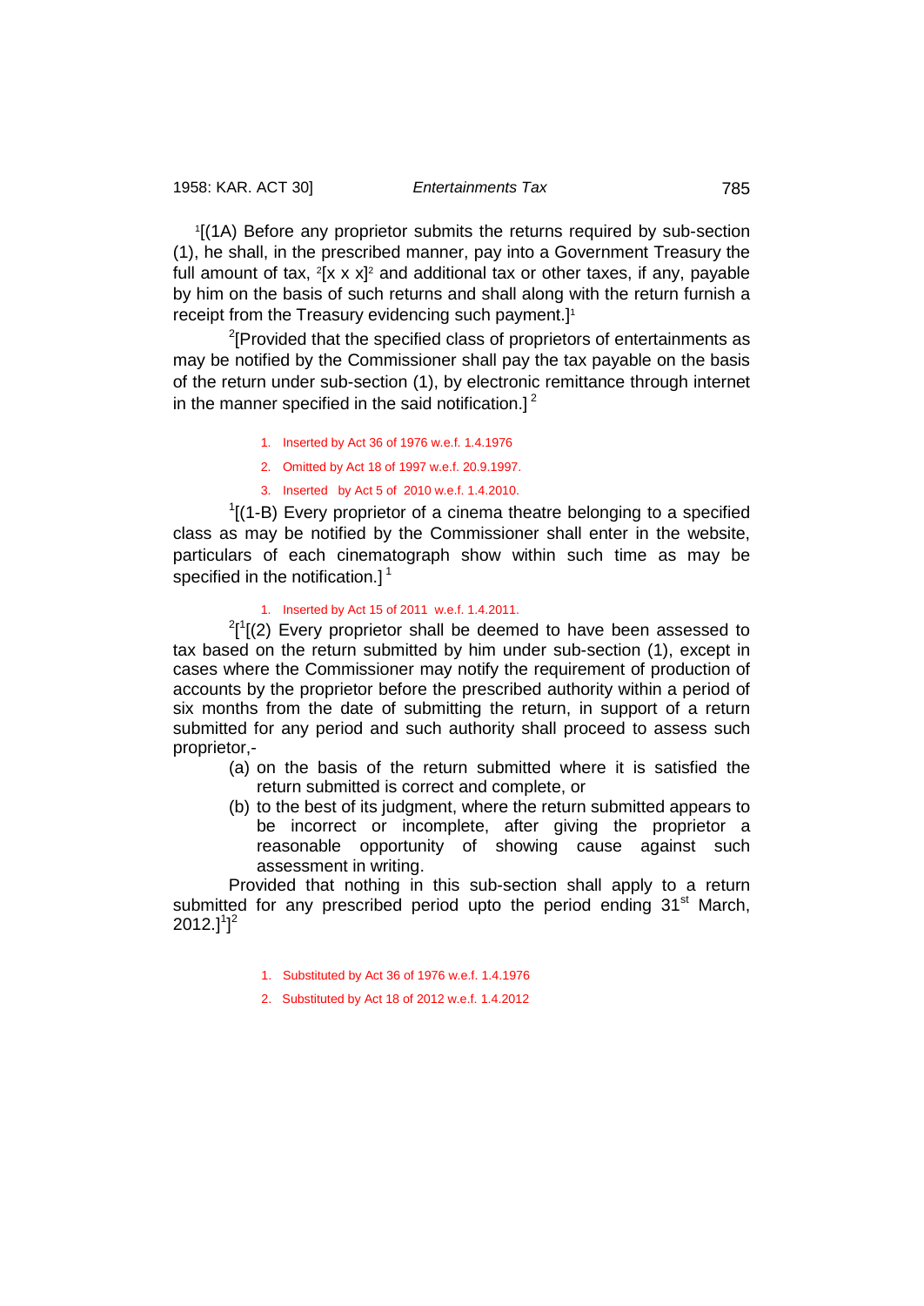[1][(1A) Before any proprietor submits the returns required by sub-section (1), he shall, in the prescribed manner, pay into a Government Treasury the full amount of tax, [2][x x x][2] and additional tax or other taxes, if any, payable by him on the basis of such returns and shall along with the return furnish a receipt from the Treasury evidencing such payment.][1]

[2][Provided that the specified class of proprietors of entertainments as may be notified by the Commissioner shall pay the tax payable on the basis of the return under sub-section (1), by electronic remittance through internet in the manner specified in the said notification.] [2]

1. Inserted by Act 36 of 1976 w.e.f. 1.4.1976
2. Omitted by Act 18 of 1997 w.e.f. 20.9.1997.
3. Inserted by Act 5 of 2010 w.e.f. 1.4.2010.

[1][(1-B) Every proprietor of a cinema theatre belonging to a specified class as may be notified by the Commissioner shall enter in the website, particulars of each cinematograph show within such time as may be specified in the notification.] [1]

1. Inserted by Act 15 of 2011 w.e.f. 1.4.2011.

[2][[1][(2) Every proprietor shall be deemed to have been assessed to tax based on the return submitted by him under sub-section (1), except in cases where the Commissioner may notify the requirement of production of accounts by the proprietor before the prescribed authority within a period of six months from the date of submitting the return, in support of a return submitted for any period and such authority shall proceed to assess such proprietor,-

(a) on the basis of the return submitted where it is satisfied the return submitted is correct and complete, or

(b) to the best of its judgment, where the return submitted appears to be incorrect or incomplete, after giving the proprietor a reasonable opportunity of showing cause against such assessment in writing.

Provided that nothing in this sub-section shall apply to a return submitted for any prescribed period upto the period ending 31st March, 2012.][1]][2]

1. Substituted by Act 36 of 1976 w.e.f. 1.4.1976
2. Substituted by Act 18 of 2012 w.e.f. 1.4.2012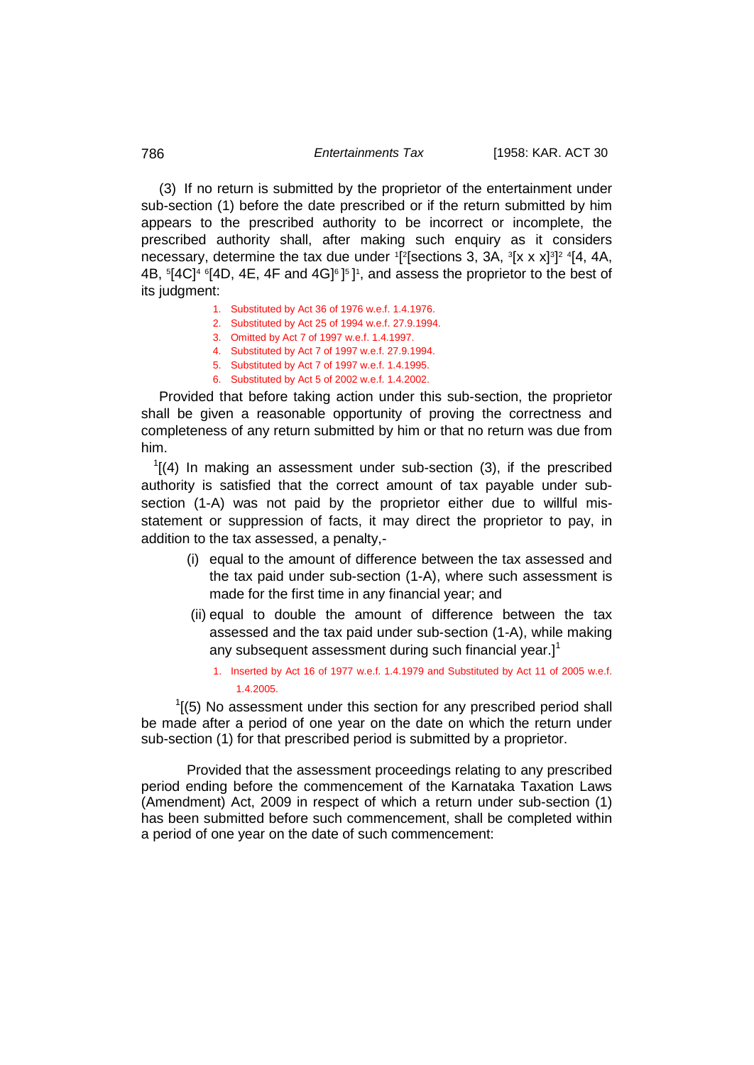(3) If no return is submitted by the proprietor of the entertainment under sub-section (1) before the date prescribed or if the return submitted by him appears to the prescribed authority to be incorrect or incomplete, the prescribed authority shall, after making such enquiry as it considers necessary, determine the tax due under [1][[2][sections 3, 3A, [3][x x x][3]][2] [4][4, 4A, 4B, [5][4C][4] [6][4D, 4E, 4F and 4G][6]][5]][1], and assess the proprietor to the best of its judgment:

1. Substituted by Act 36 of 1976 w.e.f. 1.4.1976.
2. Substituted by Act 25 of 1994 w.e.f. 27.9.1994.
3. Omitted by Act 7 of 1997 w.e.f. 1.4.1997.
4. Substituted by Act 7 of 1997 w.e.f. 27.9.1994.
5. Substituted by Act 7 of 1997 w.e.f. 1.4.1995.
6. Substituted by Act 5 of 2002 w.e.f. 1.4.2002.

Provided that before taking action under this sub-section, the proprietor shall be given a reasonable opportunity of proving the correctness and completeness of any return submitted by him or that no return was due from him.

[1][(4) In making an assessment under sub-section (3), if the prescribed authority is satisfied that the correct amount of tax payable under sub-section (1-A) was not paid by the proprietor either due to willful mis-statement or suppression of facts, it may direct the proprietor to pay, in addition to the tax assessed, a penalty,-

(i) equal to the amount of difference between the tax assessed and the tax paid under sub-section (1-A), where such assessment is made for the first time in any financial year; and

(ii) equal to double the amount of difference between the tax assessed and the tax paid under sub-section (1-A), while making any subsequent assessment during such financial year.][1]

1. Inserted by Act 16 of 1977 w.e.f. 1.4.1979 and Substituted by Act 11 of 2005 w.e.f. 1.4.2005.

[1][(5) No assessment under this section for any prescribed period shall be made after a period of one year on the date on which the return under sub-section (1) for that prescribed period is submitted by a proprietor.

Provided that the assessment proceedings relating to any prescribed period ending before the commencement of the Karnataka Taxation Laws (Amendment) Act, 2009 in respect of which a return under sub-section (1) has been submitted before such commencement, shall be completed within a period of one year on the date of such commencement: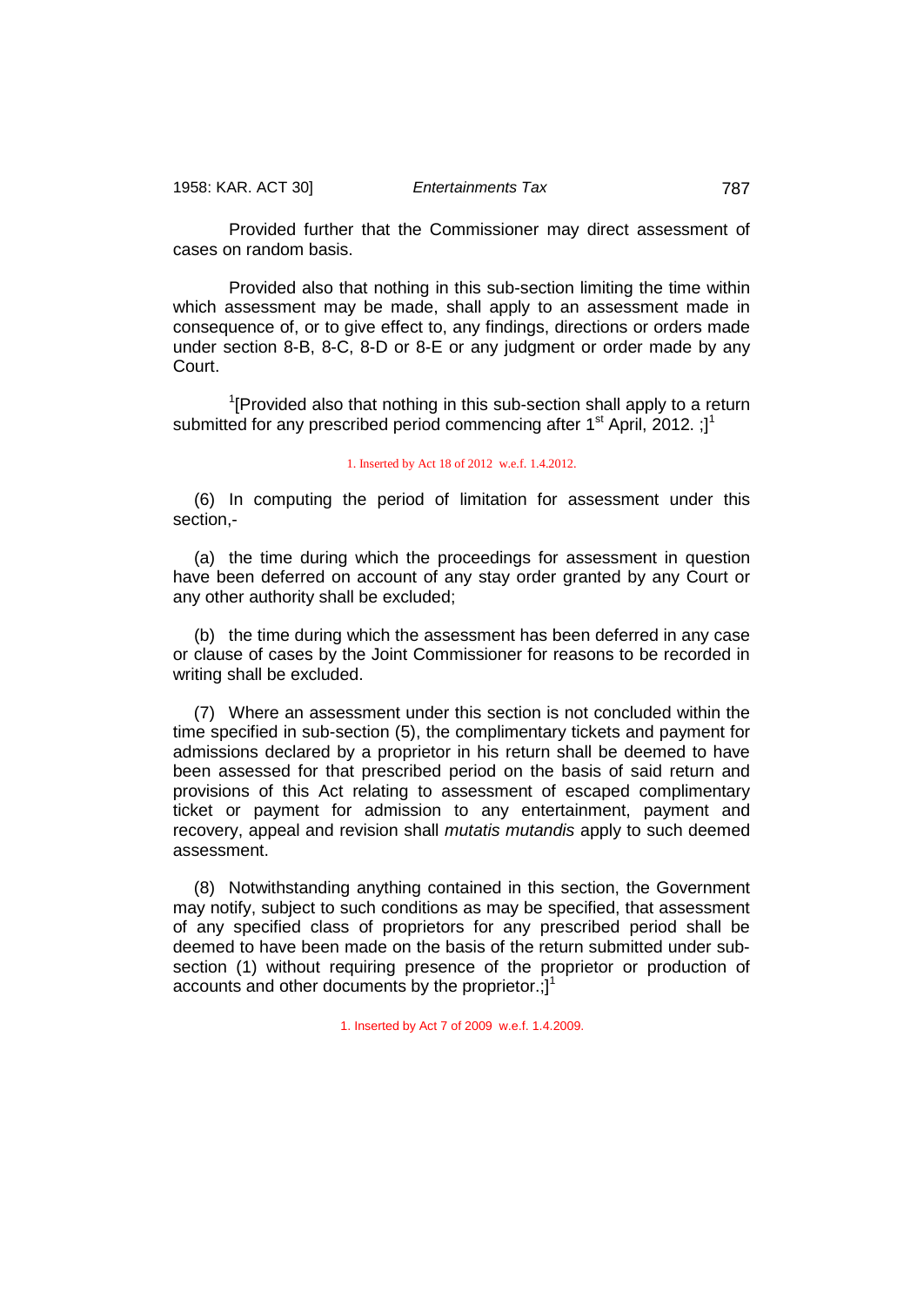Provided further that the Commissioner may direct assessment of cases on random basis.

Provided also that nothing in this sub-section limiting the time within which assessment may be made, shall apply to an assessment made in consequence of, or to give effect to, any findings, directions or orders made under section 8-B, 8-C, 8-D or 8-E or any judgment or order made by any Court.

[1][Provided also that nothing in this sub-section shall apply to a return submitted for any prescribed period commencing after 1st April, 2012. ;][1]

1. Inserted by Act 18 of 2012 w.e.f. 1.4.2012.

(6) In computing the period of limitation for assessment under this section,-

(a) the time during which the proceedings for assessment in question have been deferred on account of any stay order granted by any Court or any other authority shall be excluded;

(b) the time during which the assessment has been deferred in any case or clause of cases by the Joint Commissioner for reasons to be recorded in writing shall be excluded.

(7) Where an assessment under this section is not concluded within the time specified in sub-section (5), the complimentary tickets and payment for admissions declared by a proprietor in his return shall be deemed to have been assessed for that prescribed period on the basis of said return and provisions of this Act relating to assessment of escaped complimentary ticket or payment for admission to any entertainment, payment and recovery, appeal and revision shall *mutatis mutandis* apply to such deemed assessment.

(8) Notwithstanding anything contained in this section, the Government may notify, subject to such conditions as may be specified, that assessment of any specified class of proprietors for any prescribed period shall be deemed to have been made on the basis of the return submitted under sub-section (1) without requiring presence of the proprietor or production of accounts and other documents by the proprietor.;][1]

1. Inserted by Act 7 of 2009 w.e.f. 1.4.2009.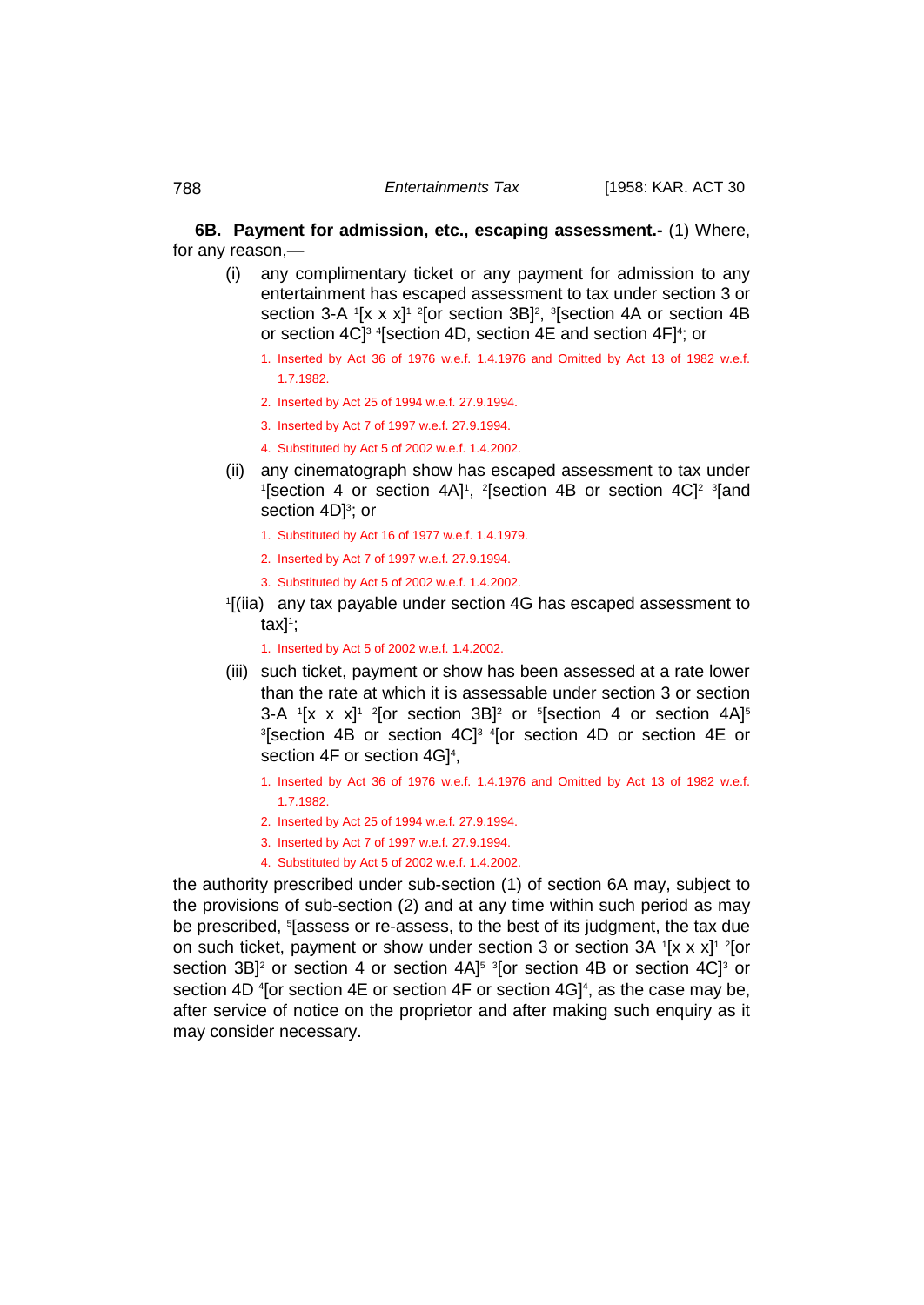**6B. Payment for admission, etc., escaping assessment.-** (1) Where, for any reason,—

(i) any complimentary ticket or any payment for admission to any entertainment has escaped assessment to tax under section 3 or section 3-A [1][x x x][1] [2][or section 3B][2], [3][section 4A or section 4B or section 4C][3] [4][section 4D, section 4E and section 4F][4]; or

1. Inserted by Act 36 of 1976 w.e.f. 1.4.1976 and Omitted by Act 13 of 1982 w.e.f. 1.7.1982.
2. Inserted by Act 25 of 1994 w.e.f. 27.9.1994.
3. Inserted by Act 7 of 1997 w.e.f. 27.9.1994.
4. Substituted by Act 5 of 2002 w.e.f. 1.4.2002.

(ii) any cinematograph show has escaped assessment to tax under [1][section 4 or section 4A][1], [2][section 4B or section 4C][2] [3][and section 4D][3]; or

1. Substituted by Act 16 of 1977 w.e.f. 1.4.1979.
2. Inserted by Act 7 of 1997 w.e.f. 27.9.1994.
3. Substituted by Act 5 of 2002 w.e.f. 1.4.2002.

[1][(iia) any tax payable under section 4G has escaped assessment to tax][1];

1. Inserted by Act 5 of 2002 w.e.f. 1.4.2002.

(iii) such ticket, payment or show has been assessed at a rate lower than the rate at which it is assessable under section 3 or section 3-A [1][x x x][1] [2][or section 3B][2] or [5][section 4 or section 4A][5] [3][section 4B or section 4C][3] [4][or section 4D or section 4E or section 4F or section 4G][4],

1. Inserted by Act 36 of 1976 w.e.f. 1.4.1976 and Omitted by Act 13 of 1982 w.e.f. 1.7.1982.
2. Inserted by Act 25 of 1994 w.e.f. 27.9.1994.
3. Inserted by Act 7 of 1997 w.e.f. 27.9.1994.
4. Substituted by Act 5 of 2002 w.e.f. 1.4.2002.

the authority prescribed under sub-section (1) of section 6A may, subject to the provisions of sub-section (2) and at any time within such period as may be prescribed, [5][assess or re-assess, to the best of its judgment, the tax due on such ticket, payment or show under section 3 or section 3A [1][x x x][1] [2][or section 3B][2] or section 4 or section 4A][5] [3][or section 4B or section 4C][3] or section 4D [4][or section 4E or section 4F or section 4G][4], as the case may be, after service of notice on the proprietor and after making such enquiry as it may consider necessary.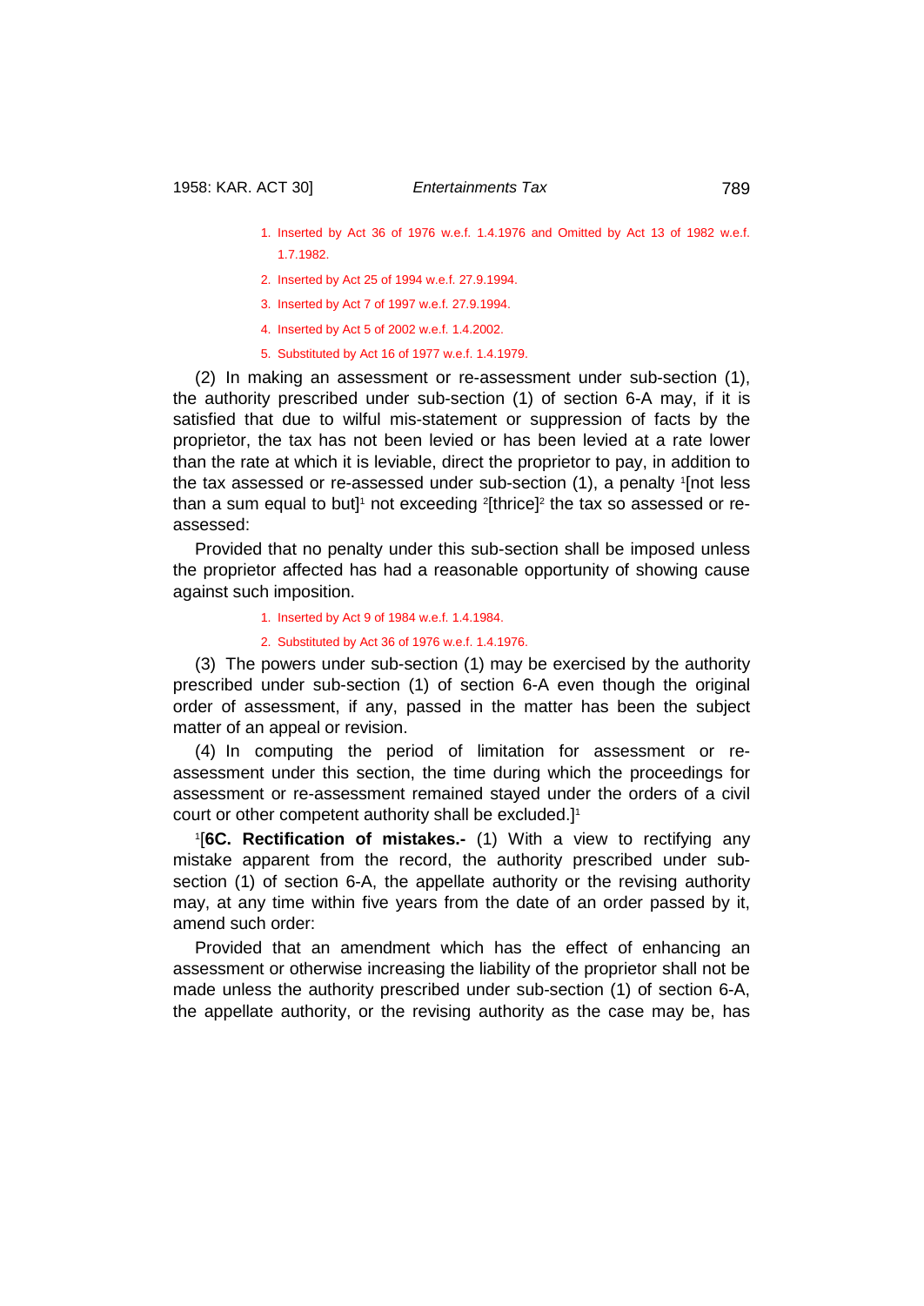1. Inserted by Act 36 of 1976 w.e.f. 1.4.1976 and Omitted by Act 13 of 1982 w.e.f. 1.7.1982.
2. Inserted by Act 25 of 1994 w.e.f. 27.9.1994.
3. Inserted by Act 7 of 1997 w.e.f. 27.9.1994.
4. Inserted by Act 5 of 2002 w.e.f. 1.4.2002.
5. Substituted by Act 16 of 1977 w.e.f. 1.4.1979.

(2) In making an assessment or re-assessment under sub-section (1), the authority prescribed under sub-section (1) of section 6-A may, if it is satisfied that due to wilful mis-statement or suppression of facts by the proprietor, the tax has not been levied or has been levied at a rate lower than the rate at which it is leviable, direct the proprietor to pay, in addition to the tax assessed or re-assessed under sub-section (1), a penalty [1][not less than a sum equal to but][1] not exceeding [2][thrice][2] the tax so assessed or re-assessed:

Provided that no penalty under this sub-section shall be imposed unless the proprietor affected has had a reasonable opportunity of showing cause against such imposition.

1. Inserted by Act 9 of 1984 w.e.f. 1.4.1984.
2. Substituted by Act 36 of 1976 w.e.f. 1.4.1976.

(3) The powers under sub-section (1) may be exercised by the authority prescribed under sub-section (1) of section 6-A even though the original order of assessment, if any, passed in the matter has been the subject matter of an appeal or revision.

(4) In computing the period of limitation for assessment or re-assessment under this section, the time during which the proceedings for assessment or re-assessment remained stayed under the orders of a civil court or other competent authority shall be excluded.][1]

[1][**6C. Rectification of mistakes.-** (1) With a view to rectifying any mistake apparent from the record, the authority prescribed under sub-section (1) of section 6-A, the appellate authority or the revising authority may, at any time within five years from the date of an order passed by it, amend such order:

Provided that an amendment which has the effect of enhancing an assessment or otherwise increasing the liability of the proprietor shall not be made unless the authority prescribed under sub-section (1) of section 6-A, the appellate authority, or the revising authority as the case may be, has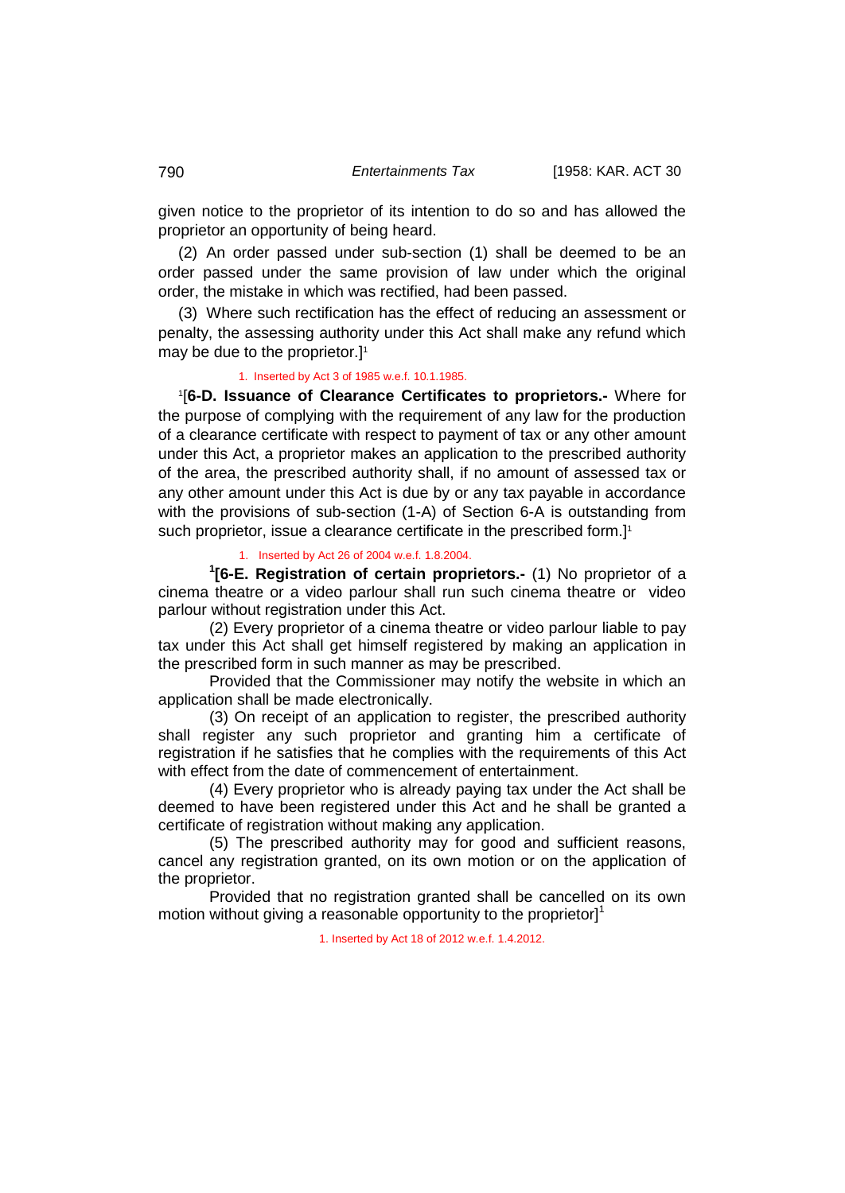given notice to the proprietor of its intention to do so and has allowed the proprietor an opportunity of being heard.

(2) An order passed under sub-section (1) shall be deemed to be an order passed under the same provision of law under which the original order, the mistake in which was rectified, had been passed.

(3) Where such rectification has the effect of reducing an assessment or penalty, the assessing authority under this Act shall make any refund which may be due to the proprietor.][1]

1. Inserted by Act 3 of 1985 w.e.f. 10.1.1985.

[1][**6-D. Issuance of Clearance Certificates to proprietors.-** Where for the purpose of complying with the requirement of any law for the production of a clearance certificate with respect to payment of tax or any other amount under this Act, a proprietor makes an application to the prescribed authority of the area, the prescribed authority shall, if no amount of assessed tax or any other amount under this Act is due by or any tax payable in accordance with the provisions of sub-section (1-A) of Section 6-A is outstanding from such proprietor, issue a clearance certificate in the prescribed form.][1]

1. Inserted by Act 26 of 2004 w.e.f. 1.8.2004.

[1][**6-E. Registration of certain proprietors.-** (1) No proprietor of a cinema theatre or a video parlour shall run such cinema theatre or video parlour without registration under this Act.

(2) Every proprietor of a cinema theatre or video parlour liable to pay tax under this Act shall get himself registered by making an application in the prescribed form in such manner as may be prescribed.

Provided that the Commissioner may notify the website in which an application shall be made electronically.

(3) On receipt of an application to register, the prescribed authority shall register any such proprietor and granting him a certificate of registration if he satisfies that he complies with the requirements of this Act with effect from the date of commencement of entertainment.

(4) Every proprietor who is already paying tax under the Act shall be deemed to have been registered under this Act and he shall be granted a certificate of registration without making any application.

(5) The prescribed authority may for good and sufficient reasons, cancel any registration granted, on its own motion or on the application of the proprietor.

Provided that no registration granted shall be cancelled on its own motion without giving a reasonable opportunity to the proprietor][1]

1. Inserted by Act 18 of 2012 w.e.f. 1.4.2012.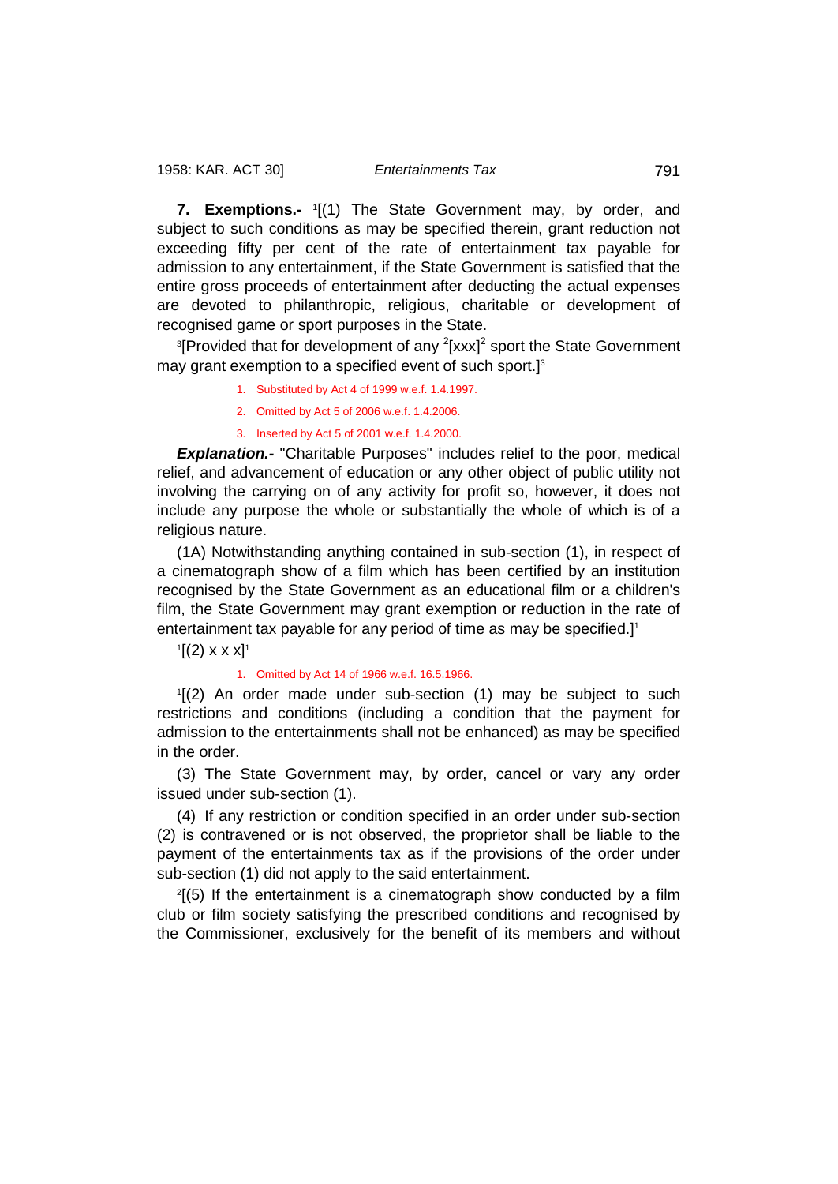**7. Exemptions.-** [1][(1) The State Government may, by order, and subject to such conditions as may be specified therein, grant reduction not exceeding fifty per cent of the rate of entertainment tax payable for admission to any entertainment, if the State Government is satisfied that the entire gross proceeds of entertainment after deducting the actual expenses are devoted to philanthropic, religious, charitable or development of recognised game or sport purposes in the State.

[3][Provided that for development of any [2][xxx][2] sport the State Government may grant exemption to a specified event of such sport.][3]

1. Substituted by Act 4 of 1999 w.e.f. 1.4.1997.
2. Omitted by Act 5 of 2006 w.e.f. 1.4.2006.
3. Inserted by Act 5 of 2001 w.e.f. 1.4.2000.

***Explanation.-*** "Charitable Purposes" includes relief to the poor, medical relief, and advancement of education or any other object of public utility not involving the carrying on of any activity for profit so, however, it does not include any purpose the whole or substantially the whole of which is of a religious nature.

(1A) Notwithstanding anything contained in sub-section (1), in respect of a cinematograph show of a film which has been certified by an institution recognised by the State Government as an educational film or a children's film, the State Government may grant exemption or reduction in the rate of entertainment tax payable for any period of time as may be specified.][1]

[1][(2) x x x][1]

1. Omitted by Act 14 of 1966 w.e.f. 16.5.1966.

[1][(2) An order made under sub-section (1) may be subject to such restrictions and conditions (including a condition that the payment for admission to the entertainments shall not be enhanced) as may be specified in the order.

(3) The State Government may, by order, cancel or vary any order issued under sub-section (1).

(4) If any restriction or condition specified in an order under sub-section (2) is contravened or is not observed, the proprietor shall be liable to the payment of the entertainments tax as if the provisions of the order under sub-section (1) did not apply to the said entertainment.

[2][(5) If the entertainment is a cinematograph show conducted by a film club or film society satisfying the prescribed conditions and recognised by the Commissioner, exclusively for the benefit of its members and without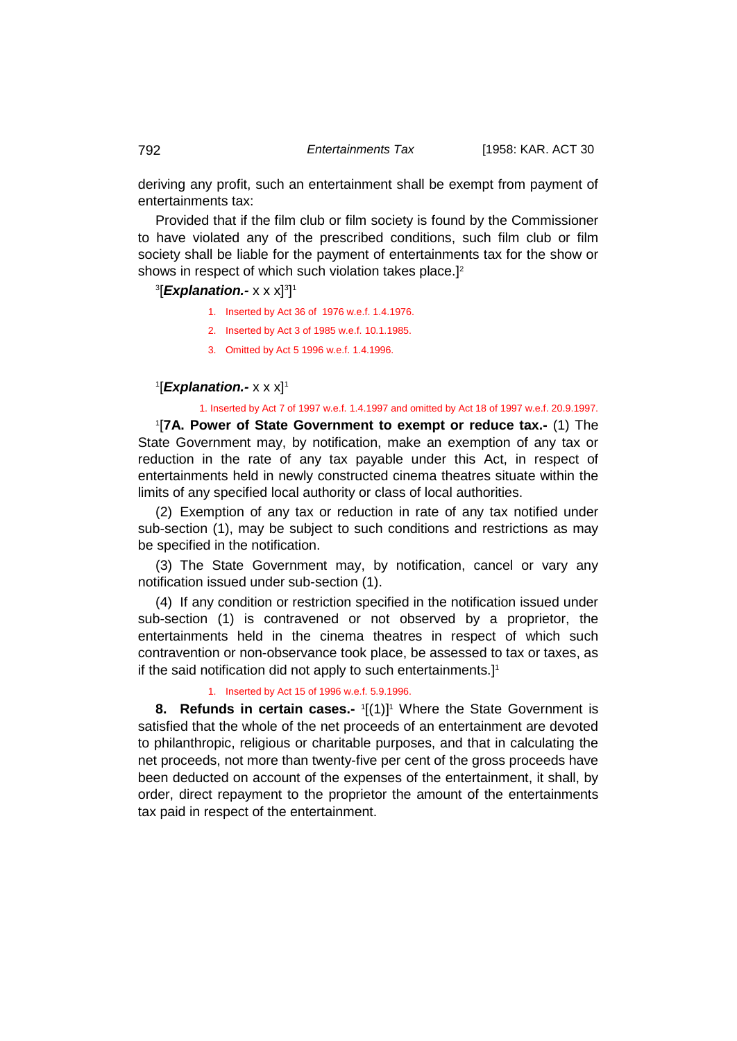deriving any profit, such an entertainment shall be exempt from payment of entertainments tax:

Provided that if the film club or film society is found by the Commissioner to have violated any of the prescribed conditions, such film club or film society shall be liable for the payment of entertainments tax for the show or shows in respect of which such violation takes place.][2]

[3][***Explanation.-*** x x x][3]][1]

1. Inserted by Act 36 of 1976 w.e.f. 1.4.1976.
2. Inserted by Act 3 of 1985 w.e.f. 10.1.1985.
3. Omitted by Act 5 1996 w.e.f. 1.4.1996.

[1][***Explanation.-*** x x x][1]

1. Inserted by Act 7 of 1997 w.e.f. 1.4.1997 and omitted by Act 18 of 1997 w.e.f. 20.9.1997.

[1][**7A. Power of State Government to exempt or reduce tax.-** (1) The State Government may, by notification, make an exemption of any tax or reduction in the rate of any tax payable under this Act, in respect of entertainments held in newly constructed cinema theatres situate within the limits of any specified local authority or class of local authorities.

(2) Exemption of any tax or reduction in rate of any tax notified under sub-section (1), may be subject to such conditions and restrictions as may be specified in the notification.

(3) The State Government may, by notification, cancel or vary any notification issued under sub-section (1).

(4) If any condition or restriction specified in the notification issued under sub-section (1) is contravened or not observed by a proprietor, the entertainments held in the cinema theatres in respect of which such contravention or non-observance took place, be assessed to tax or taxes, as if the said notification did not apply to such entertainments.][1]

1. Inserted by Act 15 of 1996 w.e.f. 5.9.1996.

**8. Refunds in certain cases.-** [1][(1)][1] Where the State Government is satisfied that the whole of the net proceeds of an entertainment are devoted to philanthropic, religious or charitable purposes, and that in calculating the net proceeds, not more than twenty-five per cent of the gross proceeds have been deducted on account of the expenses of the entertainment, it shall, by order, direct repayment to the proprietor the amount of the entertainments tax paid in respect of the entertainment.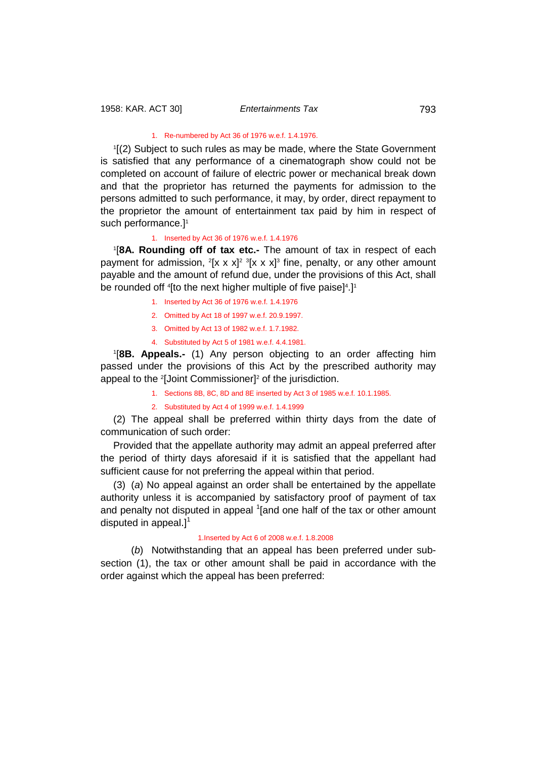1. Re-numbered by Act 36 of 1976 w.e.f. 1.4.1976.

[1][(2) Subject to such rules as may be made, where the State Government is satisfied that any performance of a cinematograph show could not be completed on account of failure of electric power or mechanical break down and that the proprietor has returned the payments for admission to the persons admitted to such performance, it may, by order, direct repayment to the proprietor the amount of entertainment tax paid by him in respect of such performance.][1]

1. Inserted by Act 36 of 1976 w.e.f. 1.4.1976

[1][**8A. Rounding off of tax etc.-** The amount of tax in respect of each payment for admission, [2][x x x][2] [3][x x x][3] fine, penalty, or any other amount payable and the amount of refund due, under the provisions of this Act, shall be rounded off [4][to the next higher multiple of five paise][4].][1]

1. Inserted by Act 36 of 1976 w.e.f. 1.4.1976
2. Omitted by Act 18 of 1997 w.e.f. 20.9.1997.
3. Omitted by Act 13 of 1982 w.e.f. 1.7.1982.
4. Substituted by Act 5 of 1981 w.e.f. 4.4.1981.

[1][**8B. Appeals.-** (1) Any person objecting to an order affecting him passed under the provisions of this Act by the prescribed authority may appeal to the [2][Joint Commissioner][2] of the jurisdiction.

1. Sections 8B, 8C, 8D and 8E inserted by Act 3 of 1985 w.e.f. 10.1.1985.
2. Substituted by Act 4 of 1999 w.e.f. 1.4.1999

(2) The appeal shall be preferred within thirty days from the date of communication of such order:

Provided that the appellate authority may admit an appeal preferred after the period of thirty days aforesaid if it is satisfied that the appellant had sufficient cause for not preferring the appeal within that period.

(3) (*a*) No appeal against an order shall be entertained by the appellate authority unless it is accompanied by satisfactory proof of payment of tax and penalty not disputed in appeal [1][and one half of the tax or other amount disputed in appeal.][1]

1.Inserted by Act 6 of 2008 w.e.f. 1.8.2008

(*b*) Notwithstanding that an appeal has been preferred under sub-section (1), the tax or other amount shall be paid in accordance with the order against which the appeal has been preferred: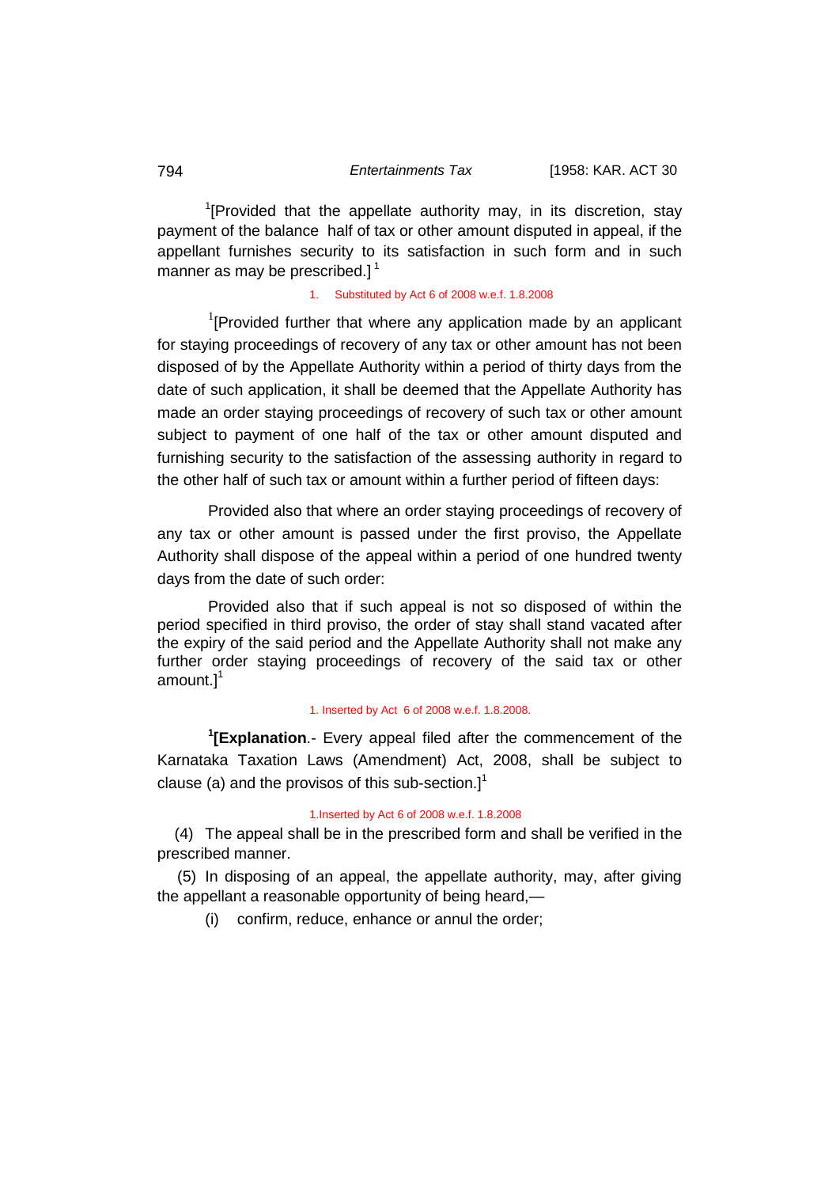[1][Provided that the appellate authority may, in its discretion, stay payment of the balance half of tax or other amount disputed in appeal, if the appellant furnishes security to its satisfaction in such form and in such manner as may be prescribed.] [1]

1. Substituted by Act 6 of 2008 w.e.f. 1.8.2008

[1][Provided further that where any application made by an applicant for staying proceedings of recovery of any tax or other amount has not been disposed of by the Appellate Authority within a period of thirty days from the date of such application, it shall be deemed that the Appellate Authority has made an order staying proceedings of recovery of such tax or other amount subject to payment of one half of the tax or other amount disputed and furnishing security to the satisfaction of the assessing authority in regard to the other half of such tax or amount within a further period of fifteen days:

Provided also that where an order staying proceedings of recovery of any tax or other amount is passed under the first proviso, the Appellate Authority shall dispose of the appeal within a period of one hundred twenty days from the date of such order:

Provided also that if such appeal is not so disposed of within the period specified in third proviso, the order of stay shall stand vacated after the expiry of the said period and the Appellate Authority shall not make any further order staying proceedings of recovery of the said tax or other amount.][1]

1. Inserted by Act 6 of 2008 w.e.f. 1.8.2008.

[1]**[Explanation**.- Every appeal filed after the commencement of the Karnataka Taxation Laws (Amendment) Act, 2008, shall be subject to clause (a) and the provisos of this sub-section.][1]

1.Inserted by Act 6 of 2008 w.e.f. 1.8.2008

(4) The appeal shall be in the prescribed form and shall be verified in the prescribed manner.

(5) In disposing of an appeal, the appellate authority, may, after giving the appellant a reasonable opportunity of being heard,—

(i) confirm, reduce, enhance or annul the order;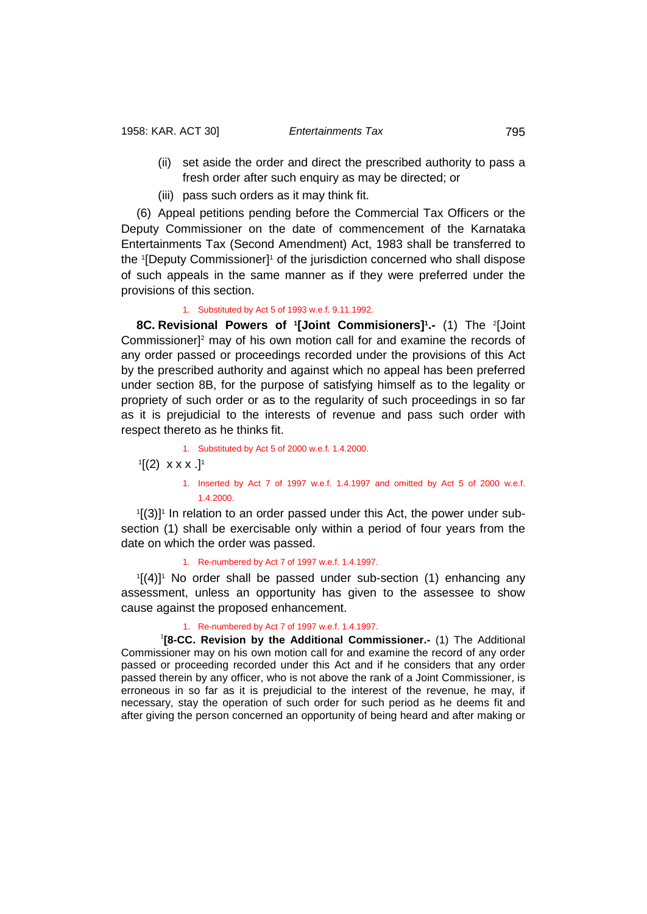(ii) set aside the order and direct the prescribed authority to pass a fresh order after such enquiry as may be directed; or

(iii) pass such orders as it may think fit.

(6) Appeal petitions pending before the Commercial Tax Officers or the Deputy Commissioner on the date of commencement of the Karnataka Entertainments Tax (Second Amendment) Act, 1983 shall be transferred to the [1][Deputy Commissioner][1] of the jurisdiction concerned who shall dispose of such appeals in the same manner as if they were preferred under the provisions of this section.

1. Substituted by Act 5 of 1993 w.e.f. 9.11.1992.

**8C. Revisional Powers of [1][Joint Commisioners][1].-** (1) The [2][Joint Commissioner][2] may of his own motion call for and examine the records of any order passed or proceedings recorded under the provisions of this Act by the prescribed authority and against which no appeal has been preferred under section 8B, for the purpose of satisfying himself as to the legality or propriety of such order or as to the regularity of such proceedings in so far as it is prejudicial to the interests of revenue and pass such order with respect thereto as he thinks fit.

1. Substituted by Act 5 of 2000 w.e.f. 1.4.2000.

[1][(2) x x x .][1]

1. Inserted by Act 7 of 1997 w.e.f. 1.4.1997 and omitted by Act 5 of 2000 w.e.f. 1.4.2000.

[1][(3)][1] In relation to an order passed under this Act, the power under sub-section (1) shall be exercisable only within a period of four years from the date on which the order was passed.

1. Re-numbered by Act 7 of 1997 w.e.f. 1.4.1997.

[1][(4)][1] No order shall be passed under sub-section (1) enhancing any assessment, unless an opportunity has given to the assessee to show cause against the proposed enhancement.

1. Re-numbered by Act 7 of 1997 w.e.f. 1.4.1997.

[1]**[8-CC. Revision by the Additional Commissioner.-** (1) The Additional Commissioner may on his own motion call for and examine the record of any order passed or proceeding recorded under this Act and if he considers that any order passed therein by any officer, who is not above the rank of a Joint Commissioner, is erroneous in so far as it is prejudicial to the interest of the revenue, he may, if necessary, stay the operation of such order for such period as he deems fit and after giving the person concerned an opportunity of being heard and after making or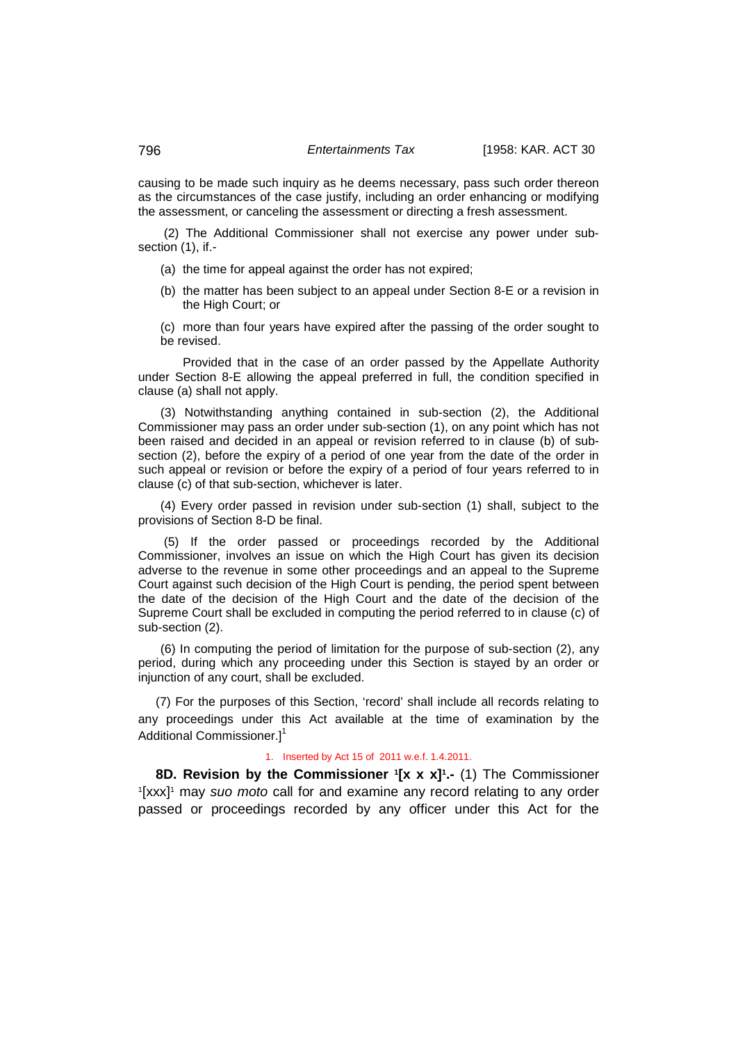causing to be made such inquiry as he deems necessary, pass such order thereon as the circumstances of the case justify, including an order enhancing or modifying the assessment, or canceling the assessment or directing a fresh assessment.

(2) The Additional Commissioner shall not exercise any power under sub-section (1), if.-

(a) the time for appeal against the order has not expired;

(b) the matter has been subject to an appeal under Section 8-E or a revision in the High Court; or

(c) more than four years have expired after the passing of the order sought to be revised.

Provided that in the case of an order passed by the Appellate Authority under Section 8-E allowing the appeal preferred in full, the condition specified in clause (a) shall not apply.

(3) Notwithstanding anything contained in sub-section (2), the Additional Commissioner may pass an order under sub-section (1), on any point which has not been raised and decided in an appeal or revision referred to in clause (b) of sub-section (2), before the expiry of a period of one year from the date of the order in such appeal or revision or before the expiry of a period of four years referred to in clause (c) of that sub-section, whichever is later.

(4) Every order passed in revision under sub-section (1) shall, subject to the provisions of Section 8-D be final.

(5) If the order passed or proceedings recorded by the Additional Commissioner, involves an issue on which the High Court has given its decision adverse to the revenue in some other proceedings and an appeal to the Supreme Court against such decision of the High Court is pending, the period spent between the date of the decision of the High Court and the date of the decision of the Supreme Court shall be excluded in computing the period referred to in clause (c) of sub-section (2).

(6) In computing the period of limitation for the purpose of sub-section (2), any period, during which any proceeding under this Section is stayed by an order or injunction of any court, shall be excluded.

(7) For the purposes of this Section, 'record' shall include all records relating to any proceedings under this Act available at the time of examination by the Additional Commissioner.][1]

1. Inserted by Act 15 of 2011 w.e.f. 1.4.2011.

**8D. Revision by the Commissioner [1][x x x][1].-** (1) The Commissioner [1][xxx][1] may *suo moto* call for and examine any record relating to any order passed or proceedings recorded by any officer under this Act for the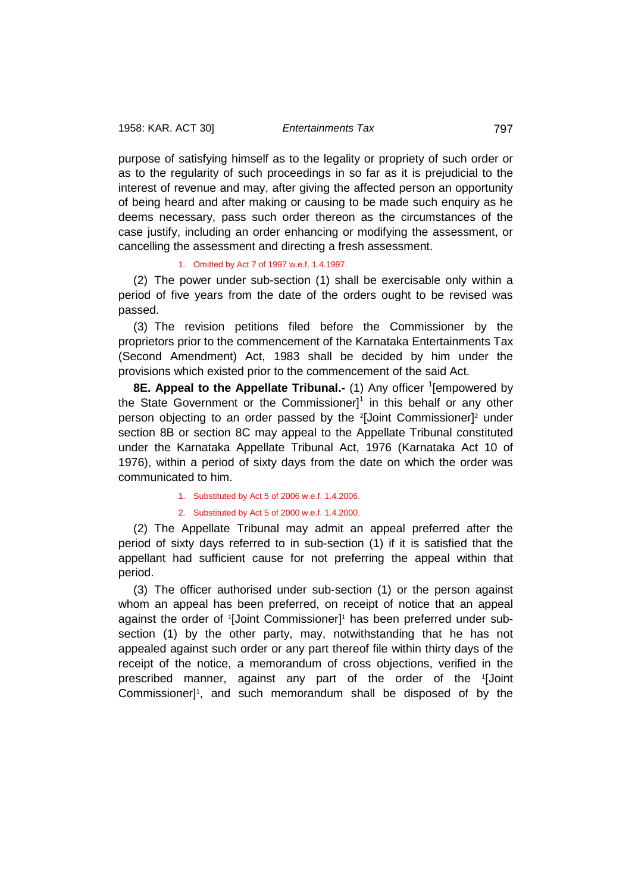purpose of satisfying himself as to the legality or propriety of such order or as to the regularity of such proceedings in so far as it is prejudicial to the interest of revenue and may, after giving the affected person an opportunity of being heard and after making or causing to be made such enquiry as he deems necessary, pass such order thereon as the circumstances of the case justify, including an order enhancing or modifying the assessment, or cancelling the assessment and directing a fresh assessment.

1. Omitted by Act 7 of 1997 w.e.f. 1.4.1997.

(2) The power under sub-section (1) shall be exercisable only within a period of five years from the date of the orders ought to be revised was passed.

(3) The revision petitions filed before the Commissioner by the proprietors prior to the commencement of the Karnataka Entertainments Tax (Second Amendment) Act, 1983 shall be decided by him under the provisions which existed prior to the commencement of the said Act.

**8E. Appeal to the Appellate Tribunal.-** (1) Any officer [1][empowered by the State Government or the Commissioner][1] in this behalf or any other person objecting to an order passed by the [2][Joint Commissioner][2] under section 8B or section 8C may appeal to the Appellate Tribunal constituted under the Karnataka Appellate Tribunal Act, 1976 (Karnataka Act 10 of 1976), within a period of sixty days from the date on which the order was communicated to him.

1. Substituted by Act 5 of 2006 w.e.f. 1.4.2006.
2. Substituted by Act 5 of 2000 w.e.f. 1.4.2000.

(2) The Appellate Tribunal may admit an appeal preferred after the period of sixty days referred to in sub-section (1) if it is satisfied that the appellant had sufficient cause for not preferring the appeal within that period.

(3) The officer authorised under sub-section (1) or the person against whom an appeal has been preferred, on receipt of notice that an appeal against the order of [1][Joint Commissioner][1] has been preferred under sub-section (1) by the other party, may, notwithstanding that he has not appealed against such order or any part thereof file within thirty days of the receipt of the notice, a memorandum of cross objections, verified in the prescribed manner, against any part of the order of the [1][Joint Commissioner][1], and such memorandum shall be disposed of by the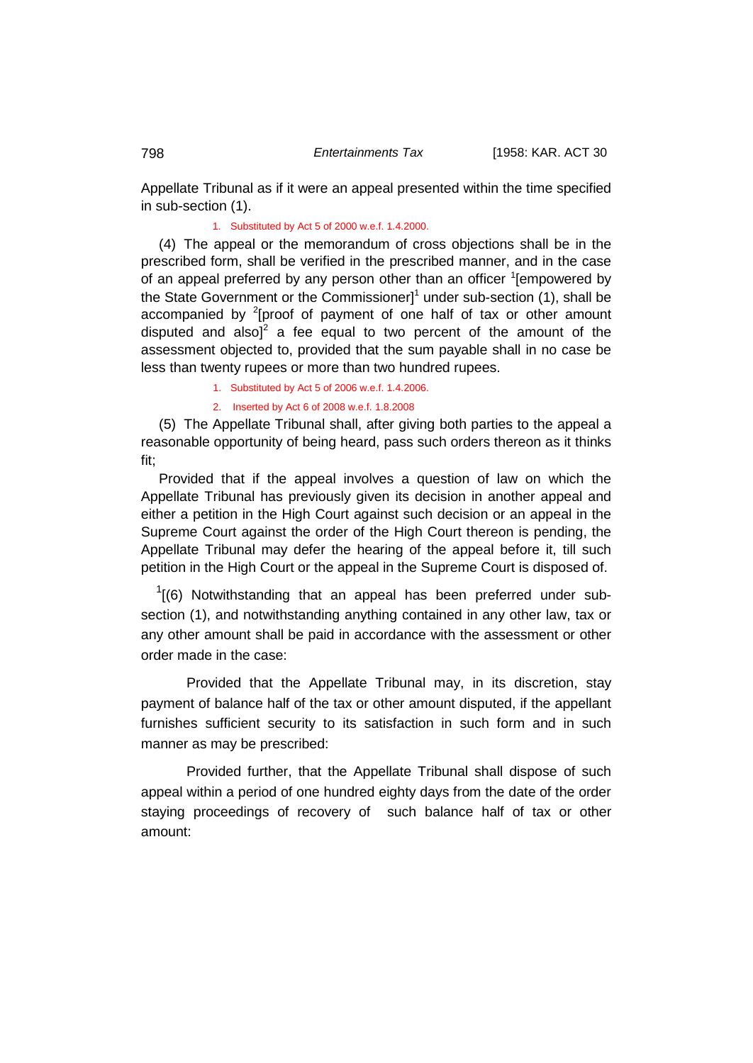Appellate Tribunal as if it were an appeal presented within the time specified in sub-section (1).

1. Substituted by Act 5 of 2000 w.e.f. 1.4.2000.

(4) The appeal or the memorandum of cross objections shall be in the prescribed form, shall be verified in the prescribed manner, and in the case of an appeal preferred by any person other than an officer [1][empowered by the State Government or the Commissioner][1] under sub-section (1), shall be accompanied by [2][proof of payment of one half of tax or other amount disputed and also][2] a fee equal to two percent of the amount of the assessment objected to, provided that the sum payable shall in no case be less than twenty rupees or more than two hundred rupees.

1. Substituted by Act 5 of 2006 w.e.f. 1.4.2006.
2. Inserted by Act 6 of 2008 w.e.f. 1.8.2008

(5) The Appellate Tribunal shall, after giving both parties to the appeal a reasonable opportunity of being heard, pass such orders thereon as it thinks fit;

Provided that if the appeal involves a question of law on which the Appellate Tribunal has previously given its decision in another appeal and either a petition in the High Court against such decision or an appeal in the Supreme Court against the order of the High Court thereon is pending, the Appellate Tribunal may defer the hearing of the appeal before it, till such petition in the High Court or the appeal in the Supreme Court is disposed of.

[1][(6) Notwithstanding that an appeal has been preferred under sub-section (1), and notwithstanding anything contained in any other law, tax or any other amount shall be paid in accordance with the assessment or other order made in the case:

Provided that the Appellate Tribunal may, in its discretion, stay payment of balance half of the tax or other amount disputed, if the appellant furnishes sufficient security to its satisfaction in such form and in such manner as may be prescribed:

Provided further, that the Appellate Tribunal shall dispose of such appeal within a period of one hundred eighty days from the date of the order staying proceedings of recovery of such balance half of tax or other amount: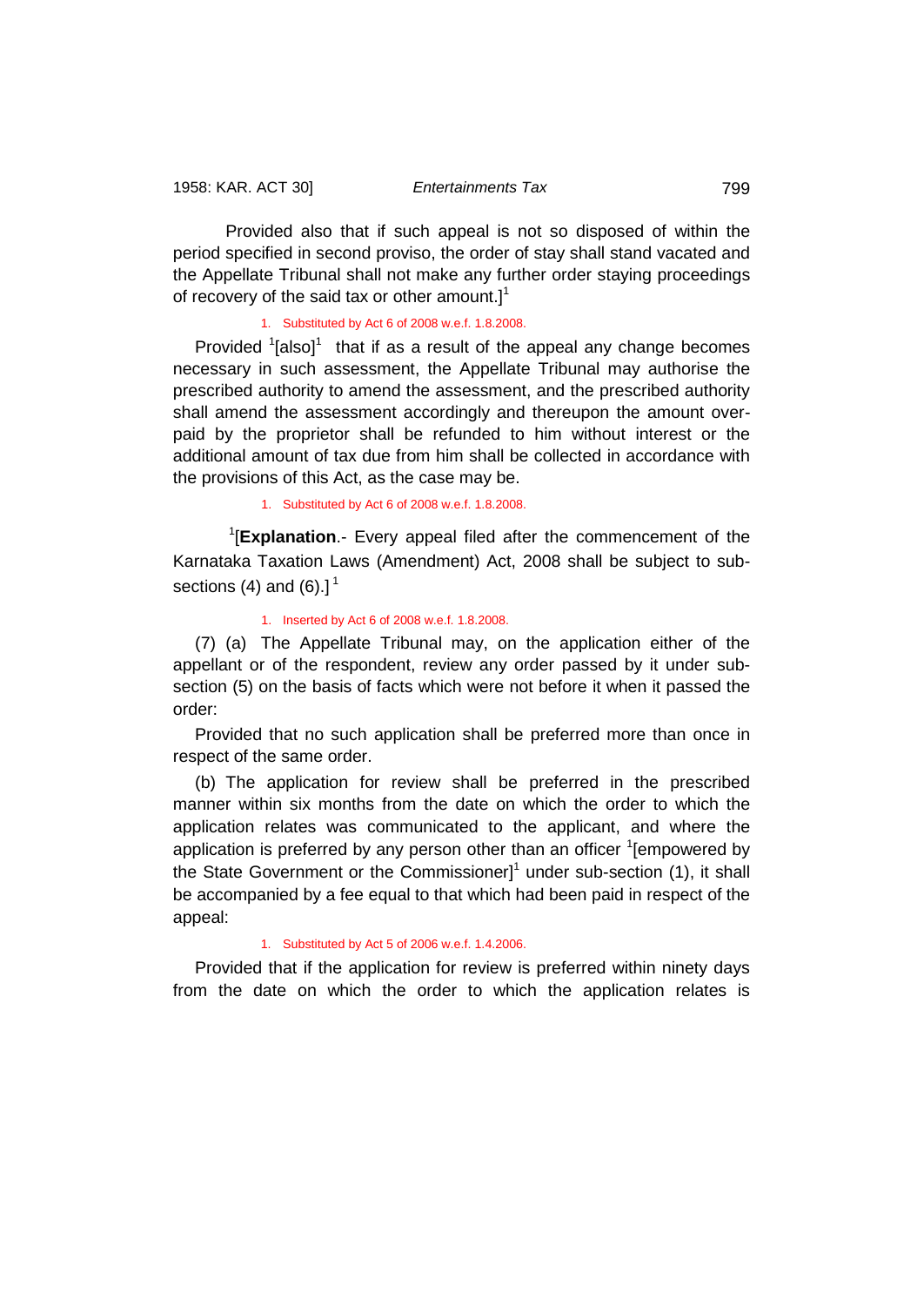Provided also that if such appeal is not so disposed of within the period specified in second proviso, the order of stay shall stand vacated and the Appellate Tribunal shall not make any further order staying proceedings of recovery of the said tax or other amount.][1]

1. Substituted by Act 6 of 2008 w.e.f. 1.8.2008.

Provided [1][also][1] that if as a result of the appeal any change becomes necessary in such assessment, the Appellate Tribunal may authorise the prescribed authority to amend the assessment, and the prescribed authority shall amend the assessment accordingly and thereupon the amount over-paid by the proprietor shall be refunded to him without interest or the additional amount of tax due from him shall be collected in accordance with the provisions of this Act, as the case may be.

1. Substituted by Act 6 of 2008 w.e.f. 1.8.2008.

[1][**Explanation**.- Every appeal filed after the commencement of the Karnataka Taxation Laws (Amendment) Act, 2008 shall be subject to sub-sections (4) and (6).][1]

1. Inserted by Act 6 of 2008 w.e.f. 1.8.2008.

(7) (a) The Appellate Tribunal may, on the application either of the appellant or of the respondent, review any order passed by it under sub-section (5) on the basis of facts which were not before it when it passed the order:

Provided that no such application shall be preferred more than once in respect of the same order.

(b) The application for review shall be preferred in the prescribed manner within six months from the date on which the order to which the application relates was communicated to the applicant, and where the application is preferred by any person other than an officer [1][empowered by the State Government or the Commissioner][1] under sub-section (1), it shall be accompanied by a fee equal to that which had been paid in respect of the appeal:

1. Substituted by Act 5 of 2006 w.e.f. 1.4.2006.

Provided that if the application for review is preferred within ninety days from the date on which the order to which the application relates is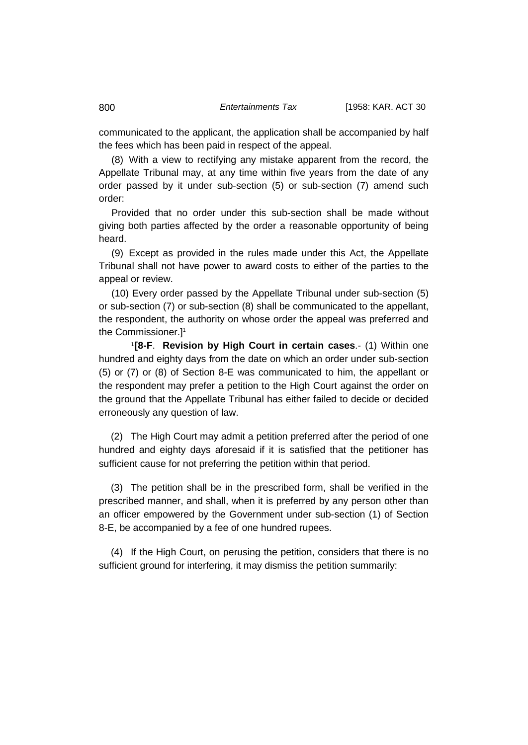communicated to the applicant, the application shall be accompanied by half the fees which has been paid in respect of the appeal.

(8) With a view to rectifying any mistake apparent from the record, the Appellate Tribunal may, at any time within five years from the date of any order passed by it under sub-section (5) or sub-section (7) amend such order:

Provided that no order under this sub-section shall be made without giving both parties affected by the order a reasonable opportunity of being heard.

(9) Except as provided in the rules made under this Act, the Appellate Tribunal shall not have power to award costs to either of the parties to the appeal or review.

(10) Every order passed by the Appellate Tribunal under sub-section (5) or sub-section (7) or sub-section (8) shall be communicated to the appellant, the respondent, the authority on whose order the appeal was preferred and the Commissioner.][1]

[1][**8-F**. **Revision by High Court in certain cases**.- (1) Within one hundred and eighty days from the date on which an order under sub-section (5) or (7) or (8) of Section 8-E was communicated to him, the appellant or the respondent may prefer a petition to the High Court against the order on the ground that the Appellate Tribunal has either failed to decide or decided erroneously any question of law.

(2) The High Court may admit a petition preferred after the period of one hundred and eighty days aforesaid if it is satisfied that the petitioner has sufficient cause for not preferring the petition within that period.

(3) The petition shall be in the prescribed form, shall be verified in the prescribed manner, and shall, when it is preferred by any person other than an officer empowered by the Government under sub-section (1) of Section 8-E, be accompanied by a fee of one hundred rupees.

(4) If the High Court, on perusing the petition, considers that there is no sufficient ground for interfering, it may dismiss the petition summarily: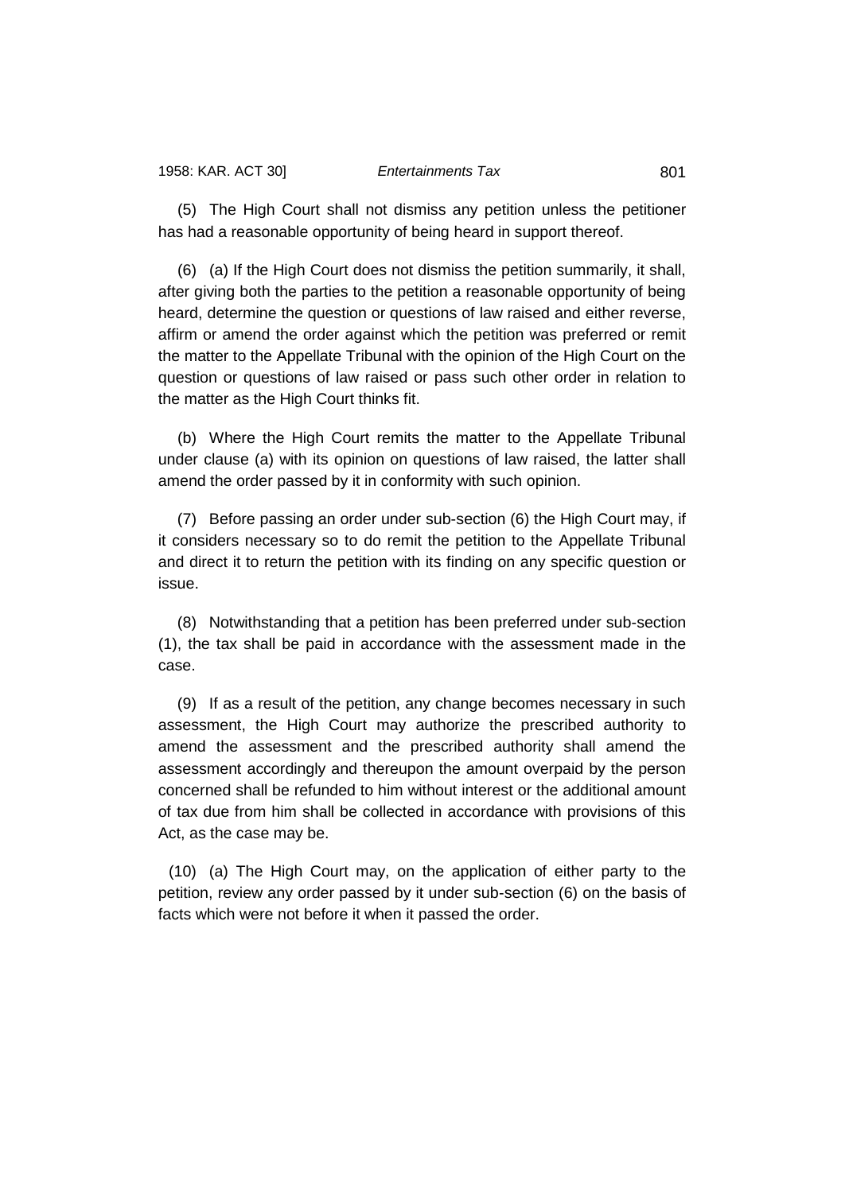(5) The High Court shall not dismiss any petition unless the petitioner has had a reasonable opportunity of being heard in support thereof.

(6) (a) If the High Court does not dismiss the petition summarily, it shall, after giving both the parties to the petition a reasonable opportunity of being heard, determine the question or questions of law raised and either reverse, affirm or amend the order against which the petition was preferred or remit the matter to the Appellate Tribunal with the opinion of the High Court on the question or questions of law raised or pass such other order in relation to the matter as the High Court thinks fit.

(b) Where the High Court remits the matter to the Appellate Tribunal under clause (a) with its opinion on questions of law raised, the latter shall amend the order passed by it in conformity with such opinion.

(7) Before passing an order under sub-section (6) the High Court may, if it considers necessary so to do remit the petition to the Appellate Tribunal and direct it to return the petition with its finding on any specific question or issue.

(8) Notwithstanding that a petition has been preferred under sub-section (1), the tax shall be paid in accordance with the assessment made in the case.

(9) If as a result of the petition, any change becomes necessary in such assessment, the High Court may authorize the prescribed authority to amend the assessment and the prescribed authority shall amend the assessment accordingly and thereupon the amount overpaid by the person concerned shall be refunded to him without interest or the additional amount of tax due from him shall be collected in accordance with provisions of this Act, as the case may be.

(10) (a) The High Court may, on the application of either party to the petition, review any order passed by it under sub-section (6) on the basis of facts which were not before it when it passed the order.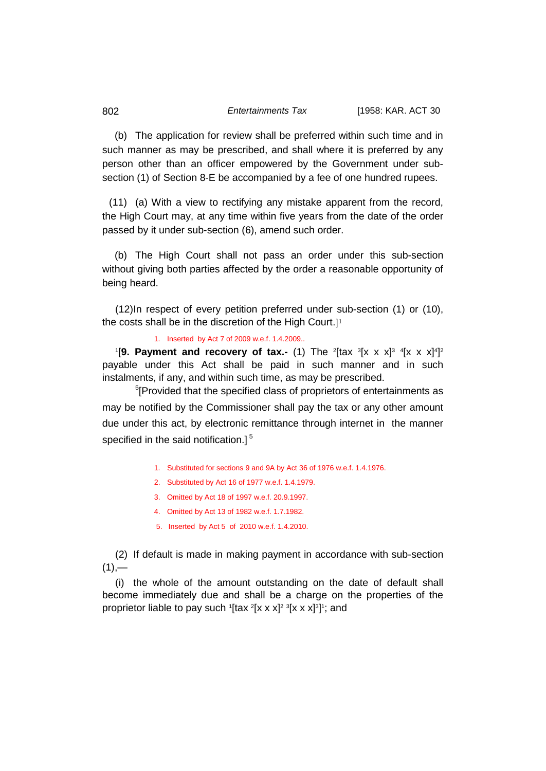(b) The application for review shall be preferred within such time and in such manner as may be prescribed, and shall where it is preferred by any person other than an officer empowered by the Government under sub-section (1) of Section 8-E be accompanied by a fee of one hundred rupees.

(11) (a) With a view to rectifying any mistake apparent from the record, the High Court may, at any time within five years from the date of the order passed by it under sub-section (6), amend such order.

(b) The High Court shall not pass an order under this sub-section without giving both parties affected by the order a reasonable opportunity of being heard.

(12)In respect of every petition preferred under sub-section (1) or (10), the costs shall be in the discretion of the High Court.][1]

1. Inserted by Act 7 of 2009 w.e.f. 1.4.2009..

[1][**9. Payment and recovery of tax.-** (1) The [2][tax [3][x x x][3] [4][x x x][4]][2] payable under this Act shall be paid in such manner and in such instalments, if any, and within such time, as may be prescribed.

[5][Provided that the specified class of proprietors of entertainments as may be notified by the Commissioner shall pay the tax or any other amount due under this act, by electronic remittance through internet in the manner specified in the said notification.][5]

1. Substituted for sections 9 and 9A by Act 36 of 1976 w.e.f. 1.4.1976.
2. Substituted by Act 16 of 1977 w.e.f. 1.4.1979.
3. Omitted by Act 18 of 1997 w.e.f. 20.9.1997.
4. Omitted by Act 13 of 1982 w.e.f. 1.7.1982.
5. Inserted by Act 5 of 2010 w.e.f. 1.4.2010.

(2) If default is made in making payment in accordance with sub-section (1),—

(i) the whole of the amount outstanding on the date of default shall become immediately due and shall be a charge on the properties of the proprietor liable to pay such [1][tax [2][x x x][2] [3][x x x][3]][1]; and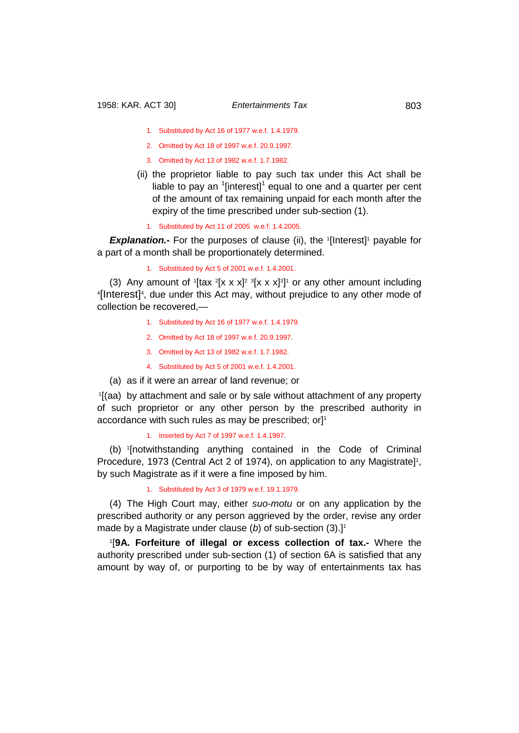1. Substituted by Act 16 of 1977 w.e.f. 1.4.1979.

2. Omitted by Act 18 of 1997 w.e.f. 20.9.1997.

3. Omitted by Act 13 of 1982 w.e.f. 1.7.1982.

(ii) the proprietor liable to pay such tax under this Act shall be liable to pay an [1][interest][1] equal to one and a quarter per cent of the amount of tax remaining unpaid for each month after the expiry of the time prescribed under sub-section (1).

1. Substituted by Act 11 of 2005 w.e.f. 1.4.2005.

***Explanation.-*** For the purposes of clause (ii), the [1][Interest][1] payable for a part of a month shall be proportionately determined.

1. Substituted by Act 5 of 2001 w.e.f. 1.4.2001.

(3) Any amount of [1][tax [2][x x x][2] [3][x x x][3]][1] or any other amount including [4][Interest][4], due under this Act may, without prejudice to any other mode of collection be recovered,—

1. Substituted by Act 16 of 1977 w.e.f. 1.4.1979.

2. Omitted by Act 18 of 1997 w.e.f. 20.9.1997.

3. Omitted by Act 13 of 1982 w.e.f. 1.7.1982.

4. Substituted by Act 5 of 2001 w.e.f. 1.4.2001.

(a) as if it were an arrear of land revenue; or

[1][(aa) by attachment and sale or by sale without attachment of any property of such proprietor or any other person by the prescribed authority in accordance with such rules as may be prescribed; or][1]

1. Inserted by Act 7 of 1997 w.e.f. 1.4.1997.

(b) [1][notwithstanding anything contained in the Code of Criminal Procedure, 1973 (Central Act 2 of 1974), on application to any Magistrate][1], by such Magistrate as if it were a fine imposed by him.

1. Substituted by Act 3 of 1979 w.e.f. 19.1.1979.

(4) The High Court may, either *suo-motu* or on any application by the prescribed authority or any person aggrieved by the order, revise any order made by a Magistrate under clause (*b*) of sub-section (3).][1]

[1][**9A. Forfeiture of illegal or excess collection of tax.-** Where the authority prescribed under sub-section (1) of section 6A is satisfied that any amount by way of, or purporting to be by way of entertainments tax has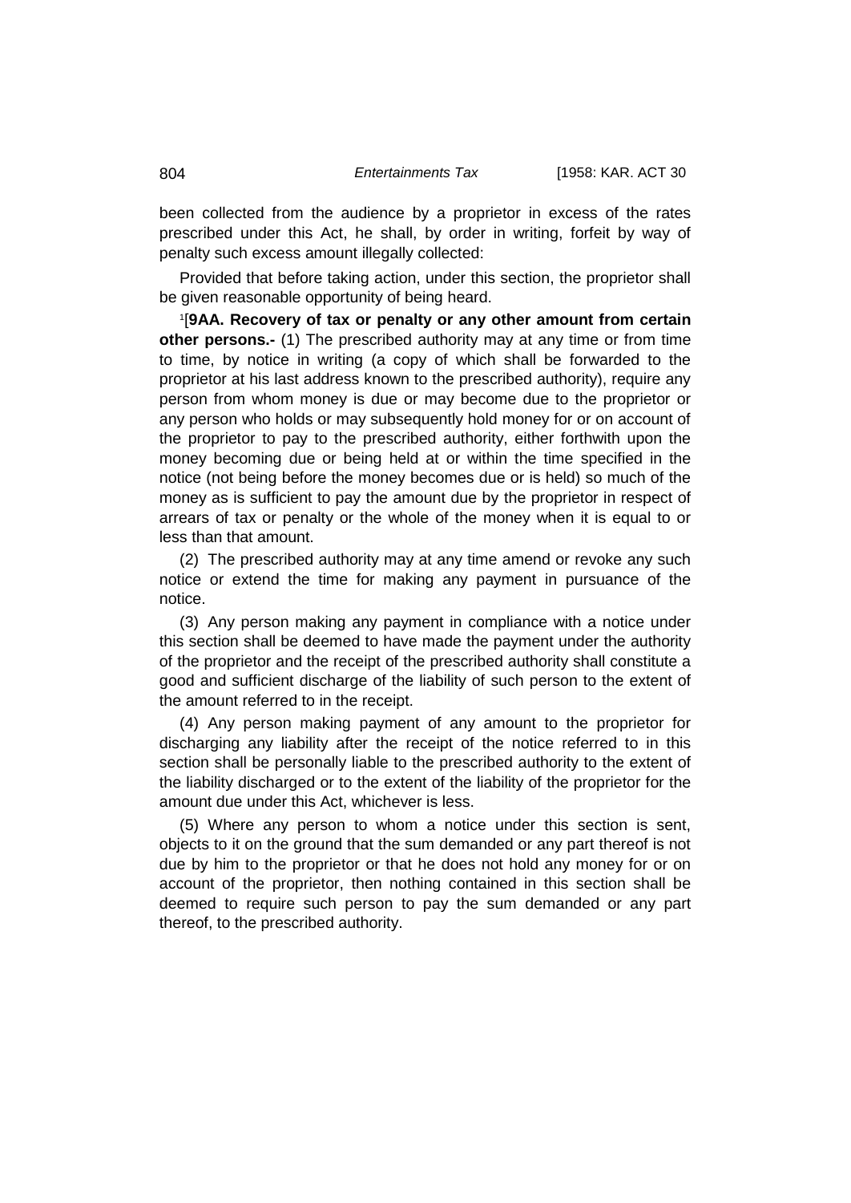been collected from the audience by a proprietor in excess of the rates prescribed under this Act, he shall, by order in writing, forfeit by way of penalty such excess amount illegally collected:

Provided that before taking action, under this section, the proprietor shall be given reasonable opportunity of being heard.

[1][**9AA. Recovery of tax or penalty or any other amount from certain other persons.-** (1) The prescribed authority may at any time or from time to time, by notice in writing (a copy of which shall be forwarded to the proprietor at his last address known to the prescribed authority), require any person from whom money is due or may become due to the proprietor or any person who holds or may subsequently hold money for or on account of the proprietor to pay to the prescribed authority, either forthwith upon the money becoming due or being held at or within the time specified in the notice (not being before the money becomes due or is held) so much of the money as is sufficient to pay the amount due by the proprietor in respect of arrears of tax or penalty or the whole of the money when it is equal to or less than that amount.

(2) The prescribed authority may at any time amend or revoke any such notice or extend the time for making any payment in pursuance of the notice.

(3) Any person making any payment in compliance with a notice under this section shall be deemed to have made the payment under the authority of the proprietor and the receipt of the prescribed authority shall constitute a good and sufficient discharge of the liability of such person to the extent of the amount referred to in the receipt.

(4) Any person making payment of any amount to the proprietor for discharging any liability after the receipt of the notice referred to in this section shall be personally liable to the prescribed authority to the extent of the liability discharged or to the extent of the liability of the proprietor for the amount due under this Act, whichever is less.

(5) Where any person to whom a notice under this section is sent, objects to it on the ground that the sum demanded or any part thereof is not due by him to the proprietor or that he does not hold any money for or on account of the proprietor, then nothing contained in this section shall be deemed to require such person to pay the sum demanded or any part thereof, to the prescribed authority.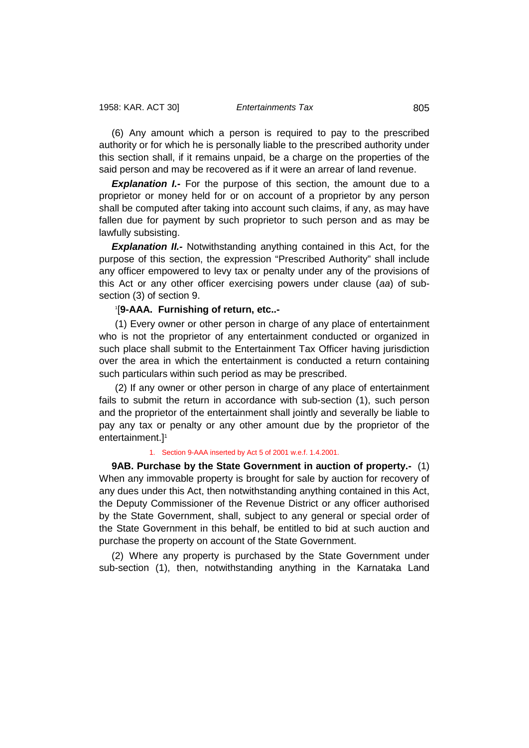(6) Any amount which a person is required to pay to the prescribed authority or for which he is personally liable to the prescribed authority under this section shall, if it remains unpaid, be a charge on the properties of the said person and may be recovered as if it were an arrear of land revenue.

***Explanation I.-*** For the purpose of this section, the amount due to a proprietor or money held for or on account of a proprietor by any person shall be computed after taking into account such claims, if any, as may have fallen due for payment by such proprietor to such person and as may be lawfully subsisting.

***Explanation II.-*** Notwithstanding anything contained in this Act, for the purpose of this section, the expression "Prescribed Authority" shall include any officer empowered to levy tax or penalty under any of the provisions of this Act or any other officer exercising powers under clause (*aa*) of sub-section (3) of section 9.

[1][**9-AAA. Furnishing of return, etc..-**

(1) Every owner or other person in charge of any place of entertainment who is not the proprietor of any entertainment conducted or organized in such place shall submit to the Entertainment Tax Officer having jurisdiction over the area in which the entertainment is conducted a return containing such particulars within such period as may be prescribed.

(2) If any owner or other person in charge of any place of entertainment fails to submit the return in accordance with sub-section (1), such person and the proprietor of the entertainment shall jointly and severally be liable to pay any tax or penalty or any other amount due by the proprietor of the entertainment.][1]

1. Section 9-AAA inserted by Act 5 of 2001 w.e.f. 1.4.2001.

**9AB. Purchase by the State Government in auction of property.-** (1) When any immovable property is brought for sale by auction for recovery of any dues under this Act, then notwithstanding anything contained in this Act, the Deputy Commissioner of the Revenue District or any officer authorised by the State Government, shall, subject to any general or special order of the State Government in this behalf, be entitled to bid at such auction and purchase the property on account of the State Government.

(2) Where any property is purchased by the State Government under sub-section (1), then, notwithstanding anything in the Karnataka Land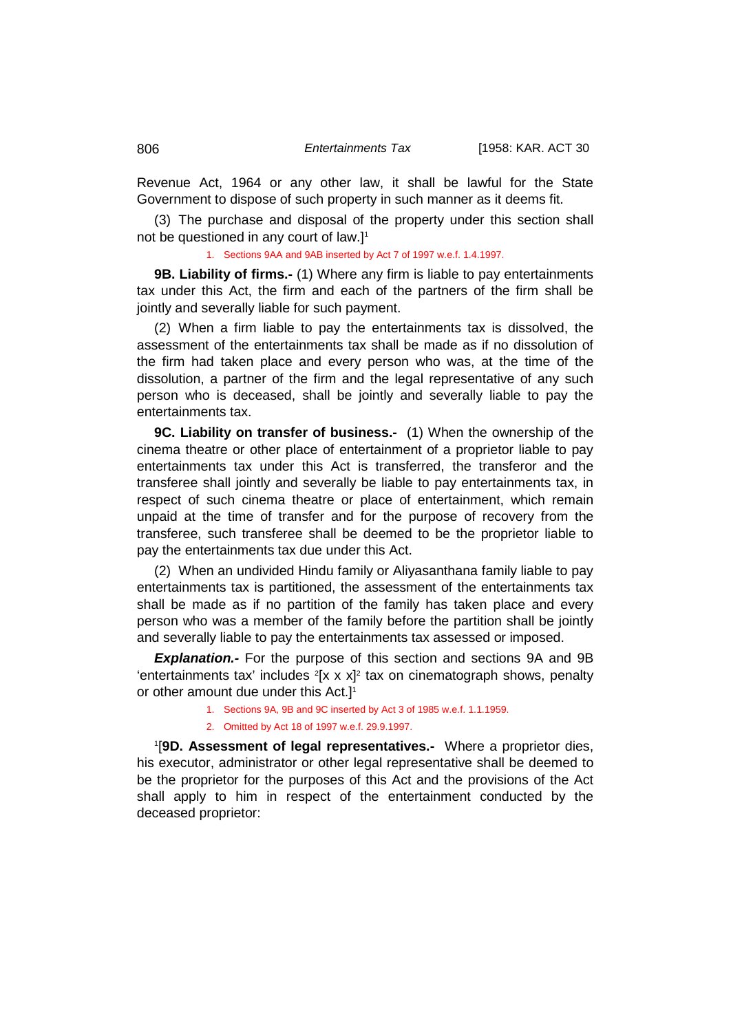Revenue Act, 1964 or any other law, it shall be lawful for the State Government to dispose of such property in such manner as it deems fit.

(3) The purchase and disposal of the property under this section shall not be questioned in any court of law.][1]

1. Sections 9AA and 9AB inserted by Act 7 of 1997 w.e.f. 1.4.1997.

**9B. Liability of firms.-** (1) Where any firm is liable to pay entertainments tax under this Act, the firm and each of the partners of the firm shall be jointly and severally liable for such payment.

(2) When a firm liable to pay the entertainments tax is dissolved, the assessment of the entertainments tax shall be made as if no dissolution of the firm had taken place and every person who was, at the time of the dissolution, a partner of the firm and the legal representative of any such person who is deceased, shall be jointly and severally liable to pay the entertainments tax.

**9C. Liability on transfer of business.-** (1) When the ownership of the cinema theatre or other place of entertainment of a proprietor liable to pay entertainments tax under this Act is transferred, the transferor and the transferee shall jointly and severally be liable to pay entertainments tax, in respect of such cinema theatre or place of entertainment, which remain unpaid at the time of transfer and for the purpose of recovery from the transferee, such transferee shall be deemed to be the proprietor liable to pay the entertainments tax due under this Act.

(2) When an undivided Hindu family or Aliyasanthana family liable to pay entertainments tax is partitioned, the assessment of the entertainments tax shall be made as if no partition of the family has taken place and every person who was a member of the family before the partition shall be jointly and severally liable to pay the entertainments tax assessed or imposed.

***Explanation.-*** For the purpose of this section and sections 9A and 9B 'entertainments tax' includes [2][x x x][2] tax on cinematograph shows, penalty or other amount due under this Act.][1]

1. Sections 9A, 9B and 9C inserted by Act 3 of 1985 w.e.f. 1.1.1959.
2. Omitted by Act 18 of 1997 w.e.f. 29.9.1997.

[1][**9D. Assessment of legal representatives.-** Where a proprietor dies, his executor, administrator or other legal representative shall be deemed to be the proprietor for the purposes of this Act and the provisions of the Act shall apply to him in respect of the entertainment conducted by the deceased proprietor: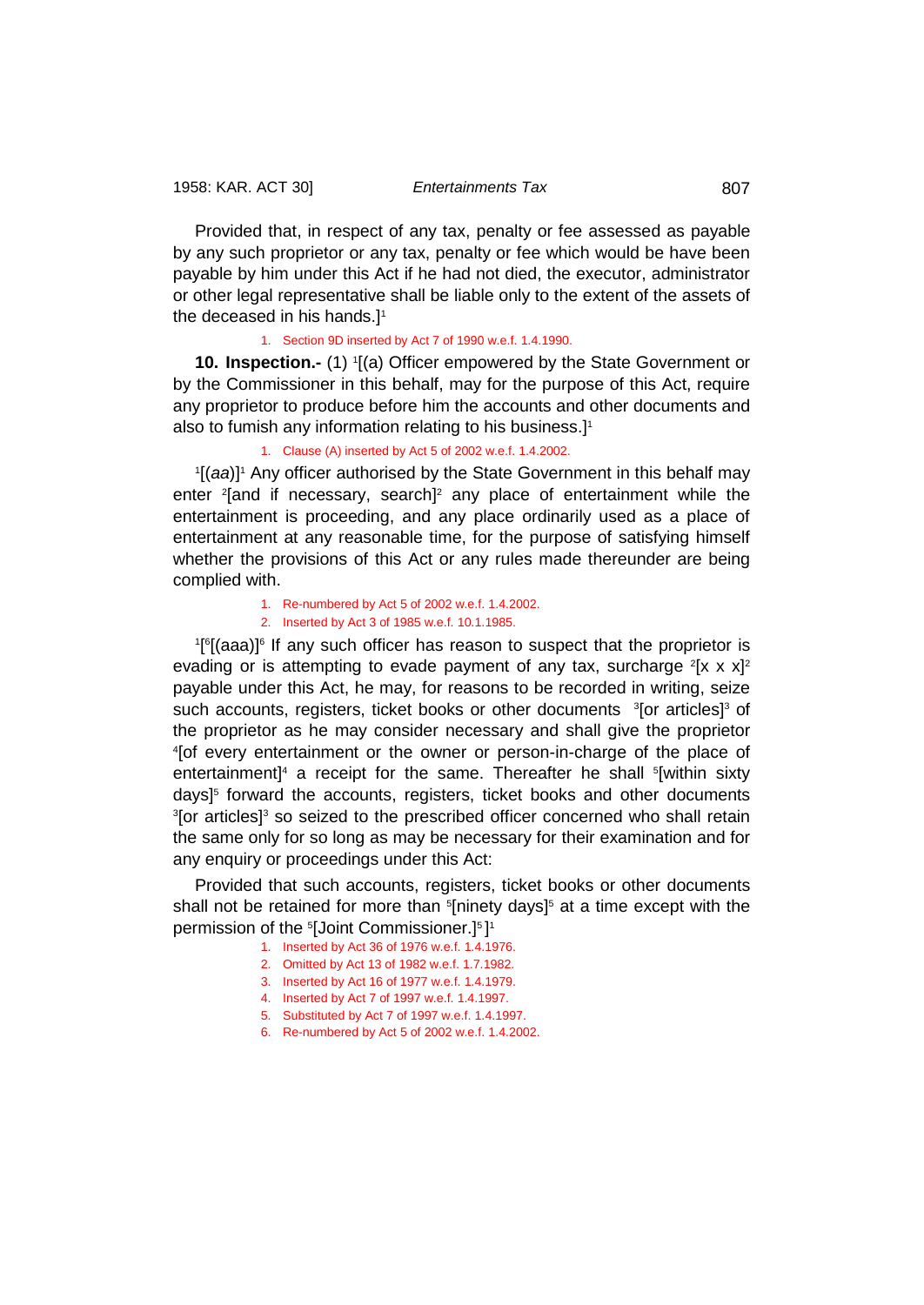Provided that, in respect of any tax, penalty or fee assessed as payable by any such proprietor or any tax, penalty or fee which would be have been payable by him under this Act if he had not died, the executor, administrator or other legal representative shall be liable only to the extent of the assets of the deceased in his hands.][1]

1. Section 9D inserted by Act 7 of 1990 w.e.f. 1.4.1990.

**10. Inspection.-** (1) [1][(a) Officer empowered by the State Government or by the Commissioner in this behalf, may for the purpose of this Act, require any proprietor to produce before him the accounts and other documents and also to fumish any information relating to his business.][1]

1. Clause (A) inserted by Act 5 of 2002 w.e.f. 1.4.2002.

[1][(*aa*)][1] Any officer authorised by the State Government in this behalf may enter [2][and if necessary, search][2] any place of entertainment while the entertainment is proceeding, and any place ordinarily used as a place of entertainment at any reasonable time, for the purpose of satisfying himself whether the provisions of this Act or any rules made thereunder are being complied with.

1. Re-numbered by Act 5 of 2002 w.e.f. 1.4.2002.
2. Inserted by Act 3 of 1985 w.e.f. 10.1.1985.

[1][[6][(aaa)][6] If any such officer has reason to suspect that the proprietor is evading or is attempting to evade payment of any tax, surcharge [2][x x x][2] payable under this Act, he may, for reasons to be recorded in writing, seize such accounts, registers, ticket books or other documents [3][or articles][3] of the proprietor as he may consider necessary and shall give the proprietor [4][of every entertainment or the owner or person-in-charge of the place of entertainment][4] a receipt for the same. Thereafter he shall [5][within sixty days][5] forward the accounts, registers, ticket books and other documents [3][or articles][3] so seized to the prescribed officer concerned who shall retain the same only for so long as may be necessary for their examination and for any enquiry or proceedings under this Act:

Provided that such accounts, registers, ticket books or other documents shall not be retained for more than [5][ninety days][5] at a time except with the permission of the [5][Joint Commissioner.][5]][1]

1. Inserted by Act 36 of 1976 w.e.f. 1.4.1976.
2. Omitted by Act 13 of 1982 w.e.f. 1.7.1982.
3. Inserted by Act 16 of 1977 w.e.f. 1.4.1979.
4. Inserted by Act 7 of 1997 w.e.f. 1.4.1997.
5. Substituted by Act 7 of 1997 w.e.f. 1.4.1997.
6. Re-numbered by Act 5 of 2002 w.e.f. 1.4.2002.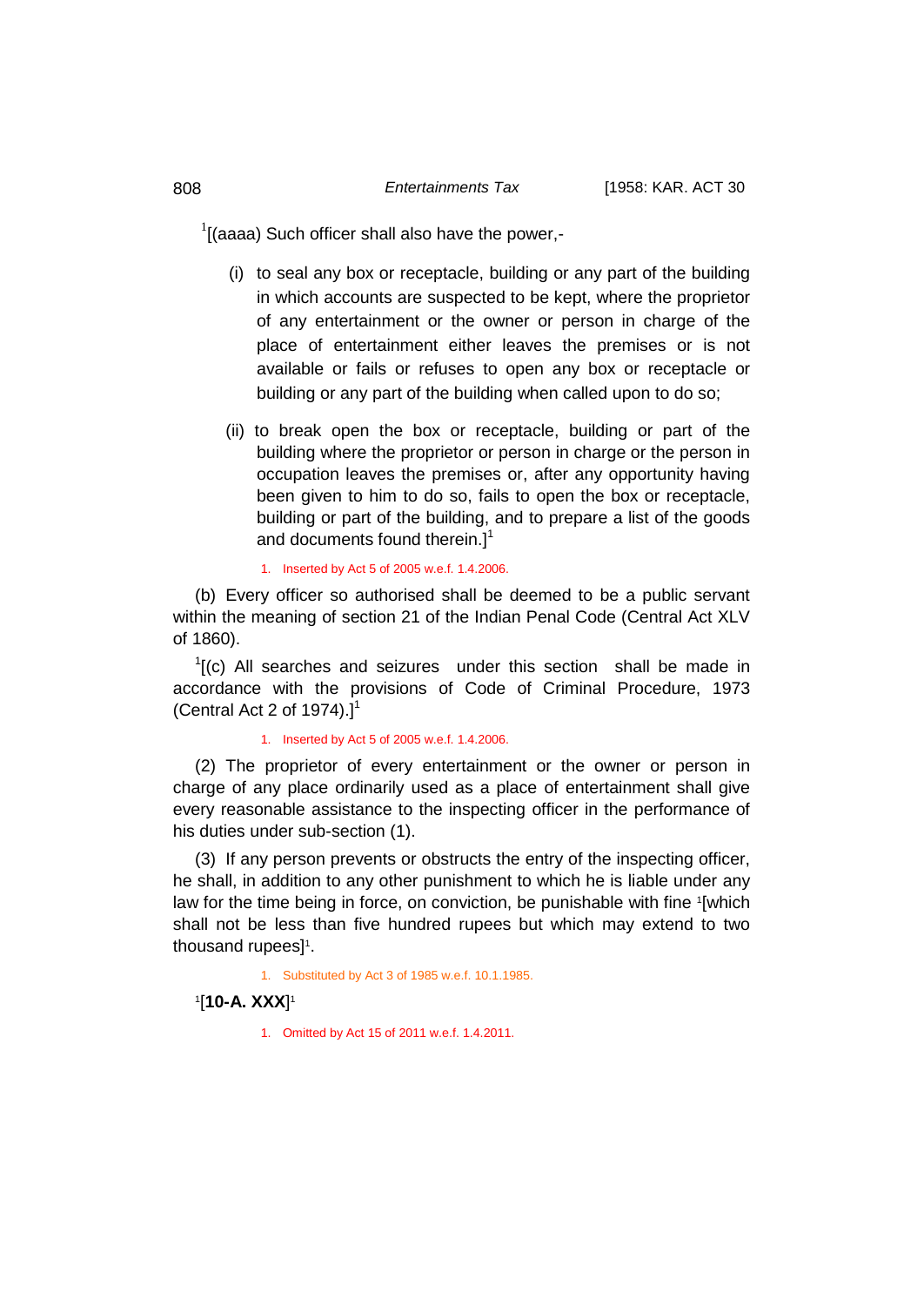[1][(aaaa) Such officer shall also have the power,-

(i) to seal any box or receptacle, building or any part of the building in which accounts are suspected to be kept, where the proprietor of any entertainment or the owner or person in charge of the place of entertainment either leaves the premises or is not available or fails or refuses to open any box or receptacle or building or any part of the building when called upon to do so;

(ii) to break open the box or receptacle, building or part of the building where the proprietor or person in charge or the person in occupation leaves the premises or, after any opportunity having been given to him to do so, fails to open the box or receptacle, building or part of the building, and to prepare a list of the goods and documents found therein.][1]

1. Inserted by Act 5 of 2005 w.e.f. 1.4.2006.

(b) Every officer so authorised shall be deemed to be a public servant within the meaning of section 21 of the Indian Penal Code (Central Act XLV of 1860).

[1][(c) All searches and seizures under this section shall be made in accordance with the provisions of Code of Criminal Procedure, 1973 (Central Act 2 of 1974).][1]

1. Inserted by Act 5 of 2005 w.e.f. 1.4.2006.

(2) The proprietor of every entertainment or the owner or person in charge of any place ordinarily used as a place of entertainment shall give every reasonable assistance to the inspecting officer in the performance of his duties under sub-section (1).

(3) If any person prevents or obstructs the entry of the inspecting officer, he shall, in addition to any other punishment to which he is liable under any law for the time being in force, on conviction, be punishable with fine [1][which shall not be less than five hundred rupees but which may extend to two thousand rupees][1].

1. Substituted by Act 3 of 1985 w.e.f. 10.1.1985.

[1][**10-A. XXX**][1]

1. Omitted by Act 15 of 2011 w.e.f. 1.4.2011.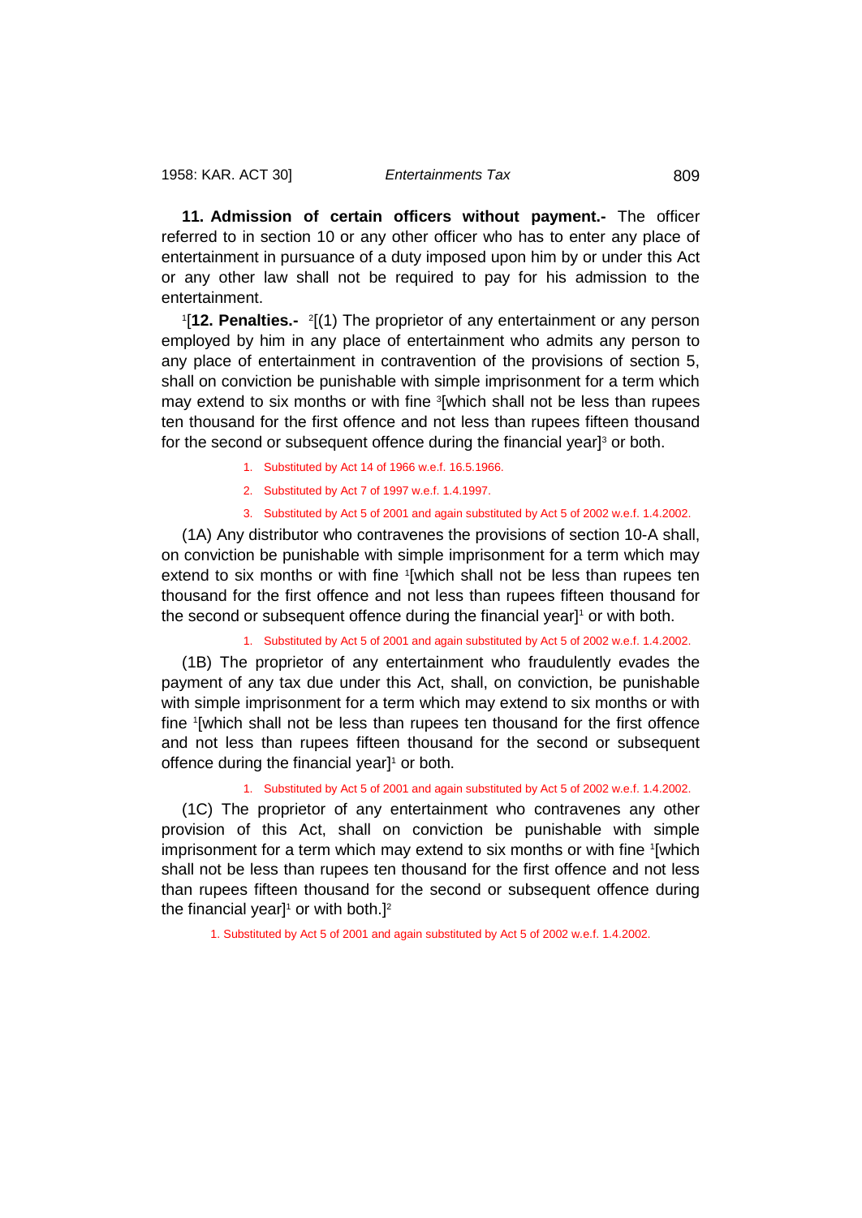**11. Admission of certain officers without payment.-** The officer referred to in section 10 or any other officer who has to enter any place of entertainment in pursuance of a duty imposed upon him by or under this Act or any other law shall not be required to pay for his admission to the entertainment.

[1][**12. Penalties.-** [2][(1) The proprietor of any entertainment or any person employed by him in any place of entertainment who admits any person to any place of entertainment in contravention of the provisions of section 5, shall on conviction be punishable with simple imprisonment for a term which may extend to six months or with fine [3][which shall not be less than rupees ten thousand for the first offence and not less than rupees fifteen thousand for the second or subsequent offence during the financial year][3] or both.

1. Substituted by Act 14 of 1966 w.e.f. 16.5.1966.
2. Substituted by Act 7 of 1997 w.e.f. 1.4.1997.
3. Substituted by Act 5 of 2001 and again substituted by Act 5 of 2002 w.e.f. 1.4.2002.

(1A) Any distributor who contravenes the provisions of section 10-A shall, on conviction be punishable with simple imprisonment for a term which may extend to six months or with fine [1][which shall not be less than rupees ten thousand for the first offence and not less than rupees fifteen thousand for the second or subsequent offence during the financial year][1] or with both.

1. Substituted by Act 5 of 2001 and again substituted by Act 5 of 2002 w.e.f. 1.4.2002.

(1B) The proprietor of any entertainment who fraudulently evades the payment of any tax due under this Act, shall, on conviction, be punishable with simple imprisonment for a term which may extend to six months or with fine [1][which shall not be less than rupees ten thousand for the first offence and not less than rupees fifteen thousand for the second or subsequent offence during the financial year][1] or both.

1. Substituted by Act 5 of 2001 and again substituted by Act 5 of 2002 w.e.f. 1.4.2002.

(1C) The proprietor of any entertainment who contravenes any other provision of this Act, shall on conviction be punishable with simple imprisonment for a term which may extend to six months or with fine [1][which shall not be less than rupees ten thousand for the first offence and not less than rupees fifteen thousand for the second or subsequent offence during the financial year][1] or with both.][2]

1. Substituted by Act 5 of 2001 and again substituted by Act 5 of 2002 w.e.f. 1.4.2002.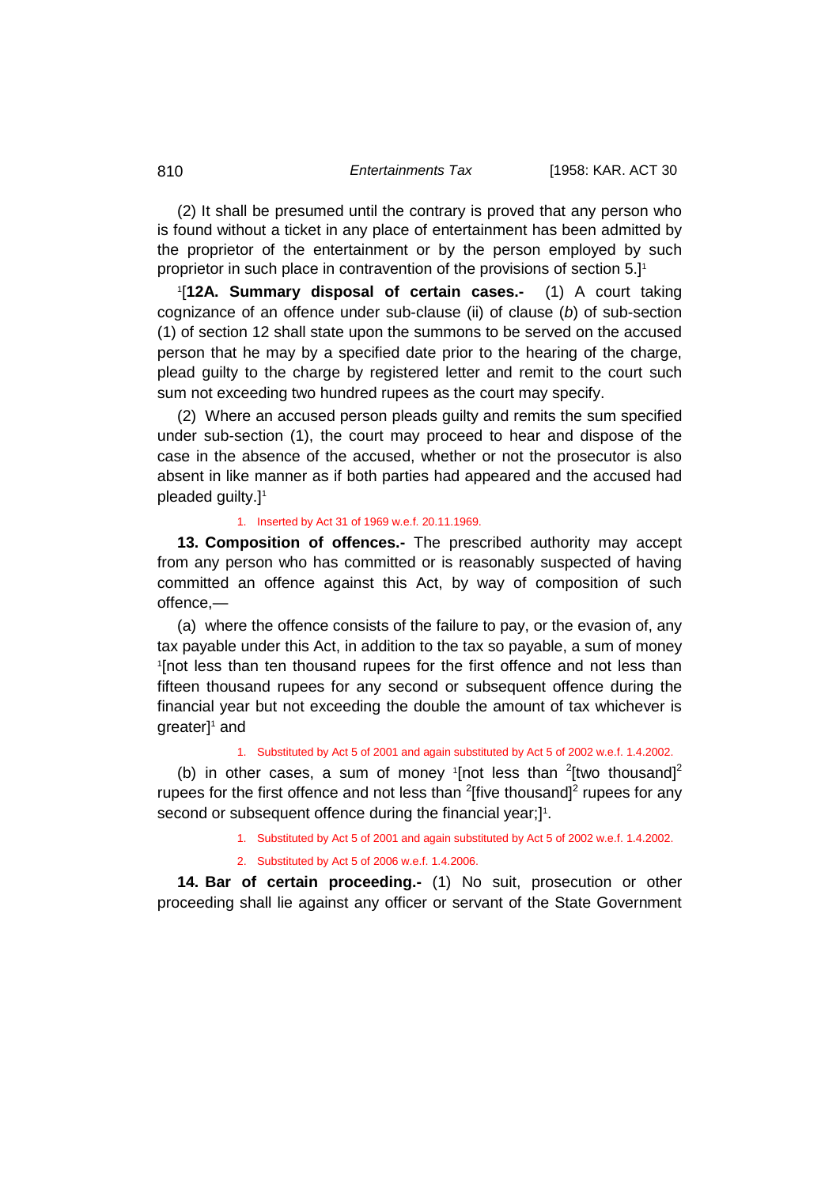(2) It shall be presumed until the contrary is proved that any person who is found without a ticket in any place of entertainment has been admitted by the proprietor of the entertainment or by the person employed by such proprietor in such place in contravention of the provisions of section 5.][1]

[1][**12A. Summary disposal of certain cases.-** (1) A court taking cognizance of an offence under sub-clause (ii) of clause (*b*) of sub-section (1) of section 12 shall state upon the summons to be served on the accused person that he may by a specified date prior to the hearing of the charge, plead guilty to the charge by registered letter and remit to the court such sum not exceeding two hundred rupees as the court may specify.

(2) Where an accused person pleads guilty and remits the sum specified under sub-section (1), the court may proceed to hear and dispose of the case in the absence of the accused, whether or not the prosecutor is also absent in like manner as if both parties had appeared and the accused had pleaded guilty.][1]

1. Inserted by Act 31 of 1969 w.e.f. 20.11.1969.

**13. Composition of offences.-** The prescribed authority may accept from any person who has committed or is reasonably suspected of having committed an offence against this Act, by way of composition of such offence,—

(a) where the offence consists of the failure to pay, or the evasion of, any tax payable under this Act, in addition to the tax so payable, a sum of money [1][not less than ten thousand rupees for the first offence and not less than fifteen thousand rupees for any second or subsequent offence during the financial year but not exceeding the double the amount of tax whichever is greater][1] and

1. Substituted by Act 5 of 2001 and again substituted by Act 5 of 2002 w.e.f. 1.4.2002.

(b) in other cases, a sum of money [1][not less than [2][two thousand][2] rupees for the first offence and not less than [2][five thousand][2] rupees for any second or subsequent offence during the financial year;][1].

1. Substituted by Act 5 of 2001 and again substituted by Act 5 of 2002 w.e.f. 1.4.2002.
2. Substituted by Act 5 of 2006 w.e.f. 1.4.2006.

**14. Bar of certain proceeding.-** (1) No suit, prosecution or other proceeding shall lie against any officer or servant of the State Government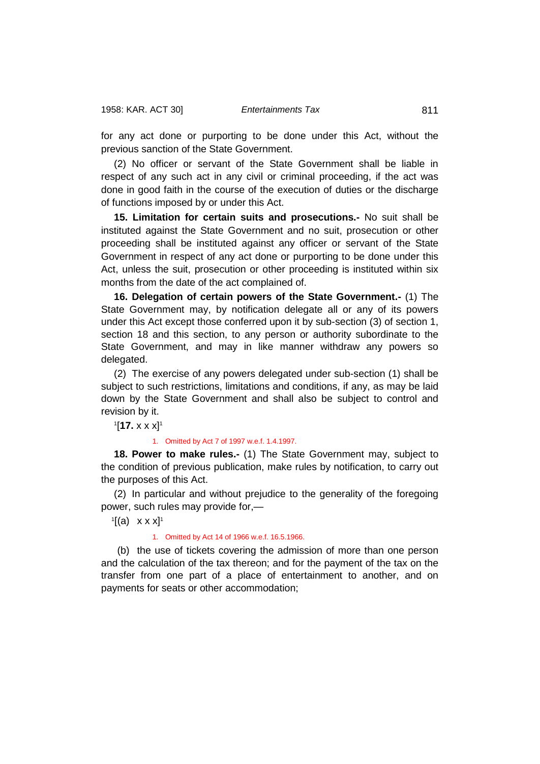for any act done or purporting to be done under this Act, without the previous sanction of the State Government.

(2) No officer or servant of the State Government shall be liable in respect of any such act in any civil or criminal proceeding, if the act was done in good faith in the course of the execution of duties or the discharge of functions imposed by or under this Act.

**15. Limitation for certain suits and prosecutions.-** No suit shall be instituted against the State Government and no suit, prosecution or other proceeding shall be instituted against any officer or servant of the State Government in respect of any act done or purporting to be done under this Act, unless the suit, prosecution or other proceeding is instituted within six months from the date of the act complained of.

**16. Delegation of certain powers of the State Government.-** (1) The State Government may, by notification delegate all or any of its powers under this Act except those conferred upon it by sub-section (3) of section 1, section 18 and this section, to any person or authority subordinate to the State Government, and may in like manner withdraw any powers so delegated.

(2) The exercise of any powers delegated under sub-section (1) shall be subject to such restrictions, limitations and conditions, if any, as may be laid down by the State Government and shall also be subject to control and revision by it.

[1][**17.** x x x][1]

1. Omitted by Act 7 of 1997 w.e.f. 1.4.1997.

**18. Power to make rules.-** (1) The State Government may, subject to the condition of previous publication, make rules by notification, to carry out the purposes of this Act.

(2) In particular and without prejudice to the generality of the foregoing power, such rules may provide for,—

[1][(a) x x x][1]

1. Omitted by Act 14 of 1966 w.e.f. 16.5.1966.

(b) the use of tickets covering the admission of more than one person and the calculation of the tax thereon; and for the payment of the tax on the transfer from one part of a place of entertainment to another, and on payments for seats or other accommodation;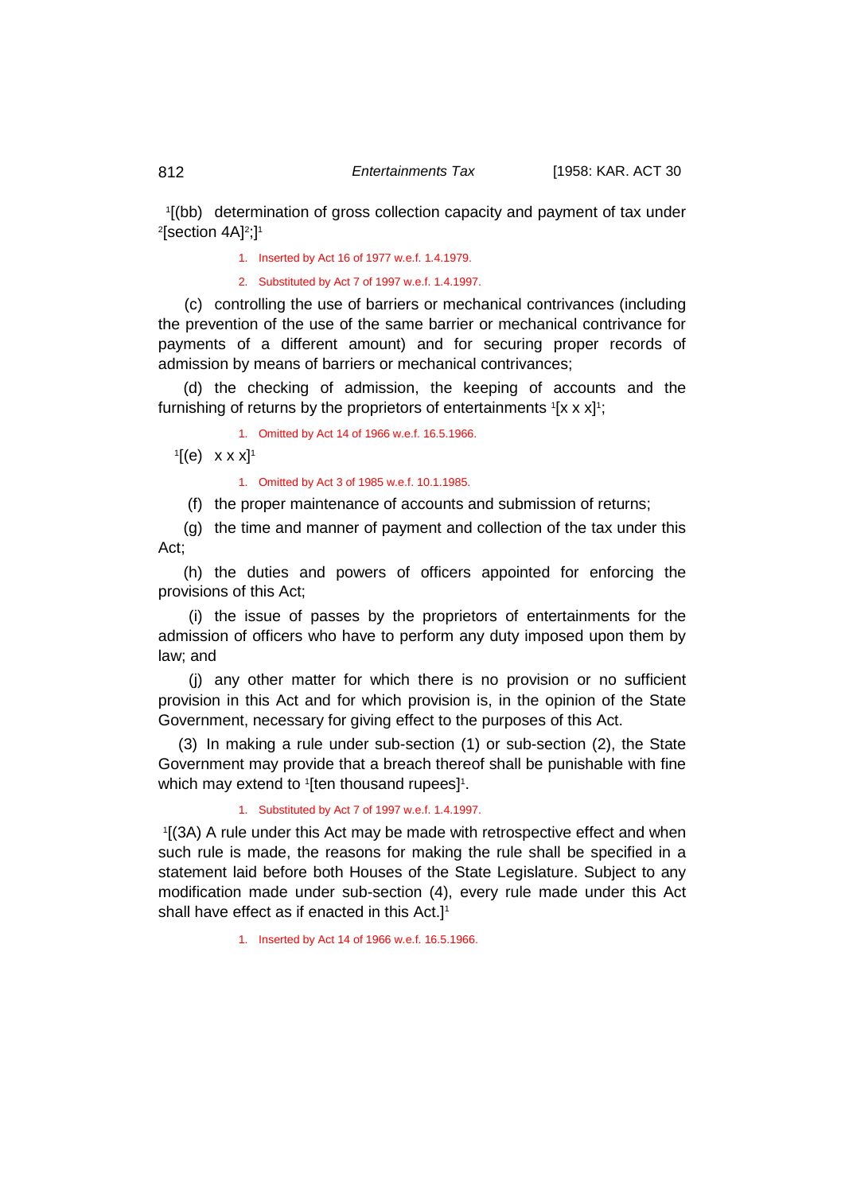[1][(bb) determination of gross collection capacity and payment of tax under [2][section 4A][2];][1]

1. Inserted by Act 16 of 1977 w.e.f. 1.4.1979.

2. Substituted by Act 7 of 1997 w.e.f. 1.4.1997.

(c) controlling the use of barriers or mechanical contrivances (including the prevention of the use of the same barrier or mechanical contrivance for payments of a different amount) and for securing proper records of admission by means of barriers or mechanical contrivances;

(d) the checking of admission, the keeping of accounts and the furnishing of returns by the proprietors of entertainments [1][x x x][1];

1. Omitted by Act 14 of 1966 w.e.f. 16.5.1966.

[1][(e) x x x][1]

1. Omitted by Act 3 of 1985 w.e.f. 10.1.1985.

(f) the proper maintenance of accounts and submission of returns;

(g) the time and manner of payment and collection of the tax under this Act;

(h) the duties and powers of officers appointed for enforcing the provisions of this Act;

(i) the issue of passes by the proprietors of entertainments for the admission of officers who have to perform any duty imposed upon them by law; and

(j) any other matter for which there is no provision or no sufficient provision in this Act and for which provision is, in the opinion of the State Government, necessary for giving effect to the purposes of this Act.

(3) In making a rule under sub-section (1) or sub-section (2), the State Government may provide that a breach thereof shall be punishable with fine which may extend to [1][ten thousand rupees][1].

1. Substituted by Act 7 of 1997 w.e.f. 1.4.1997.

[1][(3A) A rule under this Act may be made with retrospective effect and when such rule is made, the reasons for making the rule shall be specified in a statement laid before both Houses of the State Legislature. Subject to any modification made under sub-section (4), every rule made under this Act shall have effect as if enacted in this Act.][1]

1. Inserted by Act 14 of 1966 w.e.f. 16.5.1966.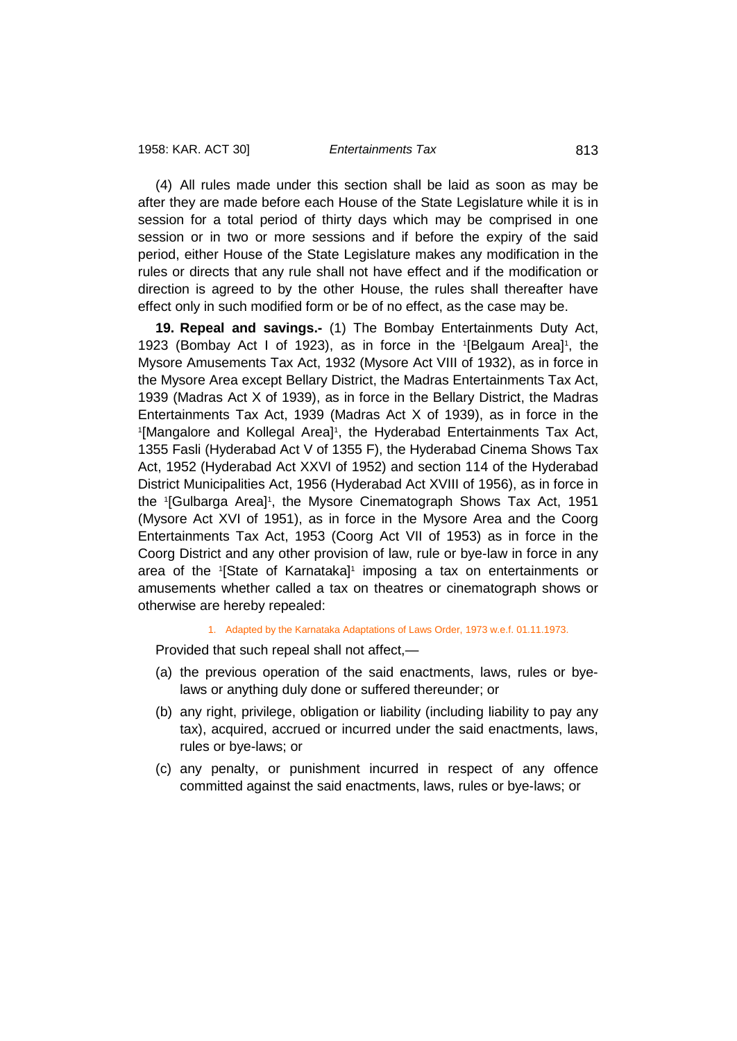(4) All rules made under this section shall be laid as soon as may be after they are made before each House of the State Legislature while it is in session for a total period of thirty days which may be comprised in one session or in two or more sessions and if before the expiry of the said period, either House of the State Legislature makes any modification in the rules or directs that any rule shall not have effect and if the modification or direction is agreed to by the other House, the rules shall thereafter have effect only in such modified form or be of no effect, as the case may be.

**19. Repeal and savings.-** (1) The Bombay Entertainments Duty Act, 1923 (Bombay Act I of 1923), as in force in the [1][Belgaum Area][1], the Mysore Amusements Tax Act, 1932 (Mysore Act VIII of 1932), as in force in the Mysore Area except Bellary District, the Madras Entertainments Tax Act, 1939 (Madras Act X of 1939), as in force in the Bellary District, the Madras Entertainments Tax Act, 1939 (Madras Act X of 1939), as in force in the [1][Mangalore and Kollegal Area][1], the Hyderabad Entertainments Tax Act, 1355 Fasli (Hyderabad Act V of 1355 F), the Hyderabad Cinema Shows Tax Act, 1952 (Hyderabad Act XXVI of 1952) and section 114 of the Hyderabad District Municipalities Act, 1956 (Hyderabad Act XVIII of 1956), as in force in the [1][Gulbarga Area][1], the Mysore Cinematograph Shows Tax Act, 1951 (Mysore Act XVI of 1951), as in force in the Mysore Area and the Coorg Entertainments Tax Act, 1953 (Coorg Act VII of 1953) as in force in the Coorg District and any other provision of law, rule or bye-law in force in any area of the [1][State of Karnataka][1] imposing a tax on entertainments or amusements whether called a tax on theatres or cinematograph shows or otherwise are hereby repealed:

1. Adapted by the Karnataka Adaptations of Laws Order, 1973 w.e.f. 01.11.1973.

Provided that such repeal shall not affect,—

(a) the previous operation of the said enactments, laws, rules or bye-laws or anything duly done or suffered thereunder; or

(b) any right, privilege, obligation or liability (including liability to pay any tax), acquired, accrued or incurred under the said enactments, laws, rules or bye-laws; or

(c) any penalty, or punishment incurred in respect of any offence committed against the said enactments, laws, rules or bye-laws; or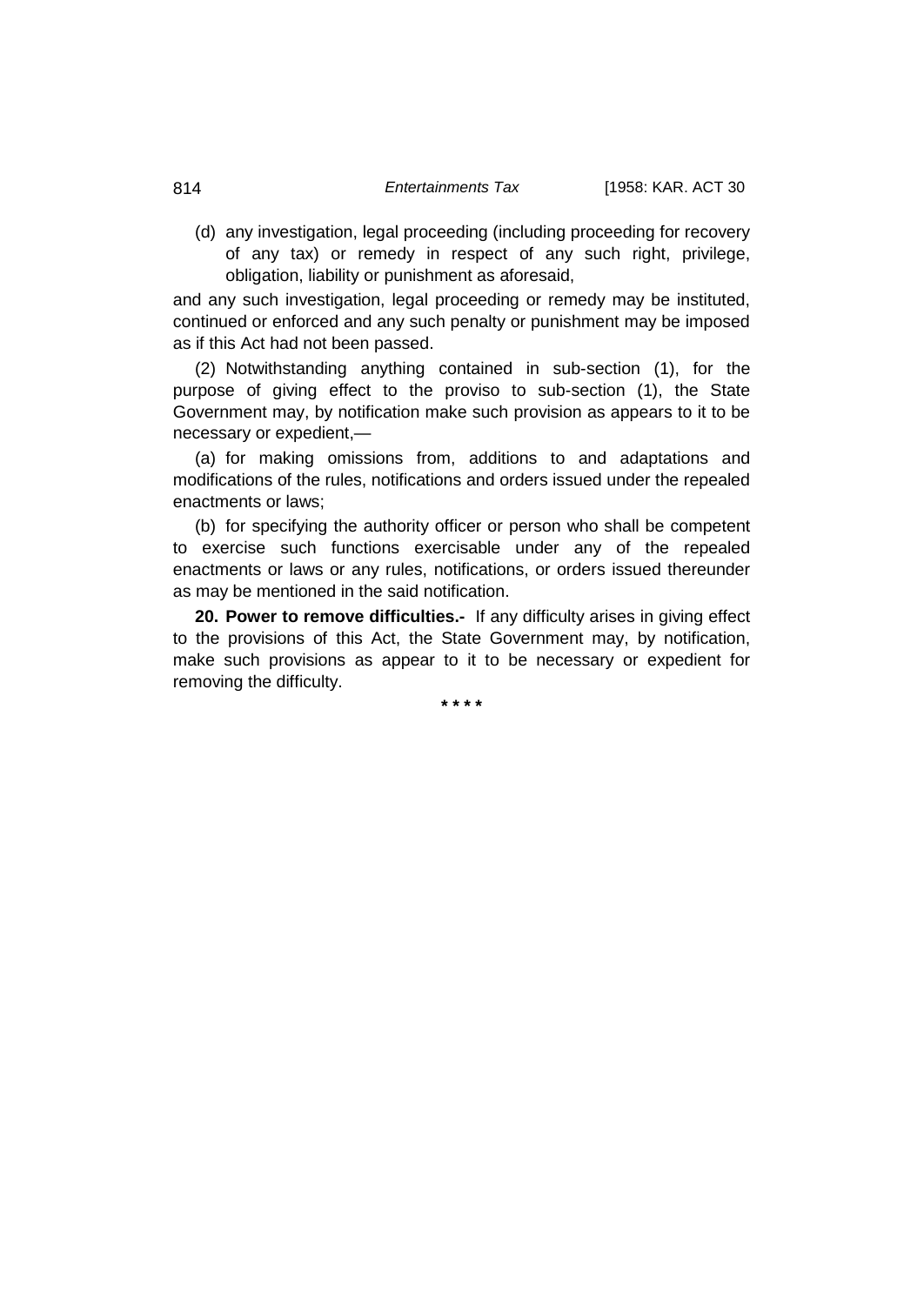(d) any investigation, legal proceeding (including proceeding for recovery of any tax) or remedy in respect of any such right, privilege, obligation, liability or punishment as aforesaid,

and any such investigation, legal proceeding or remedy may be instituted, continued or enforced and any such penalty or punishment may be imposed as if this Act had not been passed.

(2) Notwithstanding anything contained in sub-section (1), for the purpose of giving effect to the proviso to sub-section (1), the State Government may, by notification make such provision as appears to it to be necessary or expedient,—

(a) for making omissions from, additions to and adaptations and modifications of the rules, notifications and orders issued under the repealed enactments or laws;

(b) for specifying the authority officer or person who shall be competent to exercise such functions exercisable under any of the repealed enactments or laws or any rules, notifications, or orders issued thereunder as may be mentioned in the said notification.

**20. Power to remove difficulties.-** If any difficulty arises in giving effect to the provisions of this Act, the State Government may, by notification, make such provisions as appear to it to be necessary or expedient for removing the difficulty.

* * * *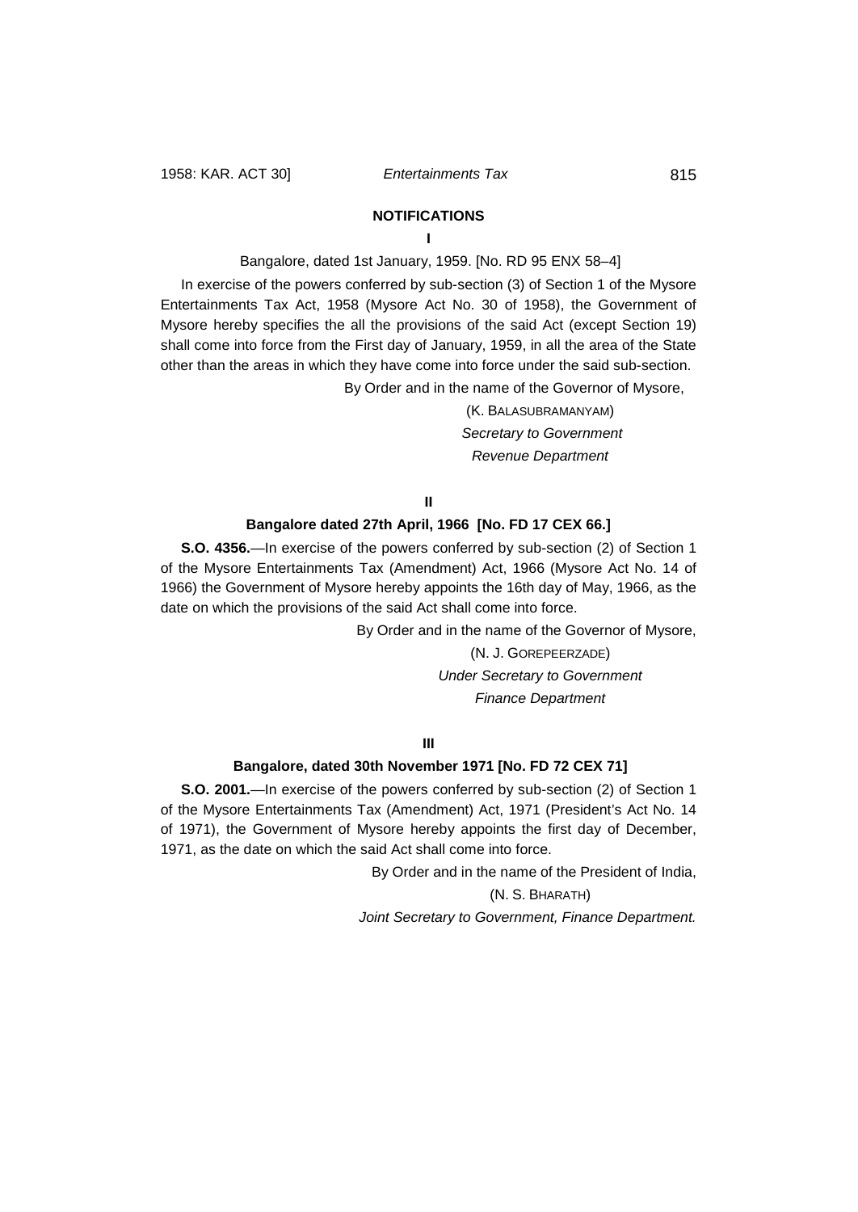## NOTIFICATIONS

### I

Bangalore, dated 1st January, 1959. [No. RD 95 ENX 58–4]

In exercise of the powers conferred by sub-section (3) of Section 1 of the Mysore Entertainments Tax Act, 1958 (Mysore Act No. 30 of 1958), the Government of Mysore hereby specifies the all the provisions of the said Act (except Section 19) shall come into force from the First day of January, 1959, in all the area of the State other than the areas in which they have come into force under the said sub-section.

By Order and in the name of the Governor of Mysore,

(K. BALASUBRAMANYAM)
*Secretary to Government*
*Revenue Department*

### II

**Bangalore dated 27th April, 1966 [No. FD 17 CEX 66.]**

**S.O. 4356.**—In exercise of the powers conferred by sub-section (2) of Section 1 of the Mysore Entertainments Tax (Amendment) Act, 1966 (Mysore Act No. 14 of 1966) the Government of Mysore hereby appoints the 16th day of May, 1966, as the date on which the provisions of the said Act shall come into force.

By Order and in the name of the Governor of Mysore,

(N. J. GOREPEERZADE)
*Under Secretary to Government*
*Finance Department*

### III

**Bangalore, dated 30th November 1971 [No. FD 72 CEX 71]**

**S.O. 2001.**—In exercise of the powers conferred by sub-section (2) of Section 1 of the Mysore Entertainments Tax (Amendment) Act, 1971 (President's Act No. 14 of 1971), the Government of Mysore hereby appoints the first day of December, 1971, as the date on which the said Act shall come into force.

By Order and in the name of the President of India,

(N. S. BHARATH)
*Joint Secretary to Government, Finance Department.*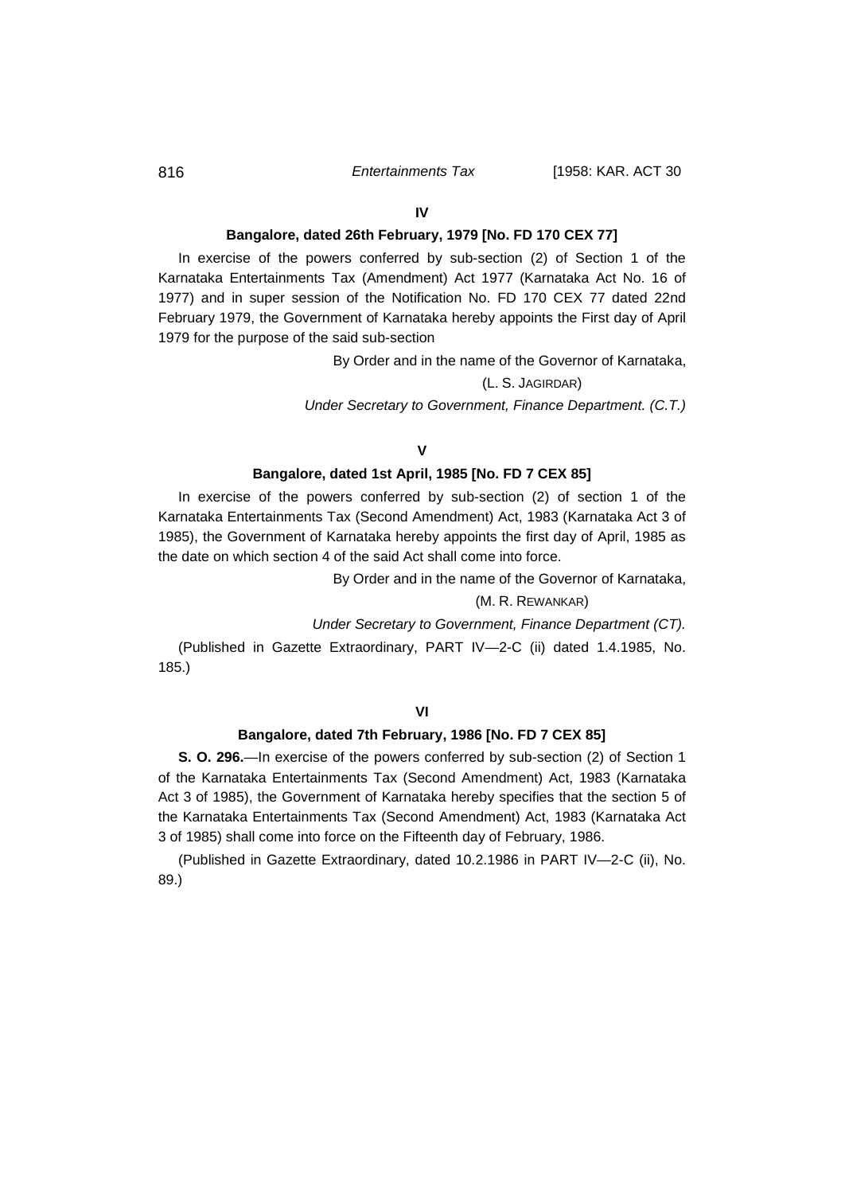**IV**

**Bangalore, dated 26th February, 1979 [No. FD 170 CEX 77]**

In exercise of the powers conferred by sub-section (2) of Section 1 of the Karnataka Entertainments Tax (Amendment) Act 1977 (Karnataka Act No. 16 of 1977) and in super session of the Notification No. FD 170 CEX 77 dated 22nd February 1979, the Government of Karnataka hereby appoints the First day of April 1979 for the purpose of the said sub-section

By Order and in the name of the Governor of Karnataka,

(L. S. JAGIRDAR)

*Under Secretary to Government, Finance Department. (C.T.)*

**V**

**Bangalore, dated 1st April, 1985 [No. FD 7 CEX 85]**

In exercise of the powers conferred by sub-section (2) of section 1 of the Karnataka Entertainments Tax (Second Amendment) Act, 1983 (Karnataka Act 3 of 1985), the Government of Karnataka hereby appoints the first day of April, 1985 as the date on which section 4 of the said Act shall come into force.

By Order and in the name of the Governor of Karnataka,

(M. R. REWANKAR)

*Under Secretary to Government, Finance Department (CT).*

(Published in Gazette Extraordinary, PART IV—2-C (ii) dated 1.4.1985, No. 185.)

**VI**

**Bangalore, dated 7th February, 1986 [No. FD 7 CEX 85]**

**S. O. 296.**—In exercise of the powers conferred by sub-section (2) of Section 1 of the Karnataka Entertainments Tax (Second Amendment) Act, 1983 (Karnataka Act 3 of 1985), the Government of Karnataka hereby specifies that the section 5 of the Karnataka Entertainments Tax (Second Amendment) Act, 1983 (Karnataka Act 3 of 1985) shall come into force on the Fifteenth day of February, 1986.

(Published in Gazette Extraordinary, dated 10.2.1986 in PART IV—2-C (ii), No. 89.)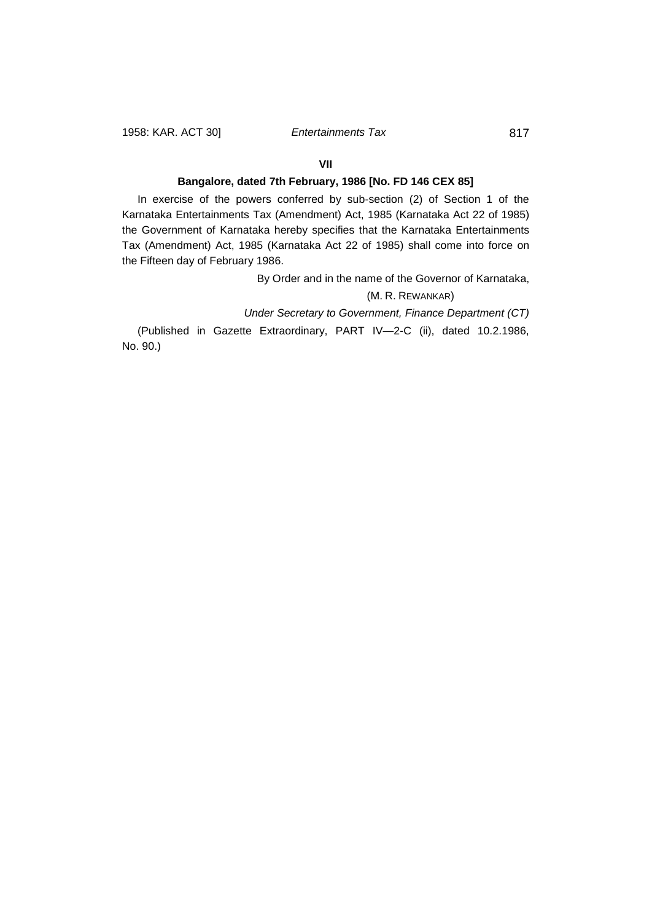**VII**

**Bangalore, dated 7th February, 1986 [No. FD 146 CEX 85]**

In exercise of the powers conferred by sub-section (2) of Section 1 of the Karnataka Entertainments Tax (Amendment) Act, 1985 (Karnataka Act 22 of 1985) the Government of Karnataka hereby specifies that the Karnataka Entertainments Tax (Amendment) Act, 1985 (Karnataka Act 22 of 1985) shall come into force on the Fifteen day of February 1986.

By Order and in the name of the Governor of Karnataka,

(M. R. REWANKAR)

*Under Secretary to Government, Finance Department (CT)*

(Published in Gazette Extraordinary, PART IV—2-C (ii), dated 10.2.1986, No. 90.)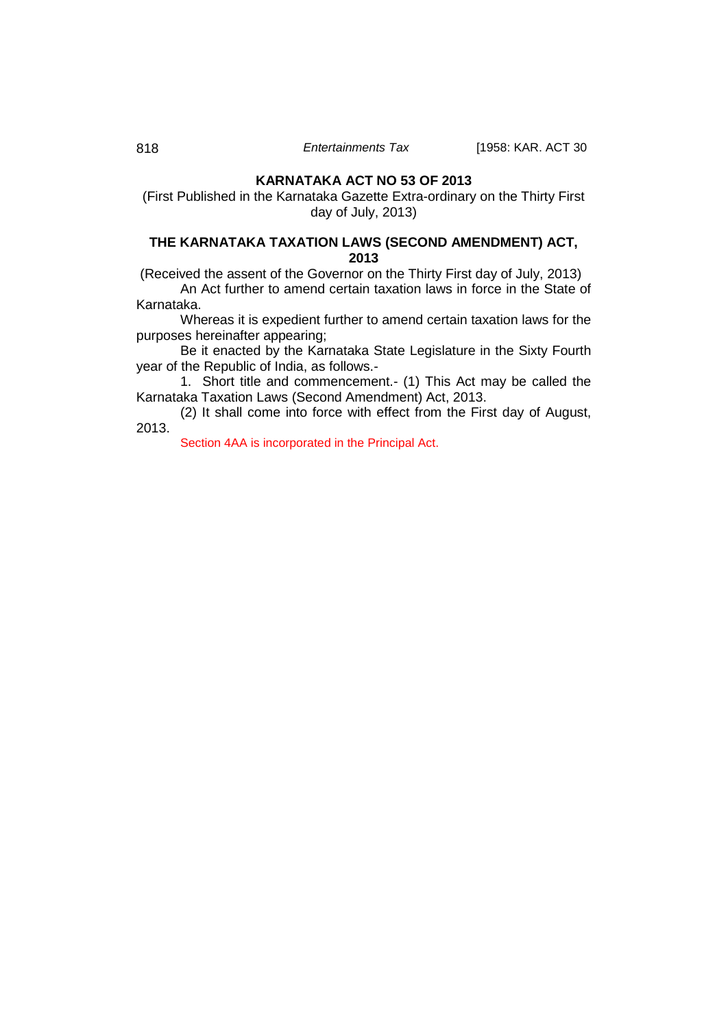## KARNATAKA ACT NO 53 OF 2013

(First Published in the Karnataka Gazette Extra-ordinary on the Thirty First day of July, 2013)

## THE KARNATAKA TAXATION LAWS (SECOND AMENDMENT) ACT, 2013

(Received the assent of the Governor on the Thirty First day of July, 2013)

An Act further to amend certain taxation laws in force in the State of Karnataka.

Whereas it is expedient further to amend certain taxation laws for the purposes hereinafter appearing;

Be it enacted by the Karnataka State Legislature in the Sixty Fourth year of the Republic of India, as follows.-

1. Short title and commencement.- (1) This Act may be called the Karnataka Taxation Laws (Second Amendment) Act, 2013.

(2) It shall come into force with effect from the First day of August, 2013.

Section 4AA is incorporated in the Principal Act.